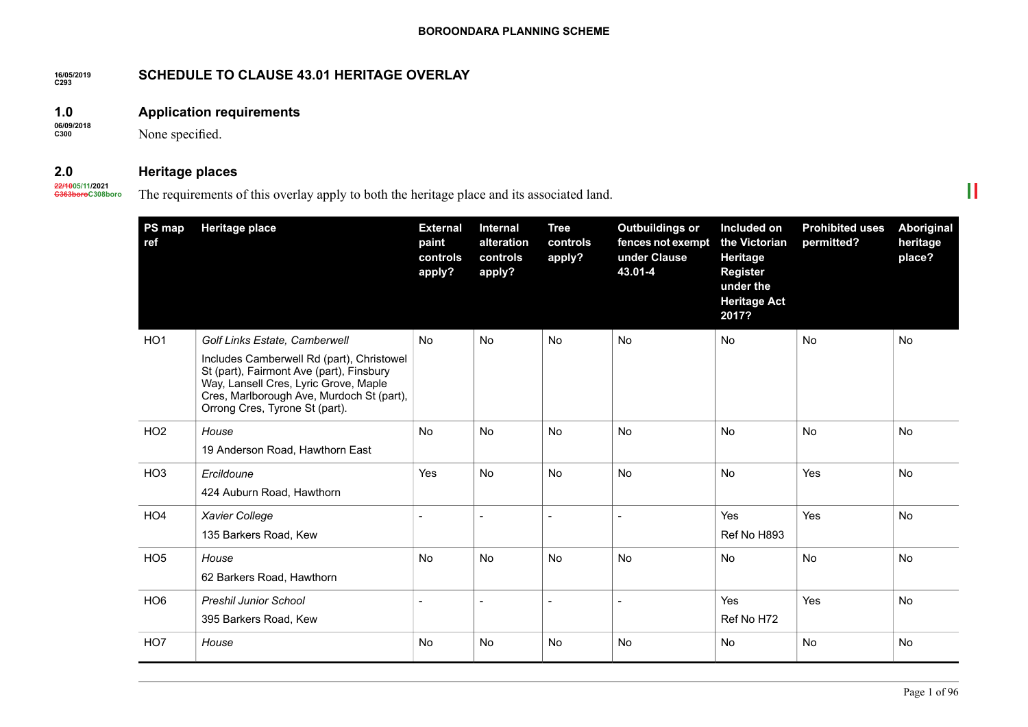BOROONDARA PLANNING SCHEME

16/05/2019
C293

## SCHEDULE TO CLAUSE 43.01 HERITAGE OVERLAY

### 1.0 Application requirements

06/09/2018
C300

None specified.

### 2.0 Heritage places

~~22/10~~05/11/2021
~~C363boro~~C308boro

The requirements of this overlay apply to both the heritage place and its associated land.

| PS map ref | Heritage place | External paint controls apply? | Internal alteration controls apply? | Tree controls apply? | Outbuildings or fences not exempt under Clause 43.01-4 | Included on the Victorian Heritage Register under the Heritage Act 2017? | Prohibited uses permitted? | Aboriginal heritage place? |
|---|---|---|---|---|---|---|---|---|
| HO1 | *Golf Links Estate, Camberwell*<br>Includes Camberwell Rd (part), Christowel St (part), Fairmont Ave (part), Finsbury Way, Lansell Cres, Lyric Grove, Maple Cres, Marlborough Ave, Murdoch St (part), Orrong Cres, Tyrone St (part). | No | No | No | No | No | No | No |
| HO2 | *House*<br>19 Anderson Road, Hawthorn East | No | No | No | No | No | No | No |
| HO3 | *Ercildoune*<br>424 Auburn Road, Hawthorn | Yes | No | No | No | No | Yes | No |
| HO4 | *Xavier College*<br>135 Barkers Road, Kew | - | - | - | - | Yes<br>Ref No H893 | Yes | No |
| HO5 | *House*<br>62 Barkers Road, Hawthorn | No | No | No | No | No | No | No |
| HO6 | *Preshil Junior School*<br>395 Barkers Road, Kew | - | - | - | - | Yes<br>Ref No H72 | Yes | No |
| HO7 | *House* | No | No | No | No | No | No | No |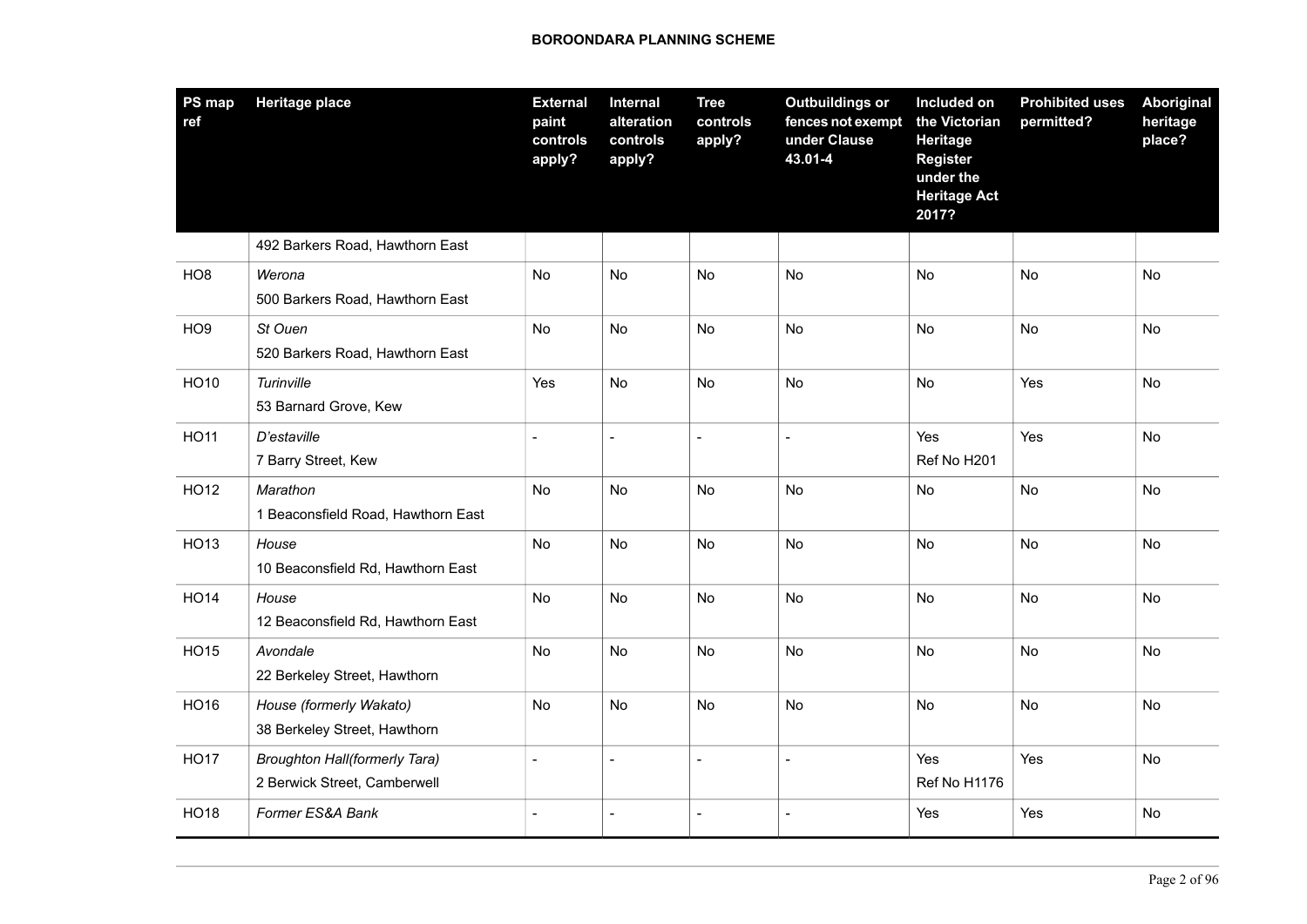| PS map ref | Heritage place | External paint controls apply? | Internal alteration controls apply? | Tree controls apply? | Outbuildings or fences not exempt under Clause 43.01-4 | Included on the Victorian Heritage Register under the Heritage Act 2017? | Prohibited uses permitted? | Aboriginal heritage place? |
|---|---|---|---|---|---|---|---|---|
| | 492 Barkers Road, Hawthorn East | | | | | | | |
| HO8 | *Werona*<br>500 Barkers Road, Hawthorn East | No | No | No | No | No | No | No |
| HO9 | *St Ouen*<br>520 Barkers Road, Hawthorn East | No | No | No | No | No | No | No |
| HO10 | *Turinville*<br>53 Barnard Grove, Kew | Yes | No | No | No | No | Yes | No |
| HO11 | *D'estaville*<br>7 Barry Street, Kew | - | - | - | - | Yes<br>Ref No H201 | Yes | No |
| HO12 | *Marathon*<br>1 Beaconsfield Road, Hawthorn East | No | No | No | No | No | No | No |
| HO13 | *House*<br>10 Beaconsfield Rd, Hawthorn East | No | No | No | No | No | No | No |
| HO14 | *House*<br>12 Beaconsfield Rd, Hawthorn East | No | No | No | No | No | No | No |
| HO15 | *Avondale*<br>22 Berkeley Street, Hawthorn | No | No | No | No | No | No | No |
| HO16 | *House (formerly Wakato)*<br>38 Berkeley Street, Hawthorn | No | No | No | No | No | No | No |
| HO17 | *Broughton Hall(formerly Tara)*<br>2 Berwick Street, Camberwell | - | - | - | - | Yes<br>Ref No H1176 | Yes | No |
| HO18 | *Former ES&A Bank* | - | - | - | - | Yes | Yes | No |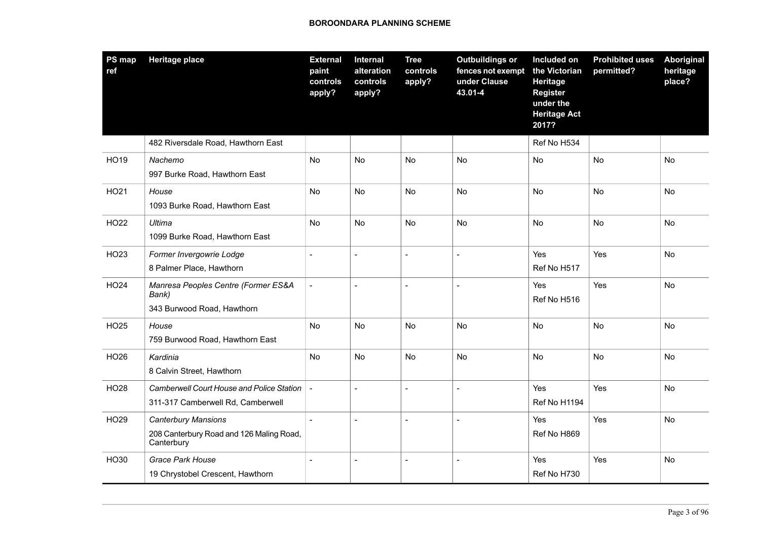| PS map ref | Heritage place | External paint controls apply? | Internal alteration controls apply? | Tree controls apply? | Outbuildings or fences not exempt under Clause 43.01-4 | Included on the Victorian Heritage Register under the Heritage Act 2017? | Prohibited uses permitted? | Aboriginal heritage place? |
|---|---|---|---|---|---|---|---|---|
| | 482 Riversdale Road, Hawthorn East | | | | | Ref No H534 | | |
| HO19 | *Nachemo*<br>997 Burke Road, Hawthorn East | No | No | No | No | No | No | No |
| HO21 | *House*<br>1093 Burke Road, Hawthorn East | No | No | No | No | No | No | No |
| HO22 | *Ultima*<br>1099 Burke Road, Hawthorn East | No | No | No | No | No | No | No |
| HO23 | *Former Invergowrie Lodge*<br>8 Palmer Place, Hawthorn | - | - | - | - | Yes<br>Ref No H517 | Yes | No |
| HO24 | *Manresa Peoples Centre (Former ES&A Bank)*<br>343 Burwood Road, Hawthorn | - | - | - | - | Yes<br>Ref No H516 | Yes | No |
| HO25 | *House*<br>759 Burwood Road, Hawthorn East | No | No | No | No | No | No | No |
| HO26 | *Kardinia*<br>8 Calvin Street, Hawthorn | No | No | No | No | No | No | No |
| HO28 | *Camberwell Court House and Police Station*<br>311-317 Camberwell Rd, Camberwell | - | - | - | - | Yes<br>Ref No H1194 | Yes | No |
| HO29 | *Canterbury Mansions*<br>208 Canterbury Road and 126 Maling Road, Canterbury | - | - | - | - | Yes<br>Ref No H869 | Yes | No |
| HO30 | *Grace Park House*<br>19 Chrystobel Crescent, Hawthorn | - | - | - | - | Yes<br>Ref No H730 | Yes | No |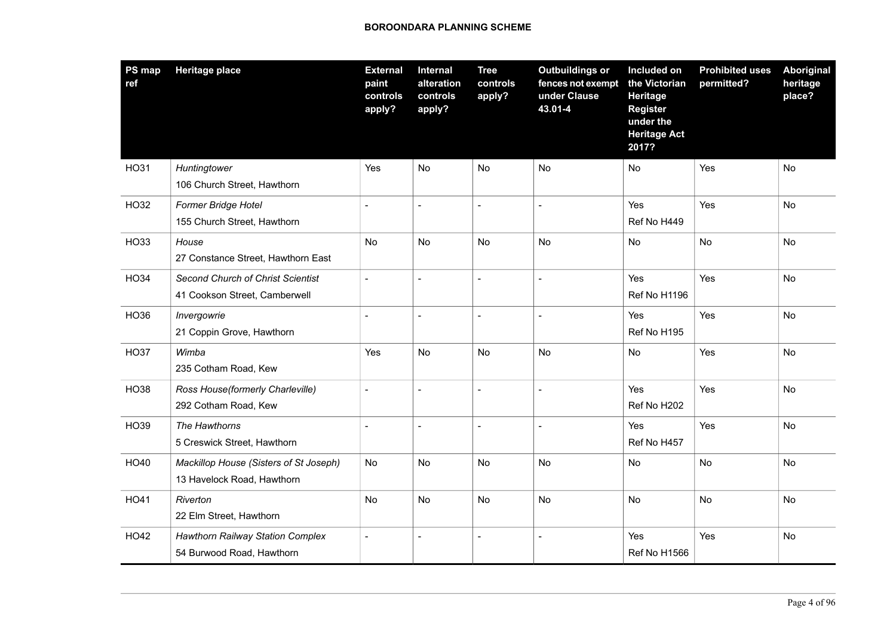| PS map ref | Heritage place | External paint controls apply? | Internal alteration controls apply? | Tree controls apply? | Outbuildings or fences not exempt under Clause 43.01-4 | Included on the Victorian Heritage Register under the Heritage Act 2017? | Prohibited uses permitted? | Aboriginal heritage place? |
|---|---|---|---|---|---|---|---|---|
| HO31 | *Huntingtower*<br>106 Church Street, Hawthorn | Yes | No | No | No | No | Yes | No |
| HO32 | *Former Bridge Hotel*<br>155 Church Street, Hawthorn | - | - | - | - | Yes<br>Ref No H449 | Yes | No |
| HO33 | *House*<br>27 Constance Street, Hawthorn East | No | No | No | No | No | No | No |
| HO34 | *Second Church of Christ Scientist*<br>41 Cookson Street, Camberwell | - | - | - | - | Yes<br>Ref No H1196 | Yes | No |
| HO36 | *Invergowrie*<br>21 Coppin Grove, Hawthorn | - | - | - | - | Yes<br>Ref No H195 | Yes | No |
| HO37 | *Wimba*<br>235 Cotham Road, Kew | Yes | No | No | No | No | Yes | No |
| HO38 | *Ross House(formerly Charleville)*<br>292 Cotham Road, Kew | - | - | - | - | Yes<br>Ref No H202 | Yes | No |
| HO39 | *The Hawthorns*<br>5 Creswick Street, Hawthorn | - | - | - | - | Yes<br>Ref No H457 | Yes | No |
| HO40 | *Mackillop House (Sisters of St Joseph)*<br>13 Havelock Road, Hawthorn | No | No | No | No | No | No | No |
| HO41 | *Riverton*<br>22 Elm Street, Hawthorn | No | No | No | No | No | No | No |
| HO42 | *Hawthorn Railway Station Complex*<br>54 Burwood Road, Hawthorn | - | - | - | - | Yes<br>Ref No H1566 | Yes | No |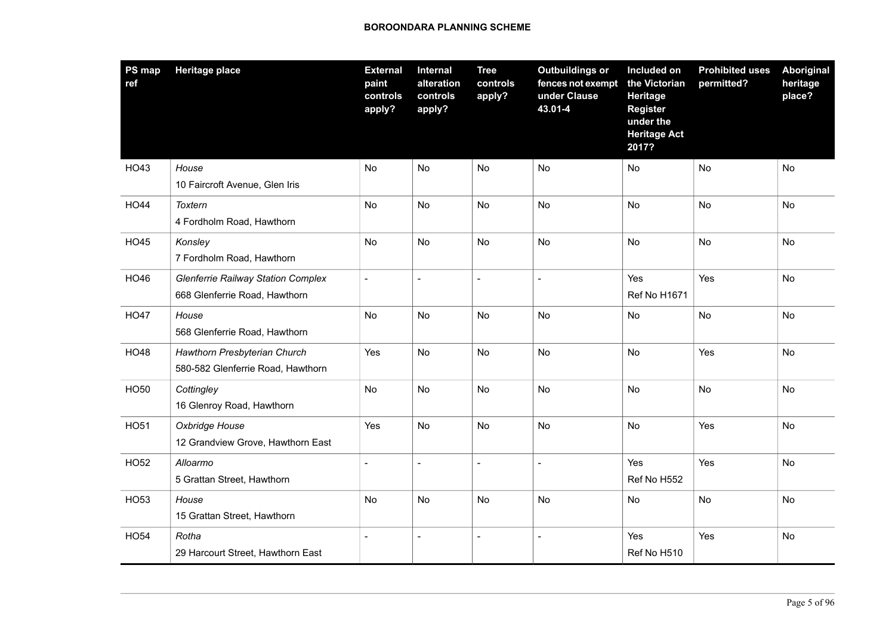| PS map ref | Heritage place | External paint controls apply? | Internal alteration controls apply? | Tree controls apply? | Outbuildings or fences not exempt under Clause 43.01-4 | Included on the Victorian Heritage Register under the Heritage Act 2017? | Prohibited uses permitted? | Aboriginal heritage place? |
|---|---|---|---|---|---|---|---|---|
| HO43 | *House*<br>10 Faircroft Avenue, Glen Iris | No | No | No | No | No | No | No |
| HO44 | *Toxtern*<br>4 Fordholm Road, Hawthorn | No | No | No | No | No | No | No |
| HO45 | *Konsley*<br>7 Fordholm Road, Hawthorn | No | No | No | No | No | No | No |
| HO46 | *Glenferrie Railway Station Complex*<br>668 Glenferrie Road, Hawthorn | - | - | - | - | Yes<br>Ref No H1671 | Yes | No |
| HO47 | *House*<br>568 Glenferrie Road, Hawthorn | No | No | No | No | No | No | No |
| HO48 | *Hawthorn Presbyterian Church*<br>580-582 Glenferrie Road, Hawthorn | Yes | No | No | No | No | Yes | No |
| HO50 | *Cottingley*<br>16 Glenroy Road, Hawthorn | No | No | No | No | No | No | No |
| HO51 | *Oxbridge House*<br>12 Grandview Grove, Hawthorn East | Yes | No | No | No | No | Yes | No |
| HO52 | *Alloarmo*<br>5 Grattan Street, Hawthorn | - | - | - | - | Yes<br>Ref No H552 | Yes | No |
| HO53 | *House*<br>15 Grattan Street, Hawthorn | No | No | No | No | No | No | No |
| HO54 | *Rotha*<br>29 Harcourt Street, Hawthorn East | - | - | - | - | Yes<br>Ref No H510 | Yes | No |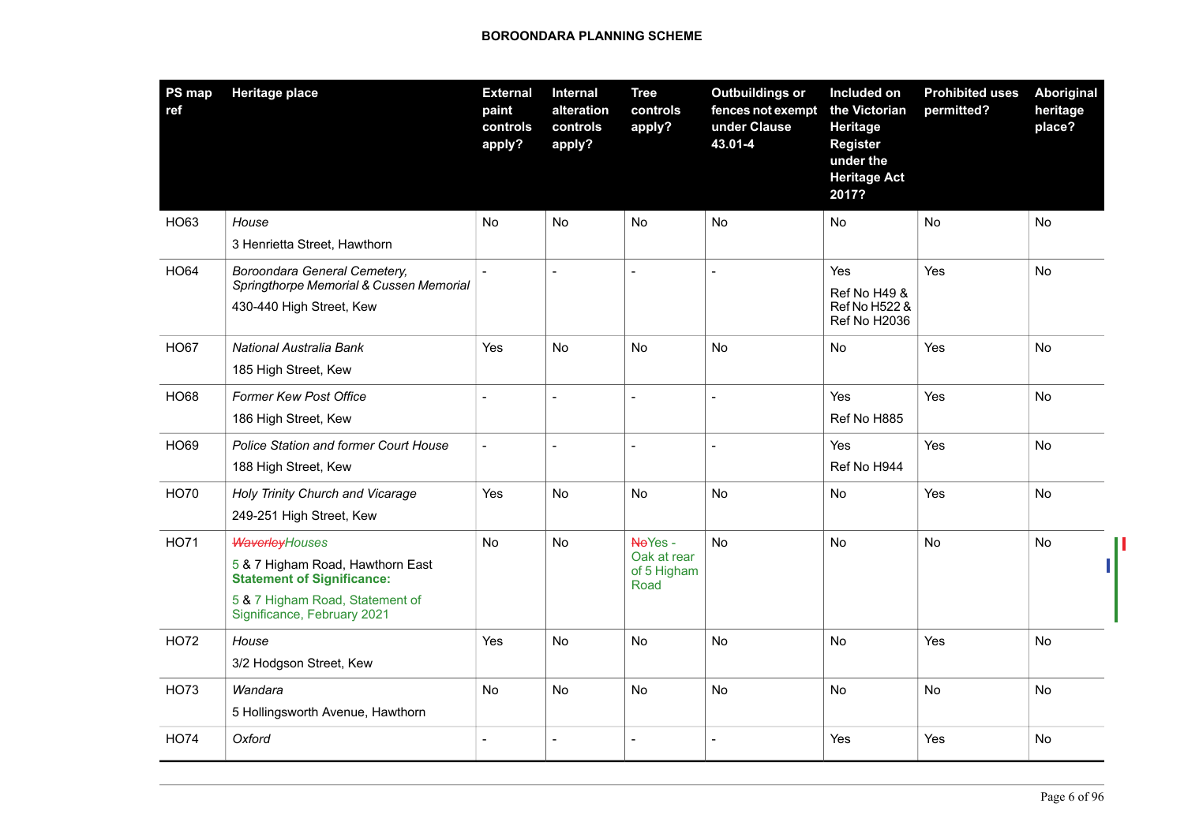| PS map ref | Heritage place | External paint controls apply? | Internal alteration controls apply? | Tree controls apply? | Outbuildings or fences not exempt under Clause 43.01-4 | Included on the Victorian Heritage Register under the Heritage Act 2017? | Prohibited uses permitted? | Aboriginal heritage place? |
|---|---|---|---|---|---|---|---|---|
| HO63 | *House*<br>3 Henrietta Street, Hawthorn | No | No | No | No | No | No | No |
| HO64 | *Boroondara General Cemetery, Springthorpe Memorial & Cussen Memorial*<br>430-440 High Street, Kew | - | - | - | - | Yes<br>Ref No H49 & Ref No H522 & Ref No H2036 | Yes | No |
| HO67 | *National Australia Bank*<br>185 High Street, Kew | Yes | No | No | No | No | Yes | No |
| HO68 | *Former Kew Post Office*<br>186 High Street, Kew | - | - | - | - | Yes<br>Ref No H885 | Yes | No |
| HO69 | *Police Station and former Court House*<br>188 High Street, Kew | - | - | - | - | Yes<br>Ref No H944 | Yes | No |
| HO70 | *Holy Trinity Church and Vicarage*<br>249-251 High Street, Kew | Yes | No | No | No | No | Yes | No |
| HO71 | ~~*Waverley*~~*Houses*<br>5 & 7 Higham Road, Hawthorn East<br>**Statement of Significance:**<br>5 & 7 Higham Road, Statement of Significance, February 2021 | No | No | ~~No~~Yes - Oak at rear of 5 Higham Road | No | No | No | No |
| HO72 | *House*<br>3/2 Hodgson Street, Kew | Yes | No | No | No | No | Yes | No |
| HO73 | *Wandara*<br>5 Hollingsworth Avenue, Hawthorn | No | No | No | No | No | No | No |
| HO74 | *Oxford* | - | - | - | - | Yes | Yes | No |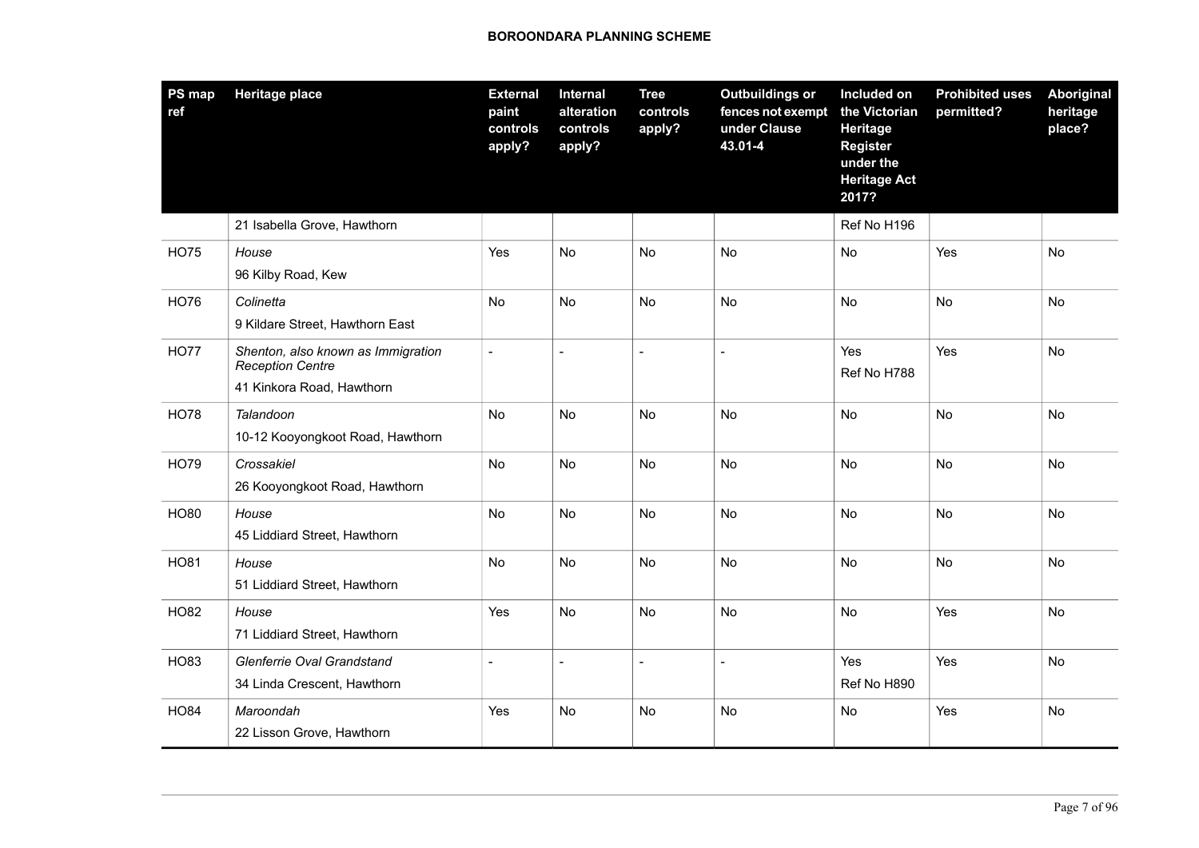| PS map ref | Heritage place | External paint controls apply? | Internal alteration controls apply? | Tree controls apply? | Outbuildings or fences not exempt under Clause 43.01-4 | Included on the Victorian Heritage Register under the Heritage Act 2017? | Prohibited uses permitted? | Aboriginal heritage place? |
|---|---|---|---|---|---|---|---|---|
| | 21 Isabella Grove, Hawthorn | | | | | Ref No H196 | | |
| HO75 | *House*<br>96 Kilby Road, Kew | Yes | No | No | No | No | Yes | No |
| HO76 | *Colinetta*<br>9 Kildare Street, Hawthorn East | No | No | No | No | No | No | No |
| HO77 | *Shenton, also known as Immigration Reception Centre*<br>41 Kinkora Road, Hawthorn | - | - | - | - | Yes<br>Ref No H788 | Yes | No |
| HO78 | *Talandoon*<br>10-12 Kooyongkoot Road, Hawthorn | No | No | No | No | No | No | No |
| HO79 | *Crossakiel*<br>26 Kooyongkoot Road, Hawthorn | No | No | No | No | No | No | No |
| HO80 | *House*<br>45 Liddiard Street, Hawthorn | No | No | No | No | No | No | No |
| HO81 | *House*<br>51 Liddiard Street, Hawthorn | No | No | No | No | No | No | No |
| HO82 | *House*<br>71 Liddiard Street, Hawthorn | Yes | No | No | No | No | Yes | No |
| HO83 | *Glenferrie Oval Grandstand*<br>34 Linda Crescent, Hawthorn | - | - | - | - | Yes<br>Ref No H890 | Yes | No |
| HO84 | *Maroondah*<br>22 Lisson Grove, Hawthorn | Yes | No | No | No | No | Yes | No |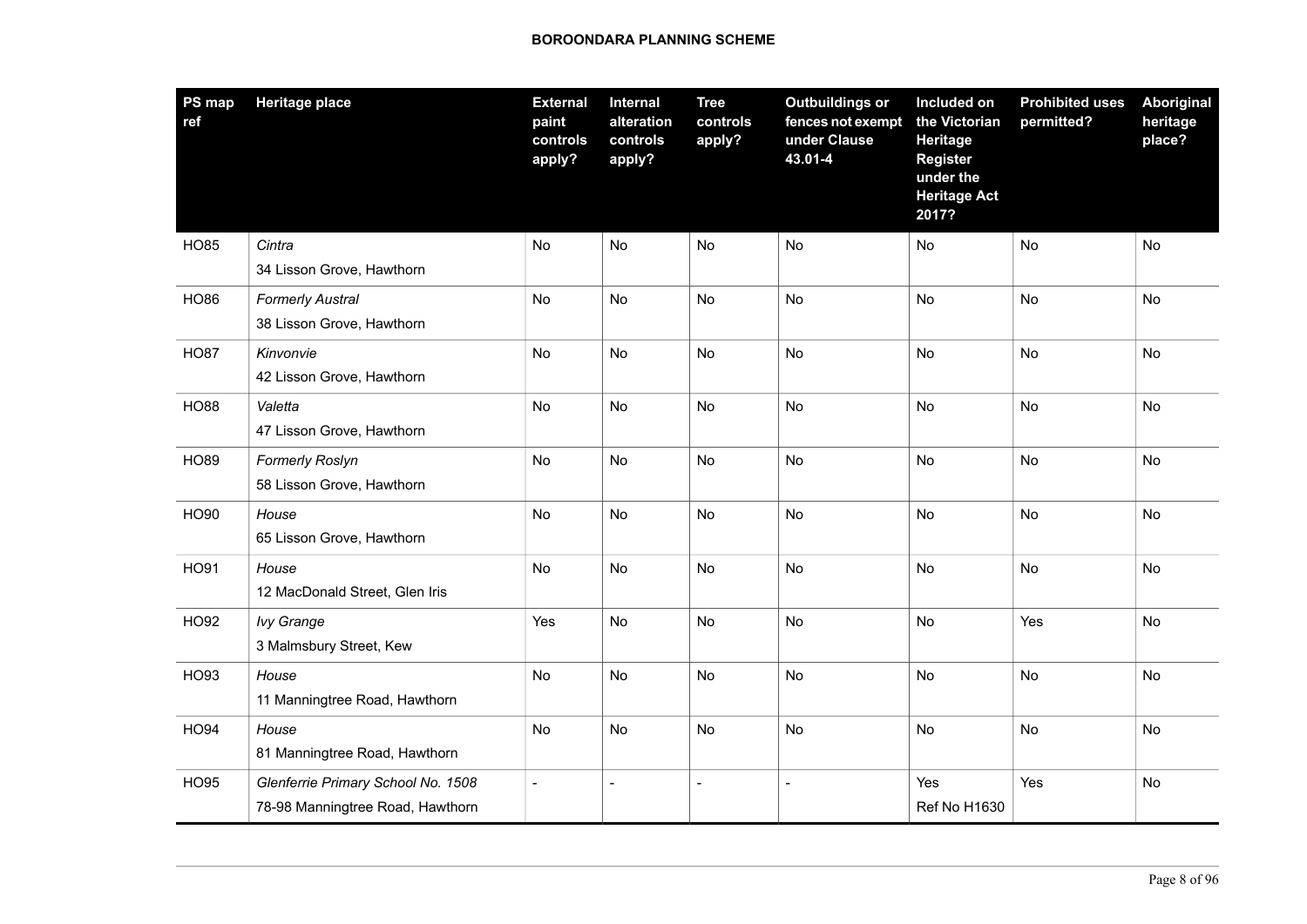| PS map ref | Heritage place | External paint controls apply? | Internal alteration controls apply? | Tree controls apply? | Outbuildings or fences not exempt under Clause 43.01-4 | Included on the Victorian Heritage Register under the Heritage Act 2017? | Prohibited uses permitted? | Aboriginal heritage place? |
|---|---|---|---|---|---|---|---|---|
| HO85 | *Cintra*<br>34 Lisson Grove, Hawthorn | No | No | No | No | No | No | No |
| HO86 | *Formerly Austral*<br>38 Lisson Grove, Hawthorn | No | No | No | No | No | No | No |
| HO87 | *Kinvonvie*<br>42 Lisson Grove, Hawthorn | No | No | No | No | No | No | No |
| HO88 | *Valetta*<br>47 Lisson Grove, Hawthorn | No | No | No | No | No | No | No |
| HO89 | *Formerly Roslyn*<br>58 Lisson Grove, Hawthorn | No | No | No | No | No | No | No |
| HO90 | *House*<br>65 Lisson Grove, Hawthorn | No | No | No | No | No | No | No |
| HO91 | *House*<br>12 MacDonald Street, Glen Iris | No | No | No | No | No | No | No |
| HO92 | *Ivy Grange*<br>3 Malmsbury Street, Kew | Yes | No | No | No | No | Yes | No |
| HO93 | *House*<br>11 Manningtree Road, Hawthorn | No | No | No | No | No | No | No |
| HO94 | *House*<br>81 Manningtree Road, Hawthorn | No | No | No | No | No | No | No |
| HO95 | *Glenferrie Primary School No. 1508*<br>78-98 Manningtree Road, Hawthorn | - | - | - | - | Yes<br>Ref No H1630 | Yes | No |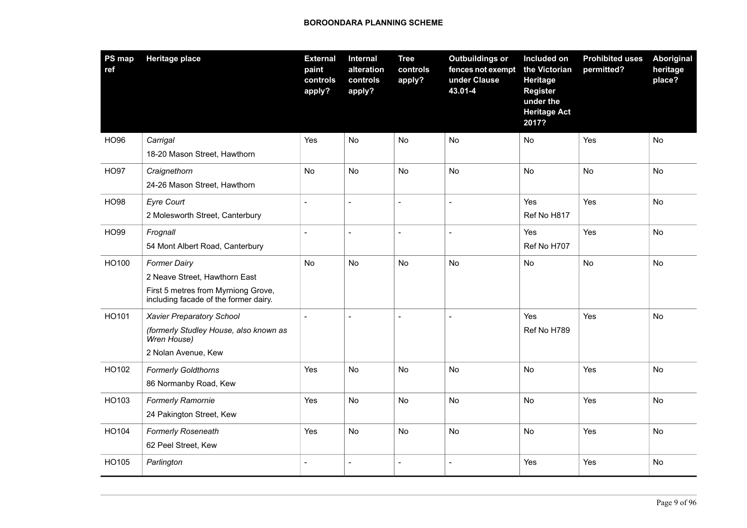| PS map ref | Heritage place | External paint controls apply? | Internal alteration controls apply? | Tree controls apply? | Outbuildings or fences not exempt under Clause 43.01-4 | Included on the Victorian Heritage Register under the Heritage Act 2017? | Prohibited uses permitted? | Aboriginal heritage place? |
|---|---|---|---|---|---|---|---|---|
| HO96 | *Carrigal*<br>18-20 Mason Street, Hawthorn | Yes | No | No | No | No | Yes | No |
| HO97 | *Craignethorn*<br>24-26 Mason Street, Hawthorn | No | No | No | No | No | No | No |
| HO98 | *Eyre Court*<br>2 Molesworth Street, Canterbury | - | - | - | - | Yes<br>Ref No H817 | Yes | No |
| HO99 | *Frognall*<br>54 Mont Albert Road, Canterbury | - | - | - | - | Yes<br>Ref No H707 | Yes | No |
| HO100 | *Former Dairy*<br>2 Neave Street, Hawthorn East<br>First 5 metres from Myrniong Grove, including facade of the former dairy. | No | No | No | No | No | No | No |
| HO101 | *Xavier Preparatory School*<br>*(formerly Studley House, also known as Wren House)*<br>2 Nolan Avenue, Kew | - | - | - | - | Yes<br>Ref No H789 | Yes | No |
| HO102 | *Formerly Goldthorns*<br>86 Normanby Road, Kew | Yes | No | No | No | No | Yes | No |
| HO103 | *Formerly Ramornie*<br>24 Pakington Street, Kew | Yes | No | No | No | No | Yes | No |
| HO104 | *Formerly Roseneath*<br>62 Peel Street, Kew | Yes | No | No | No | No | Yes | No |
| HO105 | *Parlington* | - | - | - | - | Yes | Yes | No |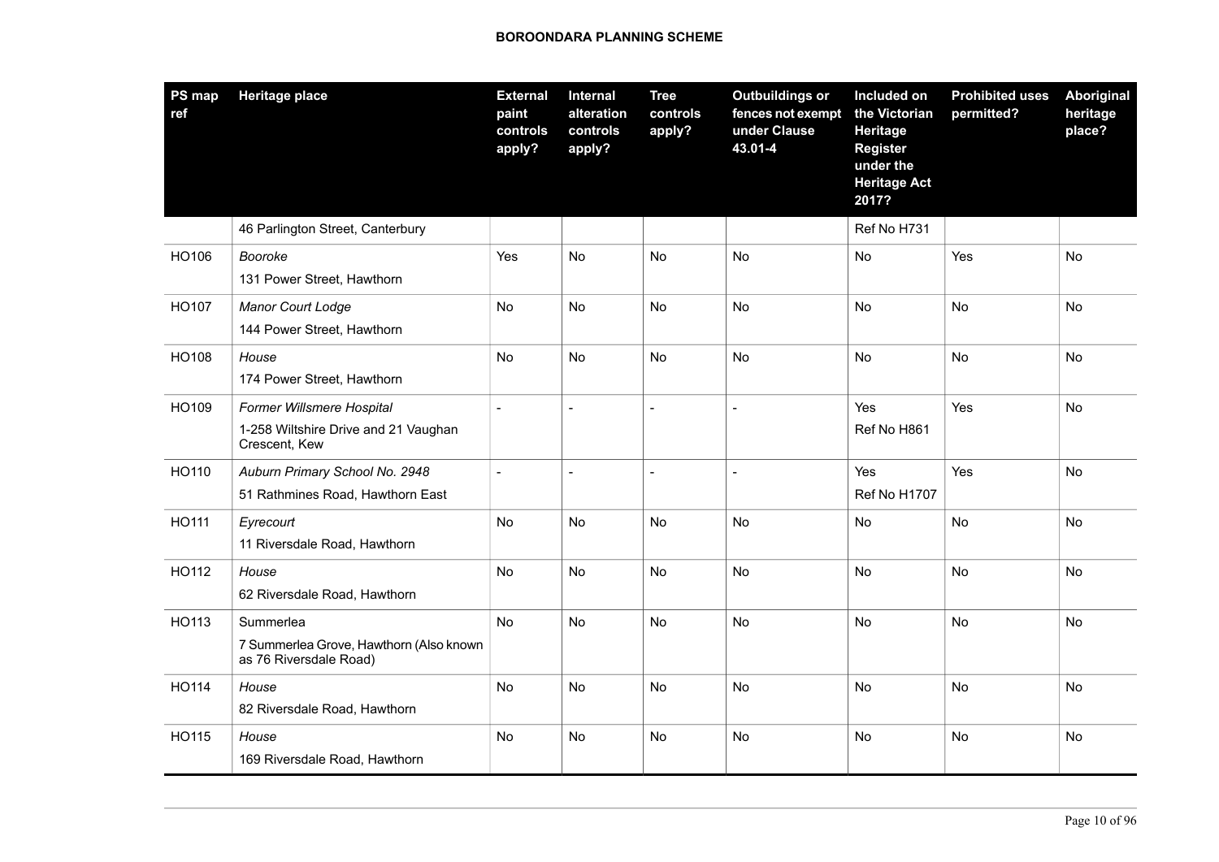| PS map ref | Heritage place | External paint controls apply? | Internal alteration controls apply? | Tree controls apply? | Outbuildings or fences not exempt under Clause 43.01-4 | Included on the Victorian Heritage Register under the Heritage Act 2017? | Prohibited uses permitted? | Aboriginal heritage place? |
|---|---|---|---|---|---|---|---|---|
| | 46 Parlington Street, Canterbury | | | | | Ref No H731 | | |
| HO106 | *Booroke*<br>131 Power Street, Hawthorn | Yes | No | No | No | No | Yes | No |
| HO107 | *Manor Court Lodge*<br>144 Power Street, Hawthorn | No | No | No | No | No | No | No |
| HO108 | *House*<br>174 Power Street, Hawthorn | No | No | No | No | No | No | No |
| HO109 | *Former Willsmere Hospital*<br>1-258 Wiltshire Drive and 21 Vaughan Crescent, Kew | - | - | - | - | Yes<br>Ref No H861 | Yes | No |
| HO110 | *Auburn Primary School No. 2948*<br>51 Rathmines Road, Hawthorn East | - | - | - | - | Yes<br>Ref No H1707 | Yes | No |
| HO111 | *Eyrecourt*<br>11 Riversdale Road, Hawthorn | No | No | No | No | No | No | No |
| HO112 | *House*<br>62 Riversdale Road, Hawthorn | No | No | No | No | No | No | No |
| HO113 | Summerlea<br>7 Summerlea Grove, Hawthorn (Also known as 76 Riversdale Road) | No | No | No | No | No | No | No |
| HO114 | *House*<br>82 Riversdale Road, Hawthorn | No | No | No | No | No | No | No |
| HO115 | *House*<br>169 Riversdale Road, Hawthorn | No | No | No | No | No | No | No |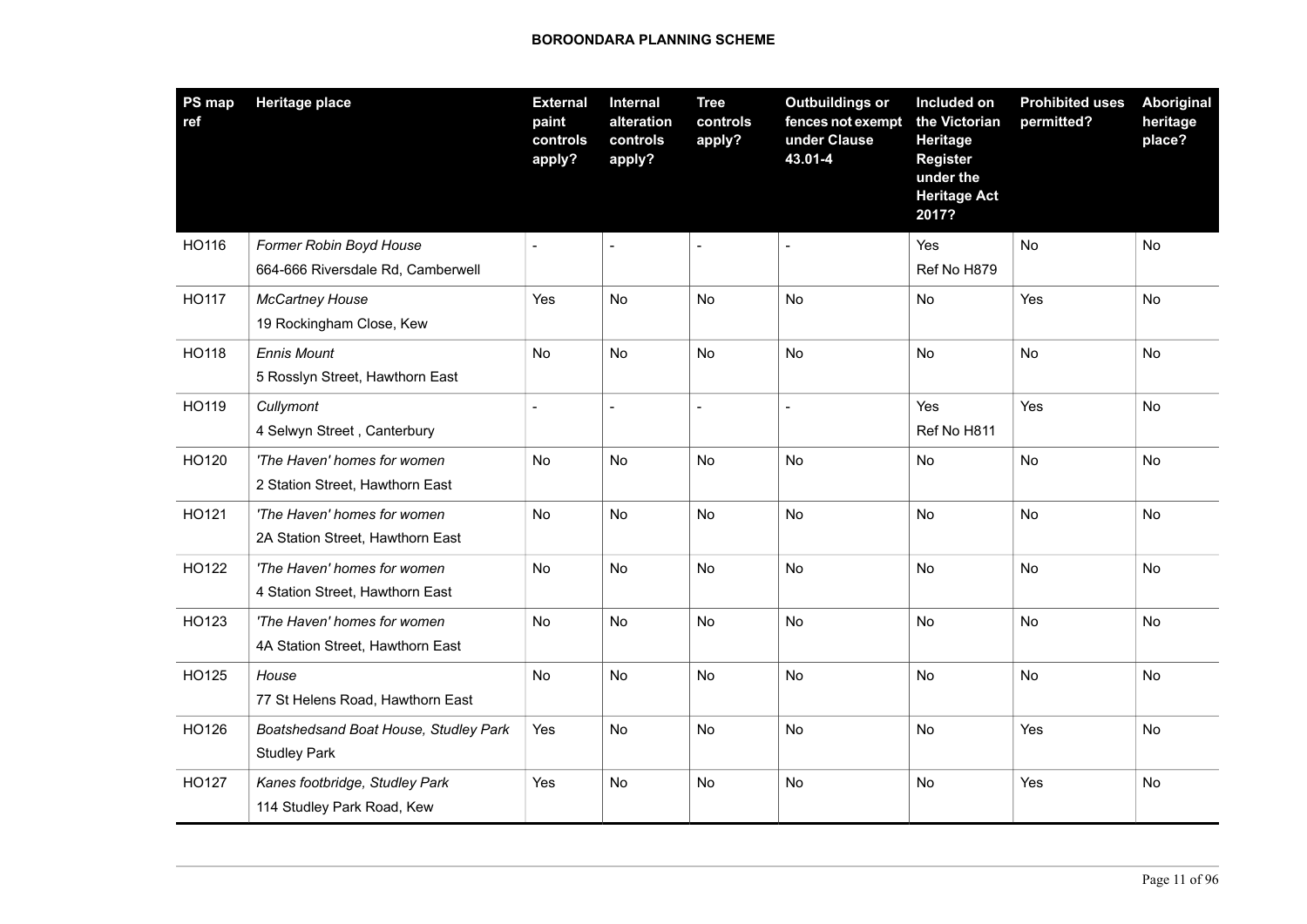| PS map ref | Heritage place | External paint controls apply? | Internal alteration controls apply? | Tree controls apply? | Outbuildings or fences not exempt under Clause 43.01-4 | Included on the Victorian Heritage Register under the Heritage Act 2017? | Prohibited uses permitted? | Aboriginal heritage place? |
|---|---|---|---|---|---|---|---|---|
| HO116 | *Former Robin Boyd House*<br>664-666 Riversdale Rd, Camberwell | - | - | - | - | Yes<br>Ref No H879 | No | No |
| HO117 | *McCartney House*<br>19 Rockingham Close, Kew | Yes | No | No | No | No | Yes | No |
| HO118 | *Ennis Mount*<br>5 Rosslyn Street, Hawthorn East | No | No | No | No | No | No | No |
| HO119 | *Cullymont*<br>4 Selwyn Street , Canterbury | - | - | - | - | Yes<br>Ref No H811 | Yes | No |
| HO120 | *'The Haven' homes for women*<br>2 Station Street, Hawthorn East | No | No | No | No | No | No | No |
| HO121 | *'The Haven' homes for women*<br>2A Station Street, Hawthorn East | No | No | No | No | No | No | No |
| HO122 | *'The Haven' homes for women*<br>4 Station Street, Hawthorn East | No | No | No | No | No | No | No |
| HO123 | *'The Haven' homes for women*<br>4A Station Street, Hawthorn East | No | No | No | No | No | No | No |
| HO125 | *House*<br>77 St Helens Road, Hawthorn East | No | No | No | No | No | No | No |
| HO126 | *Boatshedsand Boat House, Studley Park*<br>Studley Park | Yes | No | No | No | No | Yes | No |
| HO127 | *Kanes footbridge, Studley Park*<br>114 Studley Park Road, Kew | Yes | No | No | No | No | Yes | No |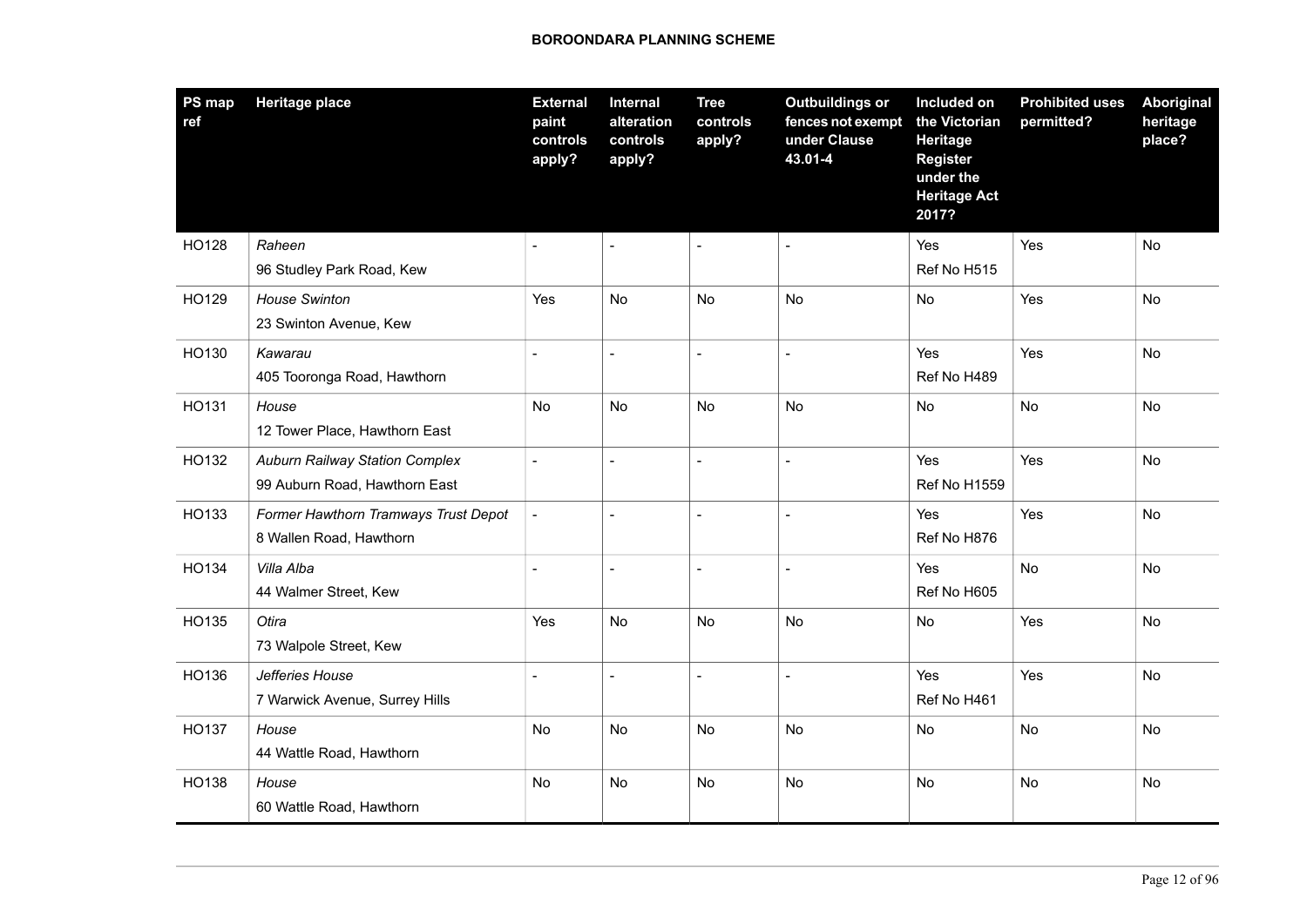| PS map ref | Heritage place | External paint controls apply? | Internal alteration controls apply? | Tree controls apply? | Outbuildings or fences not exempt under Clause 43.01-4 | Included on the Victorian Heritage Register under the Heritage Act 2017? | Prohibited uses permitted? | Aboriginal heritage place? |
|---|---|---|---|---|---|---|---|---|
| HO128 | *Raheen*<br>96 Studley Park Road, Kew | - | - | - | - | Yes<br>Ref No H515 | Yes | No |
| HO129 | *House Swinton*<br>23 Swinton Avenue, Kew | Yes | No | No | No | No | Yes | No |
| HO130 | *Kawarau*<br>405 Tooronga Road, Hawthorn | - | - | - | - | Yes<br>Ref No H489 | Yes | No |
| HO131 | *House*<br>12 Tower Place, Hawthorn East | No | No | No | No | No | No | No |
| HO132 | *Auburn Railway Station Complex*<br>99 Auburn Road, Hawthorn East | - | - | - | - | Yes<br>Ref No H1559 | Yes | No |
| HO133 | *Former Hawthorn Tramways Trust Depot*<br>8 Wallen Road, Hawthorn | - | - | - | - | Yes<br>Ref No H876 | Yes | No |
| HO134 | *Villa Alba*<br>44 Walmer Street, Kew | - | - | - | - | Yes<br>Ref No H605 | No | No |
| HO135 | *Otira*<br>73 Walpole Street, Kew | Yes | No | No | No | No | Yes | No |
| HO136 | *Jefferies House*<br>7 Warwick Avenue, Surrey Hills | - | - | - | - | Yes<br>Ref No H461 | Yes | No |
| HO137 | *House*<br>44 Wattle Road, Hawthorn | No | No | No | No | No | No | No |
| HO138 | *House*<br>60 Wattle Road, Hawthorn | No | No | No | No | No | No | No |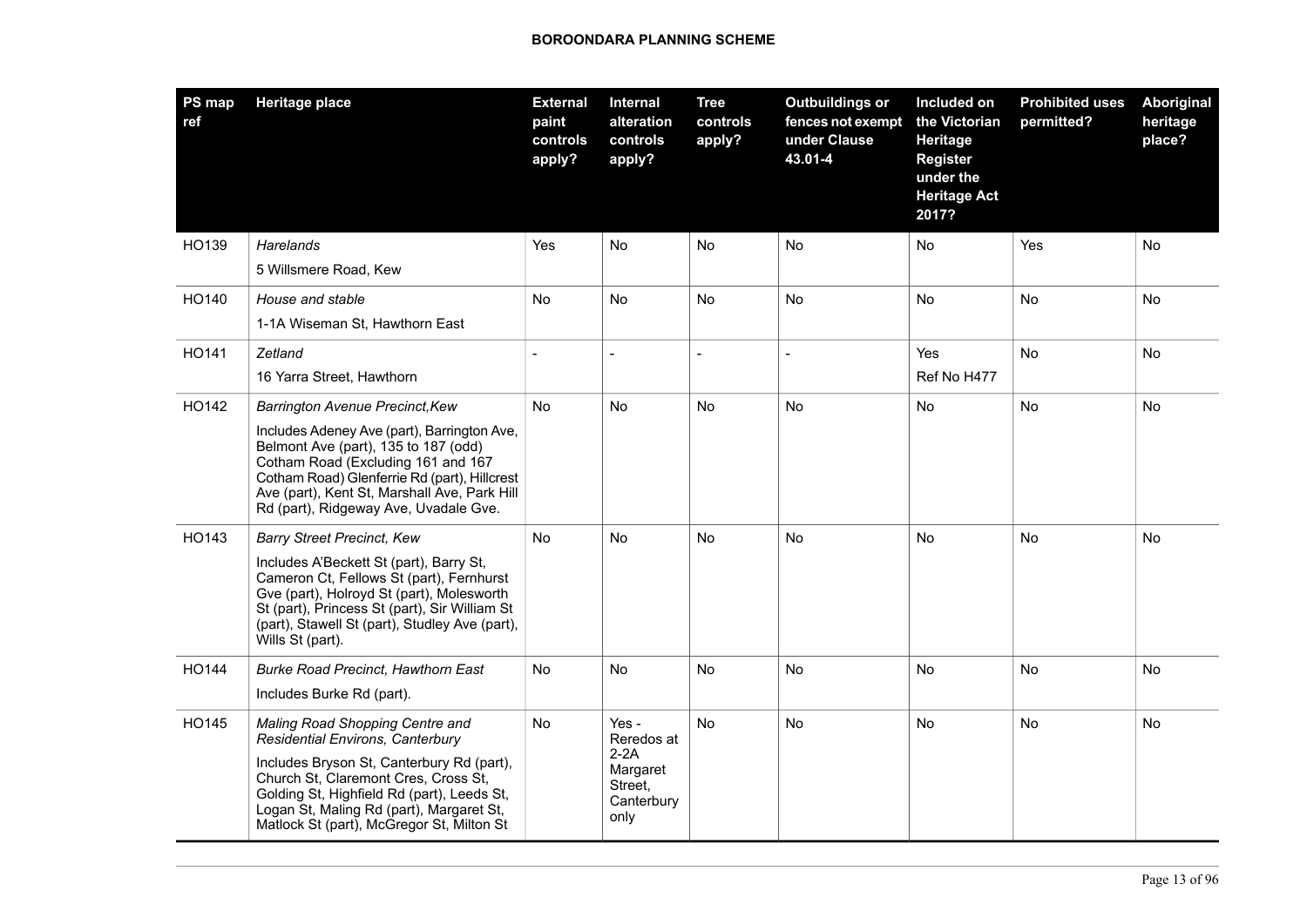| PS map ref | Heritage place | External paint controls apply? | Internal alteration controls apply? | Tree controls apply? | Outbuildings or fences not exempt under Clause 43.01-4 | Included on the Victorian Heritage Register under the Heritage Act 2017? | Prohibited uses permitted? | Aboriginal heritage place? |
|---|---|---|---|---|---|---|---|---|
| HO139 | *Harelands*<br>5 Willsmere Road, Kew | Yes | No | No | No | No | Yes | No |
| HO140 | *House and stable*<br>1-1A Wiseman St, Hawthorn East | No | No | No | No | No | No | No |
| HO141 | *Zetland*<br>16 Yarra Street, Hawthorn | - | - | - | - | Yes<br>Ref No H477 | No | No |
| HO142 | *Barrington Avenue Precinct,Kew*<br>Includes Adeney Ave (part), Barrington Ave, Belmont Ave (part), 135 to 187 (odd) Cotham Road (Excluding 161 and 167 Cotham Road) Glenferrie Rd (part), Hillcrest Ave (part), Kent St, Marshall Ave, Park Hill Rd (part), Ridgeway Ave, Uvadale Gve. | No | No | No | No | No | No | No |
| HO143 | *Barry Street Precinct, Kew*<br>Includes A'Beckett St (part), Barry St, Cameron Ct, Fellows St (part), Fernhurst Gve (part), Holroyd St (part), Molesworth St (part), Princess St (part), Sir William St (part), Stawell St (part), Studley Ave (part), Wills St (part). | No | No | No | No | No | No | No |
| HO144 | *Burke Road Precinct, Hawthorn East*<br>Includes Burke Rd (part). | No | No | No | No | No | No | No |
| HO145 | *Maling Road Shopping Centre and Residential Environs, Canterbury*<br>Includes Bryson St, Canterbury Rd (part), Church St, Claremont Cres, Cross St, Golding St, Highfield Rd (part), Leeds St, Logan St, Maling Rd (part), Margaret St, Matlock St (part), McGregor St, Milton St | No | Yes - Reredos at 2-2A Margaret Street, Canterbury only | No | No | No | No | No |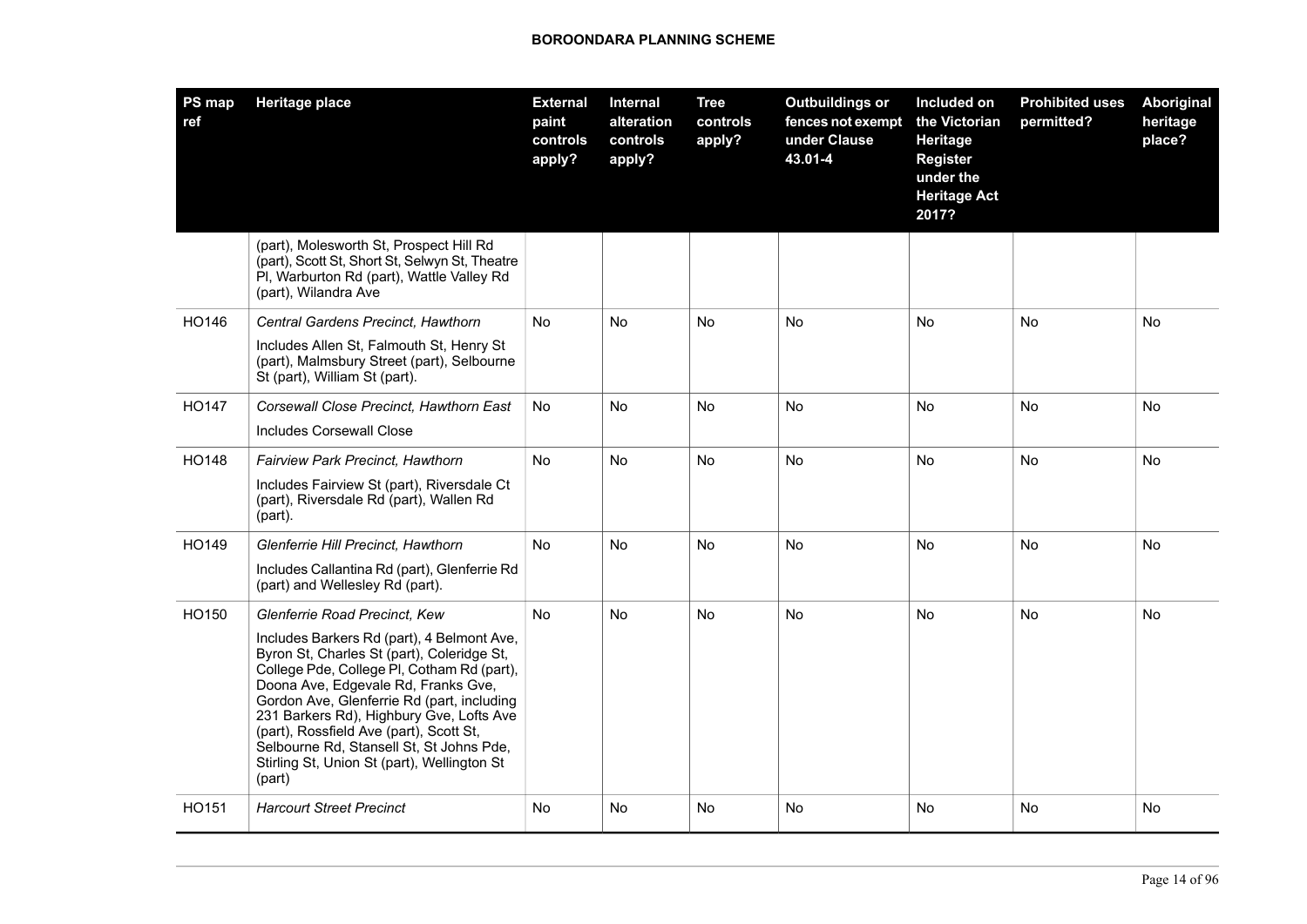| PS map ref | Heritage place | External paint controls apply? | Internal alteration controls apply? | Tree controls apply? | Outbuildings or fences not exempt under Clause 43.01-4 | Included on the Victorian Heritage Register under the Heritage Act 2017? | Prohibited uses permitted? | Aboriginal heritage place? |
|---|---|---|---|---|---|---|---|---|
| | (part), Molesworth St, Prospect Hill Rd (part), Scott St, Short St, Selwyn St, Theatre Pl, Warburton Rd (part), Wattle Valley Rd (part), Wilandra Ave | | | | | | | |
| HO146 | *Central Gardens Precinct, Hawthorn*<br>Includes Allen St, Falmouth St, Henry St (part), Malmsbury Street (part), Selbourne St (part), William St (part). | No | No | No | No | No | No | No |
| HO147 | *Corsewall Close Precinct, Hawthorn East*<br>Includes Corsewall Close | No | No | No | No | No | No | No |
| HO148 | *Fairview Park Precinct, Hawthorn*<br>Includes Fairview St (part), Riversdale Ct (part), Riversdale Rd (part), Wallen Rd (part). | No | No | No | No | No | No | No |
| HO149 | *Glenferrie Hill Precinct, Hawthorn*<br>Includes Callantina Rd (part), Glenferrie Rd (part) and Wellesley Rd (part). | No | No | No | No | No | No | No |
| HO150 | *Glenferrie Road Precinct, Kew*<br>Includes Barkers Rd (part), 4 Belmont Ave, Byron St, Charles St (part), Coleridge St, College Pde, College Pl, Cotham Rd (part), Doona Ave, Edgevale Rd, Franks Gve, Gordon Ave, Glenferrie Rd (part, including 231 Barkers Rd), Highbury Gve, Lofts Ave (part), Rossfield Ave (part), Scott St, Selbourne Rd, Stansell St, St Johns Pde, Stirling St, Union St (part), Wellington St (part) | No | No | No | No | No | No | No |
| HO151 | *Harcourt Street Precinct* | No | No | No | No | No | No | No |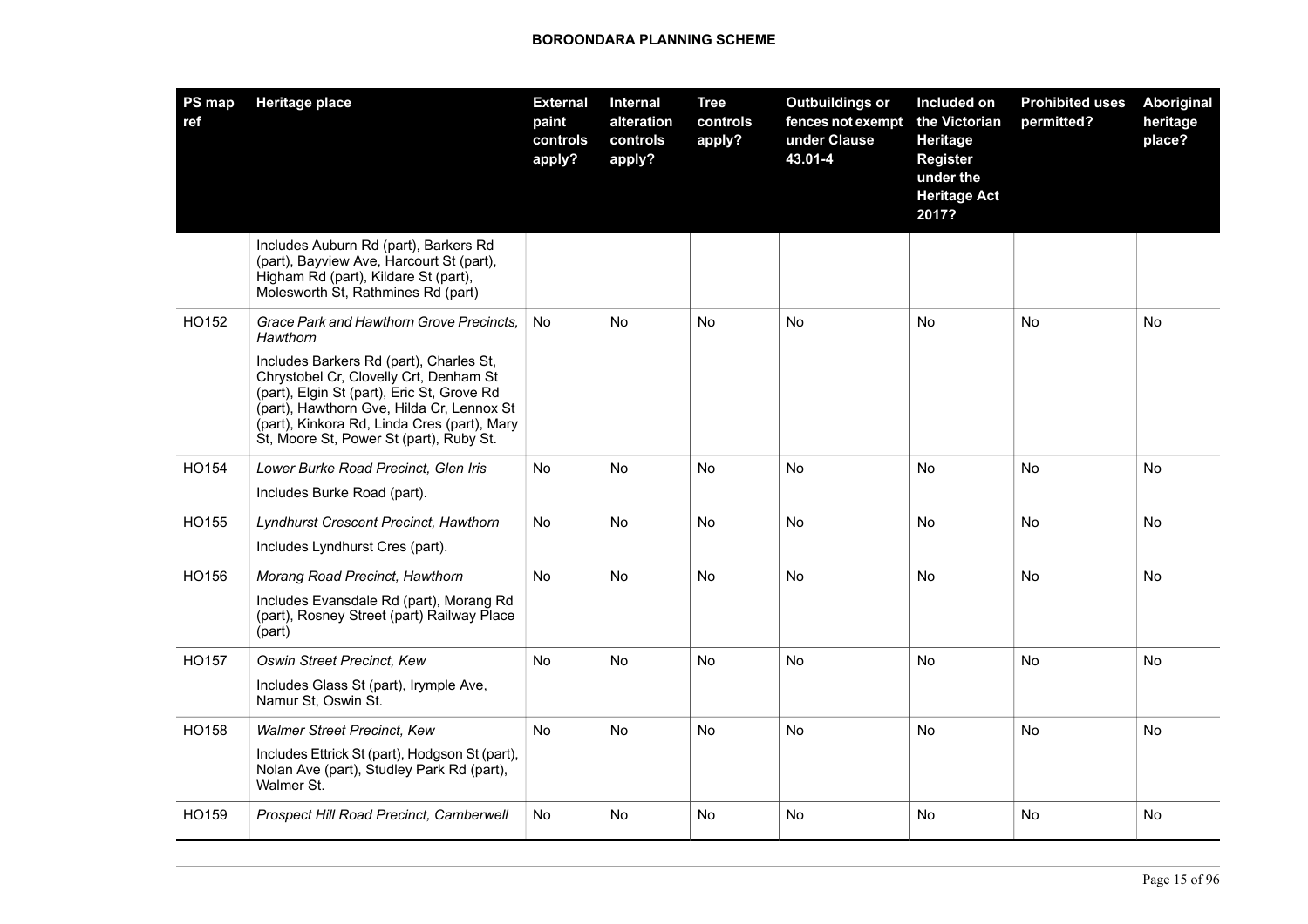| PS map ref | Heritage place | External paint controls apply? | Internal alteration controls apply? | Tree controls apply? | Outbuildings or fences not exempt under Clause 43.01-4 | Included on the Victorian Heritage Register under the Heritage Act 2017? | Prohibited uses permitted? | Aboriginal heritage place? |
|---|---|---|---|---|---|---|---|---|
| | Includes Auburn Rd (part), Barkers Rd (part), Bayview Ave, Harcourt St (part), Higham Rd (part), Kildare St (part), Molesworth St, Rathmines Rd (part) | | | | | | | |
| HO152 | *Grace Park and Hawthorn Grove Precincts, Hawthorn*<br><br>Includes Barkers Rd (part), Charles St, Chrystobel Cr, Clovelly Crt, Denham St (part), Elgin St (part), Eric St, Grove Rd (part), Hawthorn Gve, Hilda Cr, Lennox St (part), Kinkora Rd, Linda Cres (part), Mary St, Moore St, Power St (part), Ruby St. | No | No | No | No | No | No | No |
| HO154 | *Lower Burke Road Precinct, Glen Iris*<br><br>Includes Burke Road (part). | No | No | No | No | No | No | No |
| HO155 | *Lyndhurst Crescent Precinct, Hawthorn*<br><br>Includes Lyndhurst Cres (part). | No | No | No | No | No | No | No |
| HO156 | *Morang Road Precinct, Hawthorn*<br><br>Includes Evansdale Rd (part), Morang Rd (part), Rosney Street (part) Railway Place (part) | No | No | No | No | No | No | No |
| HO157 | *Oswin Street Precinct, Kew*<br><br>Includes Glass St (part), Irymple Ave, Namur St, Oswin St. | No | No | No | No | No | No | No |
| HO158 | *Walmer Street Precinct, Kew*<br><br>Includes Ettrick St (part), Hodgson St (part), Nolan Ave (part), Studley Park Rd (part), Walmer St. | No | No | No | No | No | No | No |
| HO159 | *Prospect Hill Road Precinct, Camberwell* | No | No | No | No | No | No | No |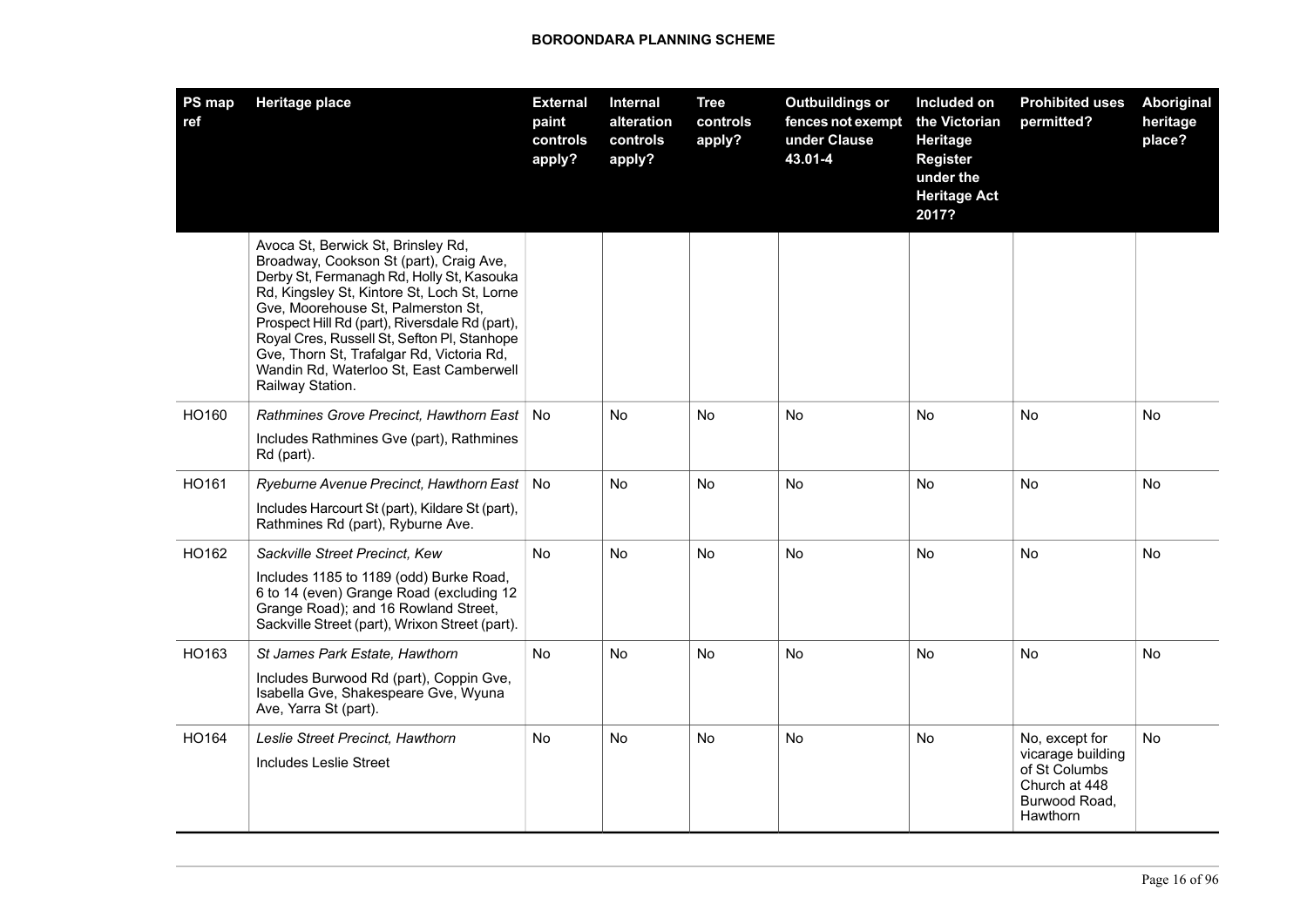| PS map ref | Heritage place | External paint controls apply? | Internal alteration controls apply? | Tree controls apply? | Outbuildings or fences not exempt under Clause 43.01-4 | Included on the Victorian Heritage Register under the Heritage Act 2017? | Prohibited uses permitted? | Aboriginal heritage place? |
|---|---|---|---|---|---|---|---|---|
| | Avoca St, Berwick St, Brinsley Rd, Broadway, Cookson St (part), Craig Ave, Derby St, Fermanagh Rd, Holly St, Kasouka Rd, Kingsley St, Kintore St, Loch St, Lorne Gve, Moorehouse St, Palmerston St, Prospect Hill Rd (part), Riversdale Rd (part), Royal Cres, Russell St, Sefton Pl, Stanhope Gve, Thorn St, Trafalgar Rd, Victoria Rd, Wandin Rd, Waterloo St, East Camberwell Railway Station. | | | | | | | |
| HO160 | *Rathmines Grove Precinct, Hawthorn East*<br>Includes Rathmines Gve (part), Rathmines Rd (part). | No | No | No | No | No | No | No |
| HO161 | *Ryeburne Avenue Precinct, Hawthorn East*<br>Includes Harcourt St (part), Kildare St (part), Rathmines Rd (part), Ryburne Ave. | No | No | No | No | No | No | No |
| HO162 | *Sackville Street Precinct, Kew*<br>Includes 1185 to 1189 (odd) Burke Road, 6 to 14 (even) Grange Road (excluding 12 Grange Road); and 16 Rowland Street, Sackville Street (part), Wrixon Street (part). | No | No | No | No | No | No | No |
| HO163 | *St James Park Estate, Hawthorn*<br>Includes Burwood Rd (part), Coppin Gve, Isabella Gve, Shakespeare Gve, Wyuna Ave, Yarra St (part). | No | No | No | No | No | No | No |
| HO164 | *Leslie Street Precinct, Hawthorn*<br>Includes Leslie Street | No | No | No | No | No | No, except for vicarage building of St Columbs Church at 448 Burwood Road, Hawthorn | No |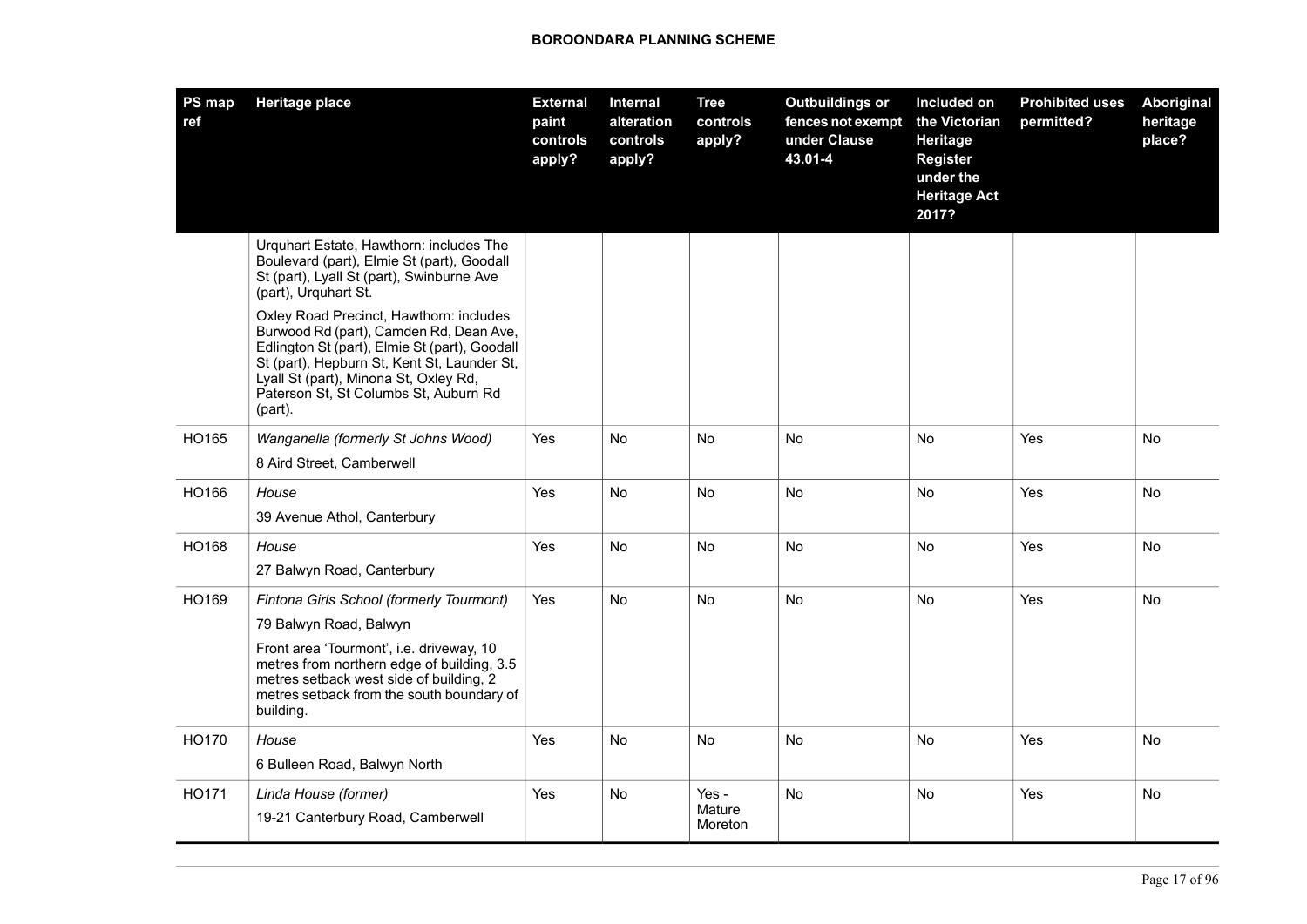| PS map ref | Heritage place | External paint controls apply? | Internal alteration controls apply? | Tree controls apply? | Outbuildings or fences not exempt under Clause 43.01-4 | Included on the Victorian Heritage Register under the Heritage Act 2017? | Prohibited uses permitted? | Aboriginal heritage place? |
|---|---|---|---|---|---|---|---|---|
| | Urquhart Estate, Hawthorn: includes The Boulevard (part), Elmie St (part), Goodall St (part), Lyall St (part), Swinburne Ave (part), Urquhart St.<br><br>Oxley Road Precinct, Hawthorn: includes Burwood Rd (part), Camden Rd, Dean Ave, Edlington St (part), Elmie St (part), Goodall St (part), Hepburn St, Kent St, Launder St, Lyall St (part), Minona St, Oxley Rd, Paterson St, St Columbs St, Auburn Rd (part). | | | | | | | |
| HO165 | *Wanganella (formerly St Johns Wood)*<br>8 Aird Street, Camberwell | Yes | No | No | No | No | Yes | No |
| HO166 | *House*<br>39 Avenue Athol, Canterbury | Yes | No | No | No | No | Yes | No |
| HO168 | *House*<br>27 Balwyn Road, Canterbury | Yes | No | No | No | No | Yes | No |
| HO169 | *Fintona Girls School (formerly Tourmont)*<br>79 Balwyn Road, Balwyn<br><br>Front area 'Tourmont', i.e. driveway, 10 metres from northern edge of building, 3.5 metres setback west side of building, 2 metres setback from the south boundary of building. | Yes | No | No | No | No | Yes | No |
| HO170 | *House*<br>6 Bulleen Road, Balwyn North | Yes | No | No | No | No | Yes | No |
| HO171 | *Linda House (former)*<br>19-21 Canterbury Road, Camberwell | Yes | No | Yes - Mature Moreton | No | No | Yes | No |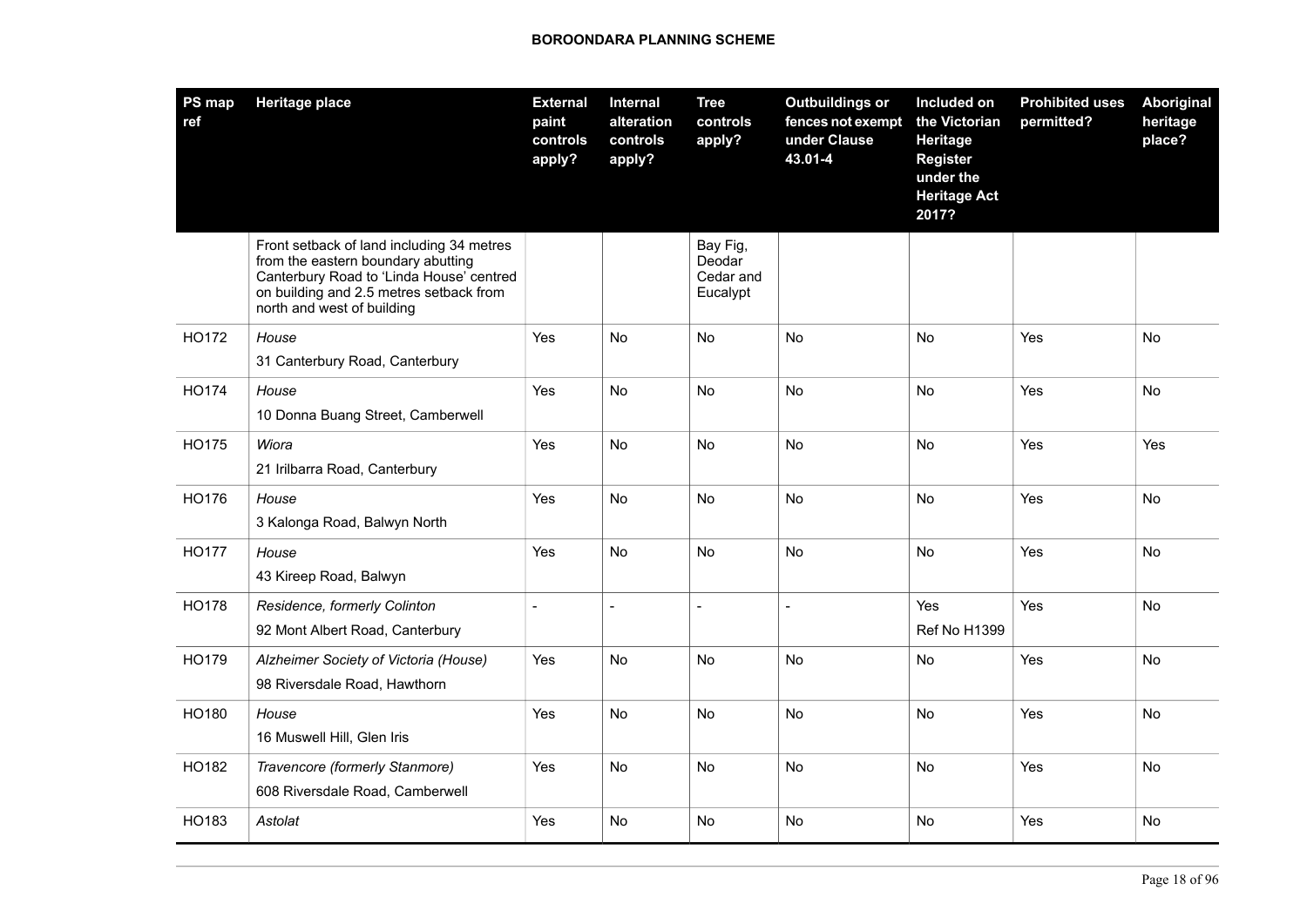| PS map ref | Heritage place | External paint controls apply? | Internal alteration controls apply? | Tree controls apply? | Outbuildings or fences not exempt under Clause 43.01-4 | Included on the Victorian Heritage Register under the Heritage Act 2017? | Prohibited uses permitted? | Aboriginal heritage place? |
|---|---|---|---|---|---|---|---|---|
| | Front setback of land including 34 metres from the eastern boundary abutting Canterbury Road to 'Linda House' centred on building and 2.5 metres setback from north and west of building | | | Bay Fig, Deodar Cedar and Eucalypt | | | | |
| HO172 | *House*<br>31 Canterbury Road, Canterbury | Yes | No | No | No | No | Yes | No |
| HO174 | *House*<br>10 Donna Buang Street, Camberwell | Yes | No | No | No | No | Yes | No |
| HO175 | *Wiora*<br>21 Irilbarra Road, Canterbury | Yes | No | No | No | No | Yes | Yes |
| HO176 | *House*<br>3 Kalonga Road, Balwyn North | Yes | No | No | No | No | Yes | No |
| HO177 | *House*<br>43 Kireep Road, Balwyn | Yes | No | No | No | No | Yes | No |
| HO178 | *Residence, formerly Colinton*<br>92 Mont Albert Road, Canterbury | - | - | - | - | Yes<br>Ref No H1399 | Yes | No |
| HO179 | *Alzheimer Society of Victoria (House)*<br>98 Riversdale Road, Hawthorn | Yes | No | No | No | No | Yes | No |
| HO180 | *House*<br>16 Muswell Hill, Glen Iris | Yes | No | No | No | No | Yes | No |
| HO182 | *Travencore (formerly Stanmore)*<br>608 Riversdale Road, Camberwell | Yes | No | No | No | No | Yes | No |
| HO183 | *Astolat* | Yes | No | No | No | No | Yes | No |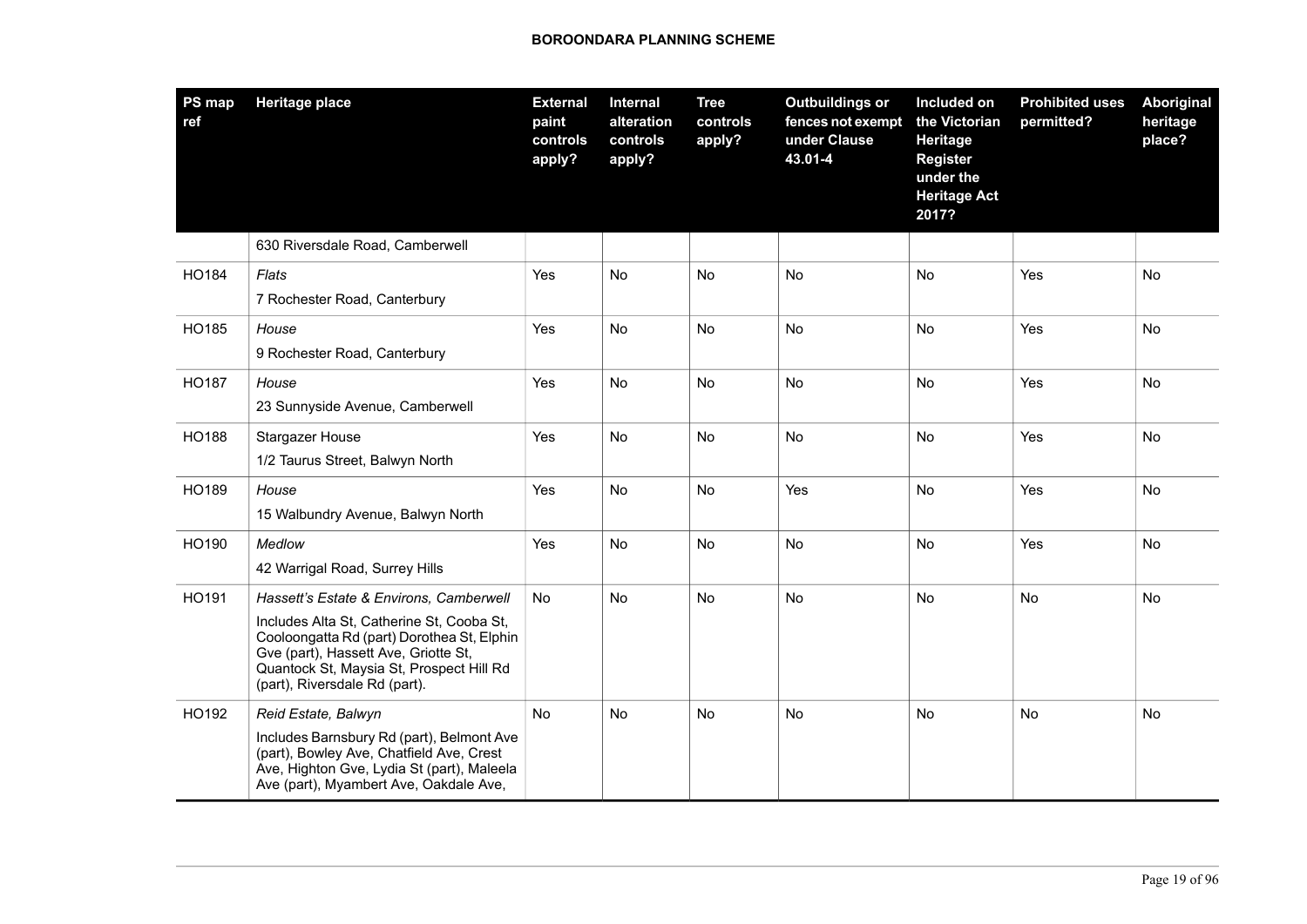| PS map ref | Heritage place | External paint controls apply? | Internal alteration controls apply? | Tree controls apply? | Outbuildings or fences not exempt under Clause 43.01-4 | Included on the Victorian Heritage Register under the Heritage Act 2017? | Prohibited uses permitted? | Aboriginal heritage place? |
|---|---|---|---|---|---|---|---|---|
| | 630 Riversdale Road, Camberwell | | | | | | | |
| HO184 | *Flats*<br>7 Rochester Road, Canterbury | Yes | No | No | No | No | Yes | No |
| HO185 | *House*<br>9 Rochester Road, Canterbury | Yes | No | No | No | No | Yes | No |
| HO187 | *House*<br>23 Sunnyside Avenue, Camberwell | Yes | No | No | No | No | Yes | No |
| HO188 | Stargazer House<br>1/2 Taurus Street, Balwyn North | Yes | No | No | No | No | Yes | No |
| HO189 | *House*<br>15 Walbundry Avenue, Balwyn North | Yes | No | No | Yes | No | Yes | No |
| HO190 | *Medlow*<br>42 Warrigal Road, Surrey Hills | Yes | No | No | No | No | Yes | No |
| HO191 | *Hassett's Estate & Environs, Camberwell*<br>Includes Alta St, Catherine St, Cooba St, Cooloongatta Rd (part) Dorothea St, Elphin Gve (part), Hassett Ave, Griotte St, Quantock St, Maysia St, Prospect Hill Rd (part), Riversdale Rd (part). | No | No | No | No | No | No | No |
| HO192 | *Reid Estate, Balwyn*<br>Includes Barnsbury Rd (part), Belmont Ave (part), Bowley Ave, Chatfield Ave, Crest Ave, Highton Gve, Lydia St (part), Maleela Ave (part), Myambert Ave, Oakdale Ave, | No | No | No | No | No | No | No |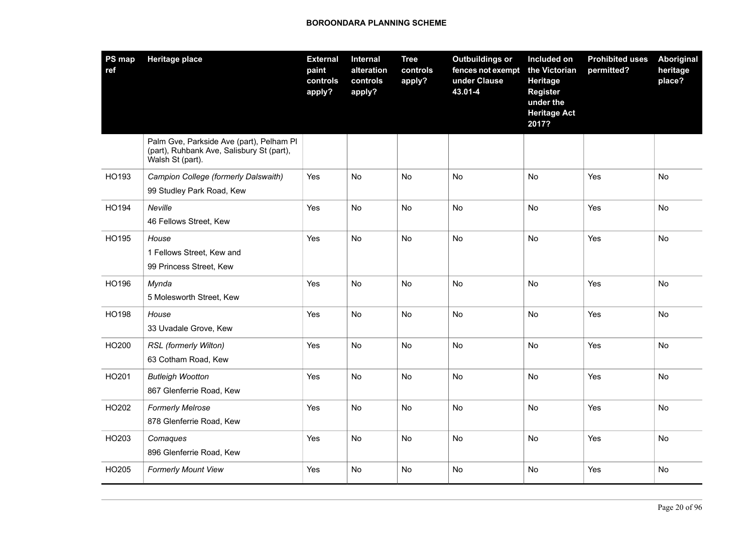| PS map ref | Heritage place | External paint controls apply? | Internal alteration controls apply? | Tree controls apply? | Outbuildings or fences not exempt under Clause 43.01-4 | Included on the Victorian Heritage Register under the Heritage Act 2017? | Prohibited uses permitted? | Aboriginal heritage place? |
|---|---|---|---|---|---|---|---|---|
| | Palm Gve, Parkside Ave (part), Pelham Pl (part), Ruhbank Ave, Salisbury St (part), Walsh St (part). | | | | | | | |
| HO193 | *Campion College (formerly Dalswaith)*<br>99 Studley Park Road, Kew | Yes | No | No | No | No | Yes | No |
| HO194 | *Neville*<br>46 Fellows Street, Kew | Yes | No | No | No | No | Yes | No |
| HO195 | *House*<br>1 Fellows Street, Kew and<br>99 Princess Street, Kew | Yes | No | No | No | No | Yes | No |
| HO196 | *Mynda*<br>5 Molesworth Street, Kew | Yes | No | No | No | No | Yes | No |
| HO198 | *House*<br>33 Uvadale Grove, Kew | Yes | No | No | No | No | Yes | No |
| HO200 | *RSL (formerly Wilton)*<br>63 Cotham Road, Kew | Yes | No | No | No | No | Yes | No |
| HO201 | *Butleigh Wootton*<br>867 Glenferrie Road, Kew | Yes | No | No | No | No | Yes | No |
| HO202 | *Formerly Melrose*<br>878 Glenferrie Road, Kew | Yes | No | No | No | No | Yes | No |
| HO203 | *Comaques*<br>896 Glenferrie Road, Kew | Yes | No | No | No | No | Yes | No |
| HO205 | *Formerly Mount View* | Yes | No | No | No | No | Yes | No |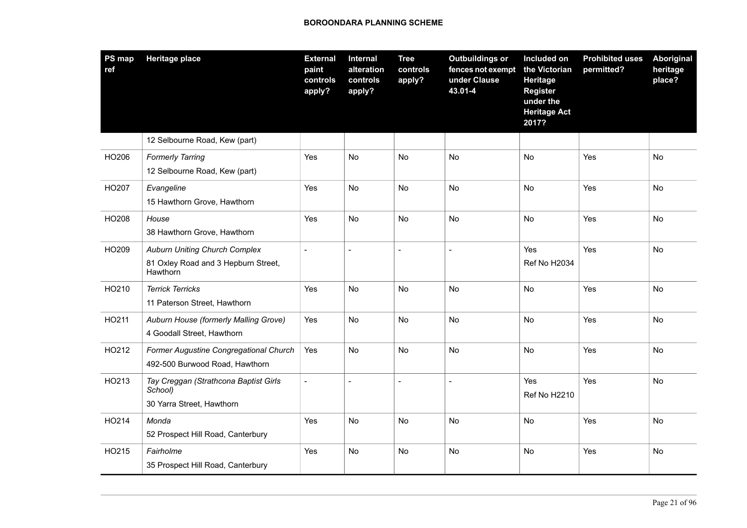| PS map ref | Heritage place | External paint controls apply? | Internal alteration controls apply? | Tree controls apply? | Outbuildings or fences not exempt under Clause 43.01-4 | Included on the Victorian Heritage Register under the Heritage Act 2017? | Prohibited uses permitted? | Aboriginal heritage place? |
|---|---|---|---|---|---|---|---|---|
| | 12 Selbourne Road, Kew (part) | | | | | | | |
| HO206 | *Formerly Tarring*<br>12 Selbourne Road, Kew (part) | Yes | No | No | No | No | Yes | No |
| HO207 | *Evangeline*<br>15 Hawthorn Grove, Hawthorn | Yes | No | No | No | No | Yes | No |
| HO208 | *House*<br>38 Hawthorn Grove, Hawthorn | Yes | No | No | No | No | Yes | No |
| HO209 | *Auburn Uniting Church Complex*<br>81 Oxley Road and 3 Hepburn Street, Hawthorn | - | - | - | - | Yes<br>Ref No H2034 | Yes | No |
| HO210 | *Terrick Terricks*<br>11 Paterson Street, Hawthorn | Yes | No | No | No | No | Yes | No |
| HO211 | *Auburn House (formerly Malling Grove)*<br>4 Goodall Street, Hawthorn | Yes | No | No | No | No | Yes | No |
| HO212 | *Former Augustine Congregational Church*<br>492-500 Burwood Road, Hawthorn | Yes | No | No | No | No | Yes | No |
| HO213 | *Tay Creggan (Strathcona Baptist Girls School)*<br>30 Yarra Street, Hawthorn | - | - | - | - | Yes<br>Ref No H2210 | Yes | No |
| HO214 | *Monda*<br>52 Prospect Hill Road, Canterbury | Yes | No | No | No | No | Yes | No |
| HO215 | *Fairholme*<br>35 Prospect Hill Road, Canterbury | Yes | No | No | No | No | Yes | No |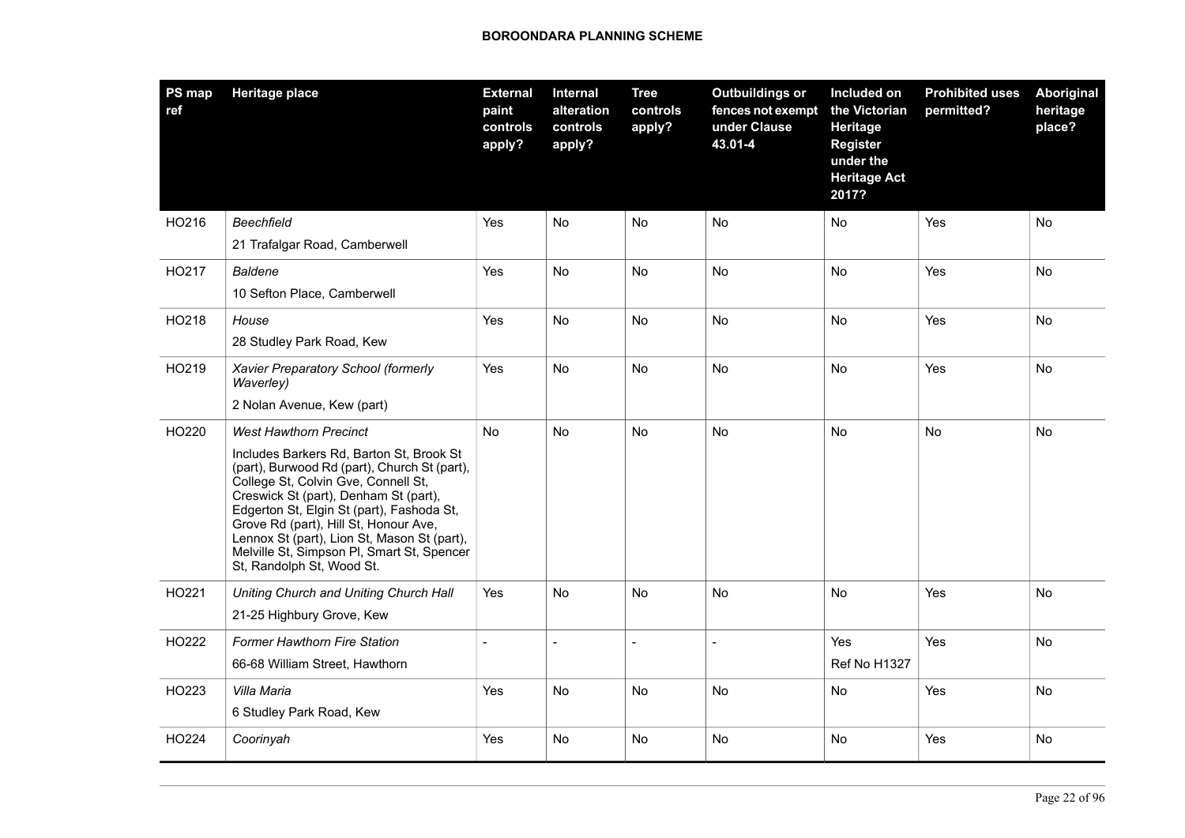| PS map ref | Heritage place | External paint controls apply? | Internal alteration controls apply? | Tree controls apply? | Outbuildings or fences not exempt under Clause 43.01-4 | Included on the Victorian Heritage Register under the Heritage Act 2017? | Prohibited uses permitted? | Aboriginal heritage place? |
|---|---|---|---|---|---|---|---|---|
| HO216 | *Beechfield*<br>21 Trafalgar Road, Camberwell | Yes | No | No | No | No | Yes | No |
| HO217 | *Baldene*<br>10 Sefton Place, Camberwell | Yes | No | No | No | No | Yes | No |
| HO218 | *House*<br>28 Studley Park Road, Kew | Yes | No | No | No | No | Yes | No |
| HO219 | *Xavier Preparatory School (formerly Waverley)*<br>2 Nolan Avenue, Kew (part) | Yes | No | No | No | No | Yes | No |
| HO220 | *West Hawthorn Precinct*<br>Includes Barkers Rd, Barton St, Brook St (part), Burwood Rd (part), Church St (part), College St, Colvin Gve, Connell St, Creswick St (part), Denham St (part), Edgerton St, Elgin St (part), Fashoda St, Grove Rd (part), Hill St, Honour Ave, Lennox St (part), Lion St, Mason St (part), Melville St, Simpson Pl, Smart St, Spencer St, Randolph St, Wood St. | No | No | No | No | No | No | No |
| HO221 | *Uniting Church and Uniting Church Hall*<br>21-25 Highbury Grove, Kew | Yes | No | No | No | No | Yes | No |
| HO222 | *Former Hawthorn Fire Station*<br>66-68 William Street, Hawthorn | - | - | - | - | Yes<br>Ref No H1327 | Yes | No |
| HO223 | *Villa Maria*<br>6 Studley Park Road, Kew | Yes | No | No | No | No | Yes | No |
| HO224 | *Coorinyah* | Yes | No | No | No | No | Yes | No |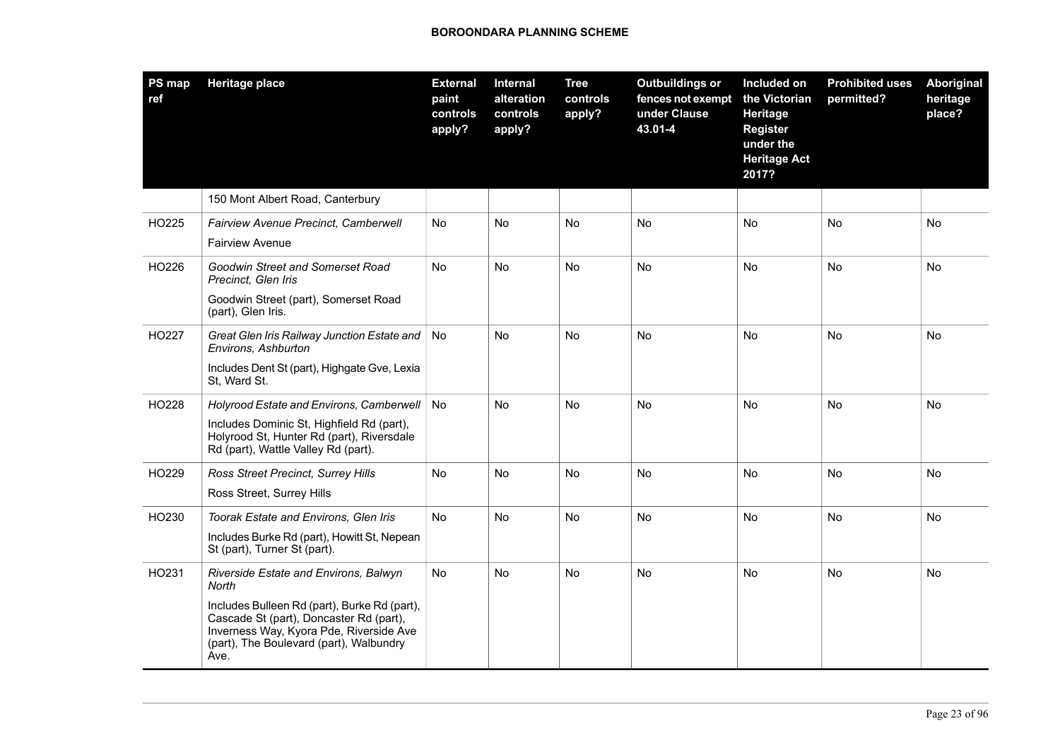**BOROONDARA PLANNING SCHEME**

| PS map ref | Heritage place | External paint controls apply? | Internal alteration controls apply? | Tree controls apply? | Outbuildings or fences not exempt under Clause 43.01-4 | Included on the Victorian Heritage Register under the Heritage Act 2017? | Prohibited uses permitted? | Aboriginal heritage place? |
|---|---|---|---|---|---|---|---|---|
| | 150 Mont Albert Road, Canterbury | | | | | | | |
| HO225 | *Fairview Avenue Precinct, Camberwell*<br>Fairview Avenue | No | No | No | No | No | No | No |
| HO226 | *Goodwin Street and Somerset Road Precinct, Glen Iris*<br>Goodwin Street (part), Somerset Road (part), Glen Iris. | No | No | No | No | No | No | No |
| HO227 | *Great Glen Iris Railway Junction Estate and Environs, Ashburton*<br>Includes Dent St (part), Highgate Gve, Lexia St, Ward St. | No | No | No | No | No | No | No |
| HO228 | *Holyrood Estate and Environs, Camberwell*<br>Includes Dominic St, Highfield Rd (part), Holyrood St, Hunter Rd (part), Riversdale Rd (part), Wattle Valley Rd (part). | No | No | No | No | No | No | No |
| HO229 | *Ross Street Precinct, Surrey Hills*<br>Ross Street, Surrey Hills | No | No | No | No | No | No | No |
| HO230 | *Toorak Estate and Environs, Glen Iris*<br>Includes Burke Rd (part), Howitt St, Nepean St (part), Turner St (part). | No | No | No | No | No | No | No |
| HO231 | *Riverside Estate and Environs, Balwyn North*<br>Includes Bulleen Rd (part), Burke Rd (part), Cascade St (part), Doncaster Rd (part), Inverness Way, Kyora Pde, Riverside Ave (part), The Boulevard (part), Walbundry Ave. | No | No | No | No | No | No | No |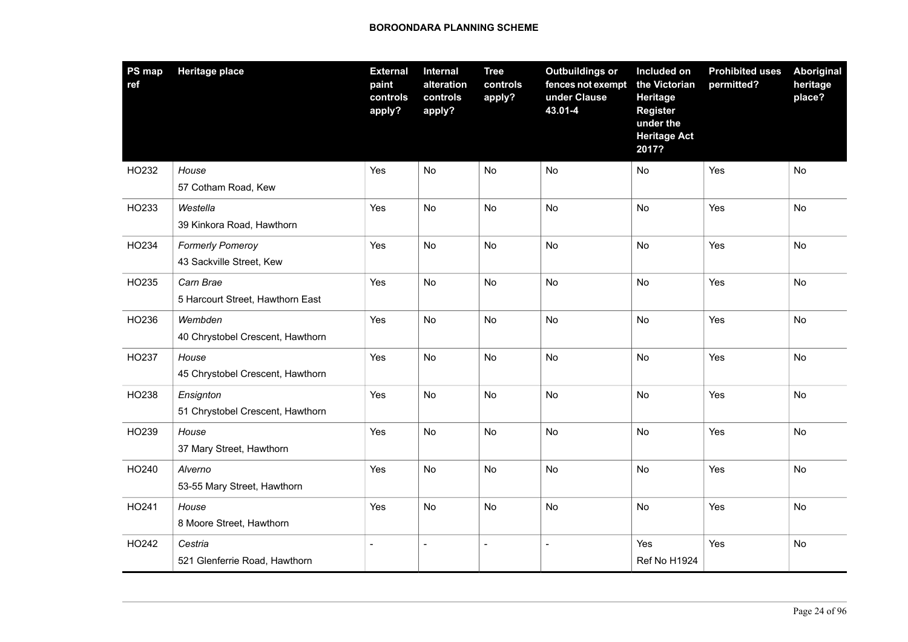| PS map ref | Heritage place | External paint controls apply? | Internal alteration controls apply? | Tree controls apply? | Outbuildings or fences not exempt under Clause 43.01-4 | Included on the Victorian Heritage Register under the Heritage Act 2017? | Prohibited uses permitted? | Aboriginal heritage place? |
|---|---|---|---|---|---|---|---|---|
| HO232 | *House*<br>57 Cotham Road, Kew | Yes | No | No | No | No | Yes | No |
| HO233 | *Westella*<br>39 Kinkora Road, Hawthorn | Yes | No | No | No | No | Yes | No |
| HO234 | *Formerly Pomeroy*<br>43 Sackville Street, Kew | Yes | No | No | No | No | Yes | No |
| HO235 | *Carn Brae*<br>5 Harcourt Street, Hawthorn East | Yes | No | No | No | No | Yes | No |
| HO236 | *Wembden*<br>40 Chrystobel Crescent, Hawthorn | Yes | No | No | No | No | Yes | No |
| HO237 | *House*<br>45 Chrystobel Crescent, Hawthorn | Yes | No | No | No | No | Yes | No |
| HO238 | *Ensignton*<br>51 Chrystobel Crescent, Hawthorn | Yes | No | No | No | No | Yes | No |
| HO239 | *House*<br>37 Mary Street, Hawthorn | Yes | No | No | No | No | Yes | No |
| HO240 | *Alverno*<br>53-55 Mary Street, Hawthorn | Yes | No | No | No | No | Yes | No |
| HO241 | *House*<br>8 Moore Street, Hawthorn | Yes | No | No | No | No | Yes | No |
| HO242 | *Cestria*<br>521 Glenferrie Road, Hawthorn | - | - | - | - | Yes<br>Ref No H1924 | Yes | No |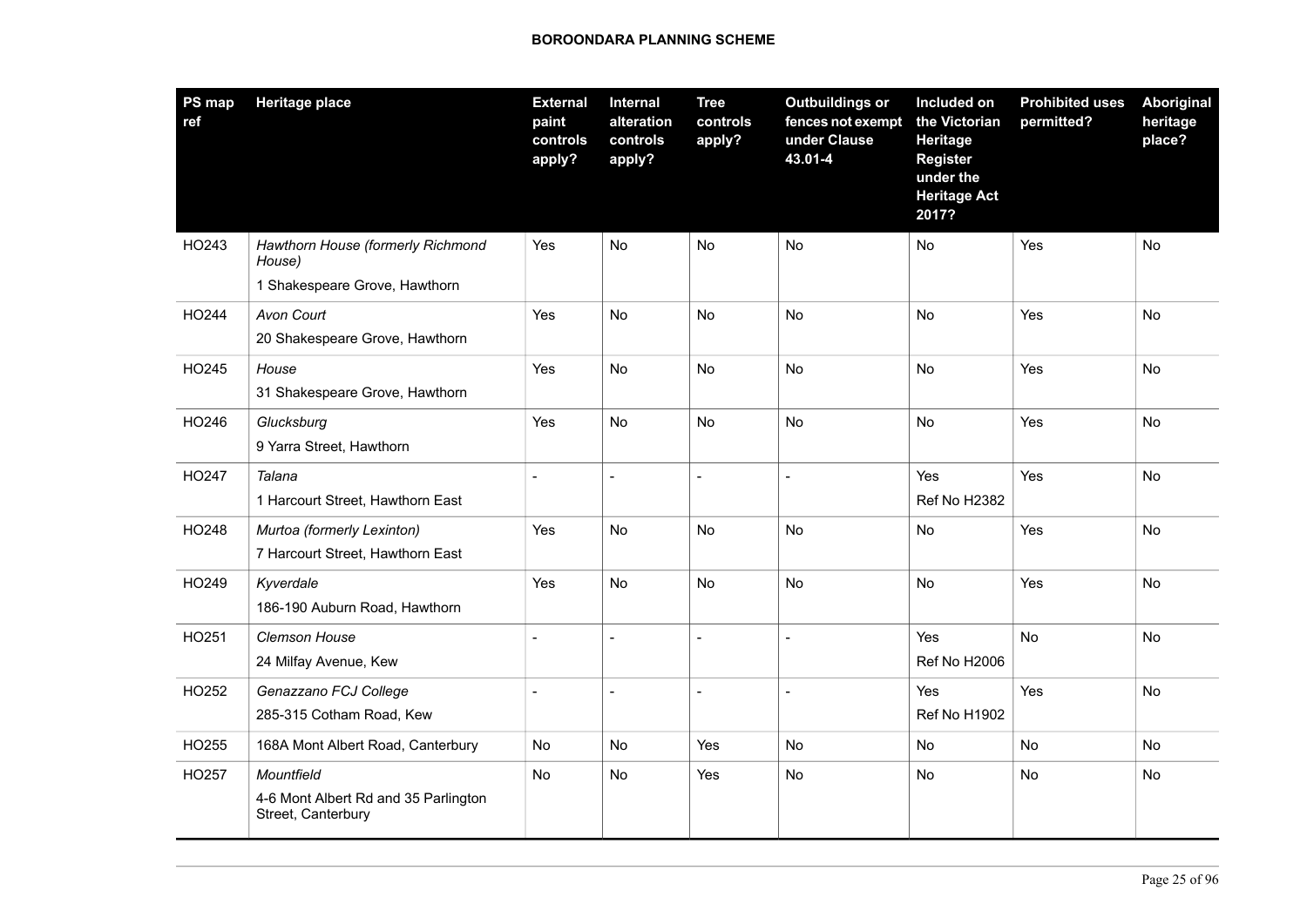| PS map ref | Heritage place | External paint controls apply? | Internal alteration controls apply? | Tree controls apply? | Outbuildings or fences not exempt under Clause 43.01-4 | Included on the Victorian Heritage Register under the Heritage Act 2017? | Prohibited uses permitted? | Aboriginal heritage place? |
|---|---|---|---|---|---|---|---|---|
| HO243 | *Hawthorn House (formerly Richmond House)*<br>1 Shakespeare Grove, Hawthorn | Yes | No | No | No | No | Yes | No |
| HO244 | *Avon Court*<br>20 Shakespeare Grove, Hawthorn | Yes | No | No | No | No | Yes | No |
| HO245 | *House*<br>31 Shakespeare Grove, Hawthorn | Yes | No | No | No | No | Yes | No |
| HO246 | *Glucksburg*<br>9 Yarra Street, Hawthorn | Yes | No | No | No | No | Yes | No |
| HO247 | *Talana*<br>1 Harcourt Street, Hawthorn East | - | - | - | - | Yes<br>Ref No H2382 | Yes | No |
| HO248 | *Murtoa (formerly Lexinton)*<br>7 Harcourt Street, Hawthorn East | Yes | No | No | No | No | Yes | No |
| HO249 | *Kyverdale*<br>186-190 Auburn Road, Hawthorn | Yes | No | No | No | No | Yes | No |
| HO251 | *Clemson House*<br>24 Milfay Avenue, Kew | - | - | - | - | Yes<br>Ref No H2006 | No | No |
| HO252 | *Genazzano FCJ College*<br>285-315 Cotham Road, Kew | - | - | - | - | Yes<br>Ref No H1902 | Yes | No |
| HO255 | 168A Mont Albert Road, Canterbury | No | No | Yes | No | No | No | No |
| HO257 | *Mountfield*<br>4-6 Mont Albert Rd and 35 Parlington Street, Canterbury | No | No | Yes | No | No | No | No |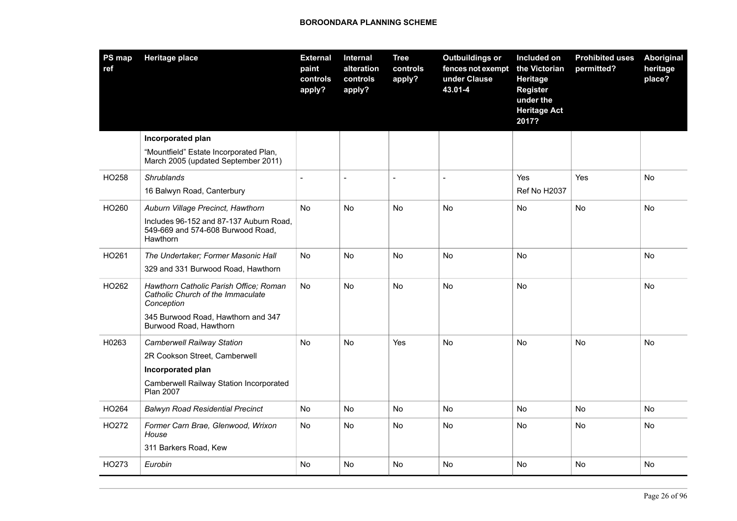| PS map ref | Heritage place | External paint controls apply? | Internal alteration controls apply? | Tree controls apply? | Outbuildings or fences not exempt under Clause 43.01-4 | Included on the Victorian Heritage Register under the Heritage Act 2017? | Prohibited uses permitted? | Aboriginal heritage place? |
|---|---|---|---|---|---|---|---|---|
| | **Incorporated plan**<br>"Mountfield" Estate Incorporated Plan, March 2005 (updated September 2011) | | | | | | | |
| HO258 | *Shrublands*<br>16 Balwyn Road, Canterbury | - | - | - | - | Yes<br>Ref No H2037 | Yes | No |
| HO260 | *Auburn Village Precinct, Hawthorn*<br>Includes 96-152 and 87-137 Auburn Road, 549-669 and 574-608 Burwood Road, Hawthorn | No | No | No | No | No | No | No |
| HO261 | *The Undertaker; Former Masonic Hall*<br>329 and 331 Burwood Road, Hawthorn | No | No | No | No | No | | No |
| HO262 | *Hawthorn Catholic Parish Office; Roman Catholic Church of the Immaculate Conception*<br>345 Burwood Road, Hawthorn and 347 Burwood Road, Hawthorn | No | No | No | No | No | | No |
| H0263 | *Camberwell Railway Station*<br>2R Cookson Street, Camberwell<br>**Incorporated plan**<br>Camberwell Railway Station Incorporated Plan 2007 | No | No | Yes | No | No | No | No |
| HO264 | *Balwyn Road Residential Precinct* | No | No | No | No | No | No | No |
| HO272 | *Former Carn Brae, Glenwood, Wrixon House*<br>311 Barkers Road, Kew | No | No | No | No | No | No | No |
| HO273 | *Eurobin* | No | No | No | No | No | No | No |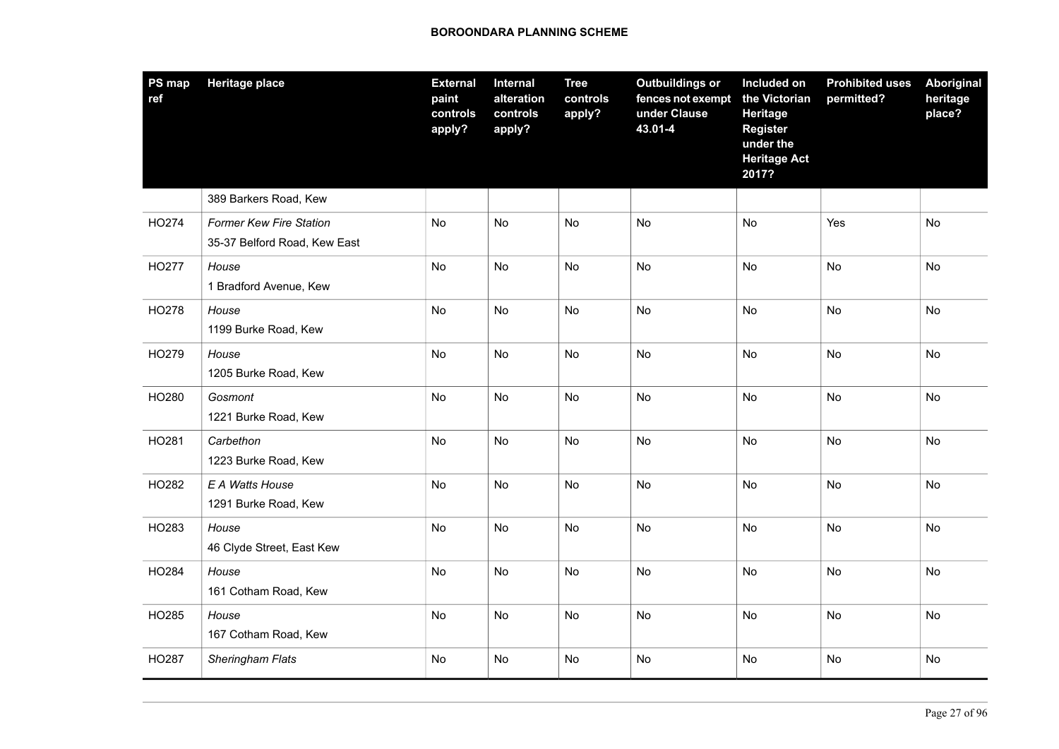**BOROONDARA PLANNING SCHEME**

| PS map ref | Heritage place | External paint controls apply? | Internal alteration controls apply? | Tree controls apply? | Outbuildings or fences not exempt under Clause 43.01-4 | Included on the Victorian Heritage Register under the Heritage Act 2017? | Prohibited uses permitted? | Aboriginal heritage place? |
|---|---|---|---|---|---|---|---|---|
| | 389 Barkers Road, Kew | | | | | | | |
| HO274 | *Former Kew Fire Station*<br>35-37 Belford Road, Kew East | No | No | No | No | No | Yes | No |
| HO277 | *House*<br>1 Bradford Avenue, Kew | No | No | No | No | No | No | No |
| HO278 | *House*<br>1199 Burke Road, Kew | No | No | No | No | No | No | No |
| HO279 | *House*<br>1205 Burke Road, Kew | No | No | No | No | No | No | No |
| HO280 | *Gosmont*<br>1221 Burke Road, Kew | No | No | No | No | No | No | No |
| HO281 | *Carbethon*<br>1223 Burke Road, Kew | No | No | No | No | No | No | No |
| HO282 | *E A Watts House*<br>1291 Burke Road, Kew | No | No | No | No | No | No | No |
| HO283 | *House*<br>46 Clyde Street, East Kew | No | No | No | No | No | No | No |
| HO284 | *House*<br>161 Cotham Road, Kew | No | No | No | No | No | No | No |
| HO285 | *House*<br>167 Cotham Road, Kew | No | No | No | No | No | No | No |
| HO287 | *Sheringham Flats* | No | No | No | No | No | No | No |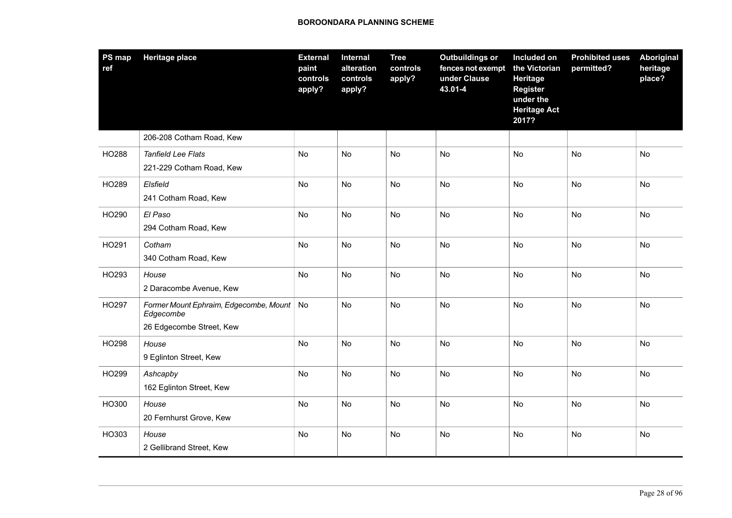| PS map ref | Heritage place | External paint controls apply? | Internal alteration controls apply? | Tree controls apply? | Outbuildings or fences not exempt under Clause 43.01-4 | Included on the Victorian Heritage Register under the Heritage Act 2017? | Prohibited uses permitted? | Aboriginal heritage place? |
|---|---|---|---|---|---|---|---|---|
| | 206-208 Cotham Road, Kew | | | | | | | |
| HO288 | *Tanfield Lee Flats*<br>221-229 Cotham Road, Kew | No | No | No | No | No | No | No |
| HO289 | *Elsfield*<br>241 Cotham Road, Kew | No | No | No | No | No | No | No |
| HO290 | *El Paso*<br>294 Cotham Road, Kew | No | No | No | No | No | No | No |
| HO291 | *Cotham*<br>340 Cotham Road, Kew | No | No | No | No | No | No | No |
| HO293 | *House*<br>2 Daracombe Avenue, Kew | No | No | No | No | No | No | No |
| HO297 | *Former Mount Ephraim, Edgecombe, Mount Edgecombe*<br>26 Edgecombe Street, Kew | No | No | No | No | No | No | No |
| HO298 | *House*<br>9 Eglinton Street, Kew | No | No | No | No | No | No | No |
| HO299 | *Ashcapby*<br>162 Eglinton Street, Kew | No | No | No | No | No | No | No |
| HO300 | *House*<br>20 Fernhurst Grove, Kew | No | No | No | No | No | No | No |
| HO303 | *House*<br>2 Gellibrand Street, Kew | No | No | No | No | No | No | No |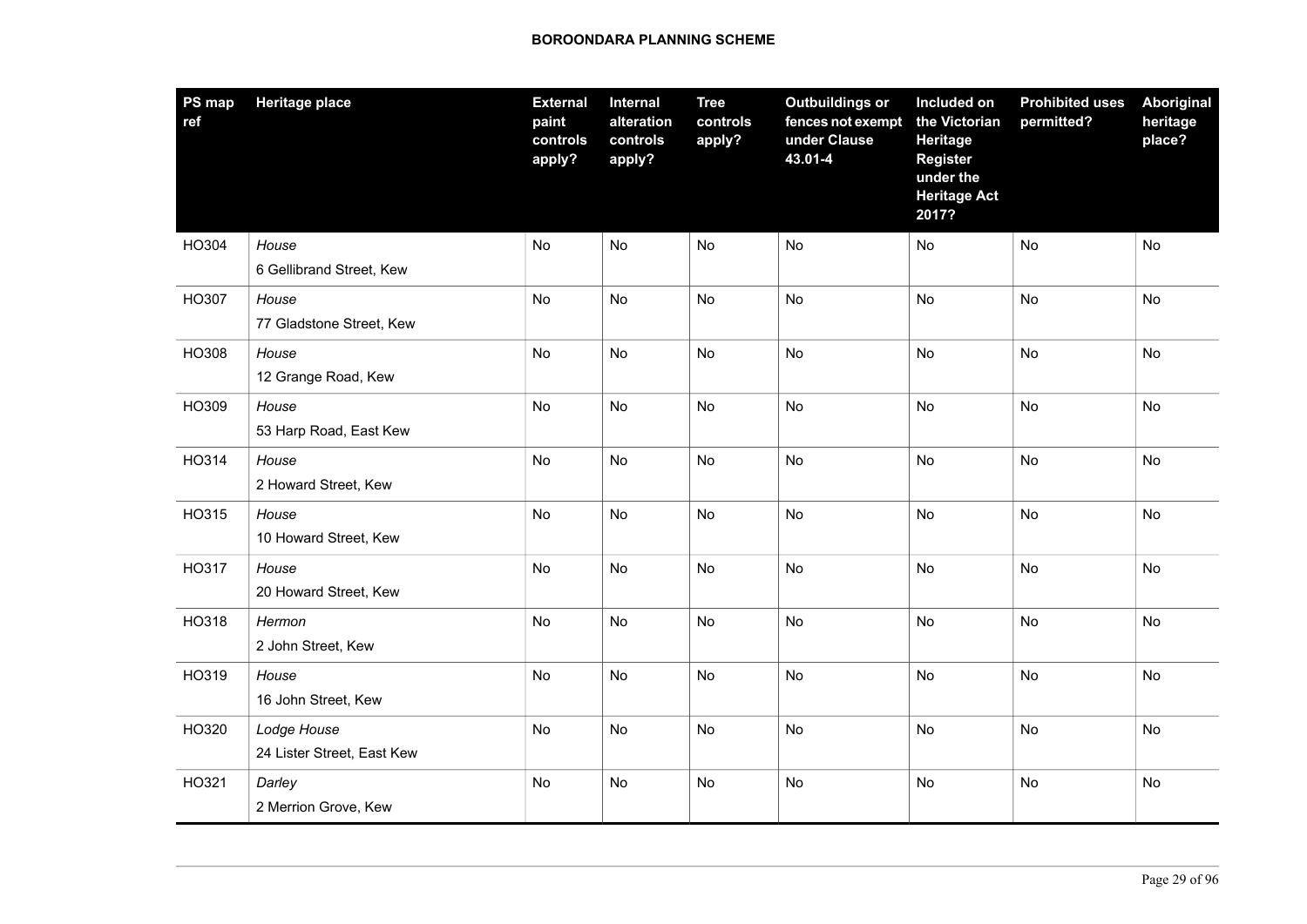| PS map ref | Heritage place | External paint controls apply? | Internal alteration controls apply? | Tree controls apply? | Outbuildings or fences not exempt under Clause 43.01-4 | Included on the Victorian Heritage Register under the Heritage Act 2017? | Prohibited uses permitted? | Aboriginal heritage place? |
|---|---|---|---|---|---|---|---|---|
| HO304 | *House*<br>6 Gellibrand Street, Kew | No | No | No | No | No | No | No |
| HO307 | *House*<br>77 Gladstone Street, Kew | No | No | No | No | No | No | No |
| HO308 | *House*<br>12 Grange Road, Kew | No | No | No | No | No | No | No |
| HO309 | *House*<br>53 Harp Road, East Kew | No | No | No | No | No | No | No |
| HO314 | *House*<br>2 Howard Street, Kew | No | No | No | No | No | No | No |
| HO315 | *House*<br>10 Howard Street, Kew | No | No | No | No | No | No | No |
| HO317 | *House*<br>20 Howard Street, Kew | No | No | No | No | No | No | No |
| HO318 | *Hermon*<br>2 John Street, Kew | No | No | No | No | No | No | No |
| HO319 | *House*<br>16 John Street, Kew | No | No | No | No | No | No | No |
| HO320 | *Lodge House*<br>24 Lister Street, East Kew | No | No | No | No | No | No | No |
| HO321 | *Darley*<br>2 Merrion Grove, Kew | No | No | No | No | No | No | No |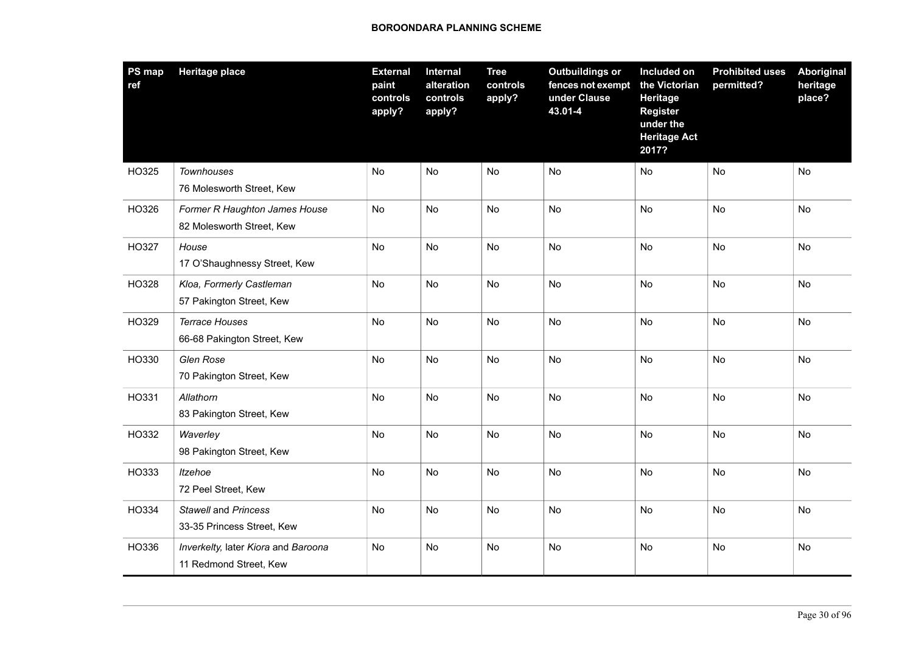| PS map ref | Heritage place | External paint controls apply? | Internal alteration controls apply? | Tree controls apply? | Outbuildings or fences not exempt under Clause 43.01-4 | Included on the Victorian Heritage Register under the Heritage Act 2017? | Prohibited uses permitted? | Aboriginal heritage place? |
|---|---|---|---|---|---|---|---|---|
| HO325 | *Townhouses*<br>76 Molesworth Street, Kew | No | No | No | No | No | No | No |
| HO326 | *Former R Haughton James House*<br>82 Molesworth Street, Kew | No | No | No | No | No | No | No |
| HO327 | *House*<br>17 O'Shaughnessy Street, Kew | No | No | No | No | No | No | No |
| HO328 | *Kloa, Formerly Castleman*<br>57 Pakington Street, Kew | No | No | No | No | No | No | No |
| HO329 | *Terrace Houses*<br>66-68 Pakington Street, Kew | No | No | No | No | No | No | No |
| HO330 | *Glen Rose*<br>70 Pakington Street, Kew | No | No | No | No | No | No | No |
| HO331 | *Allathorn*<br>83 Pakington Street, Kew | No | No | No | No | No | No | No |
| HO332 | *Waverley*<br>98 Pakington Street, Kew | No | No | No | No | No | No | No |
| HO333 | *Itzehoe*<br>72 Peel Street, Kew | No | No | No | No | No | No | No |
| HO334 | *Stawell* and *Princess*<br>33-35 Princess Street, Kew | No | No | No | No | No | No | No |
| HO336 | *Inverkelty,* later *Kiora* and *Baroona*<br>11 Redmond Street, Kew | No | No | No | No | No | No | No |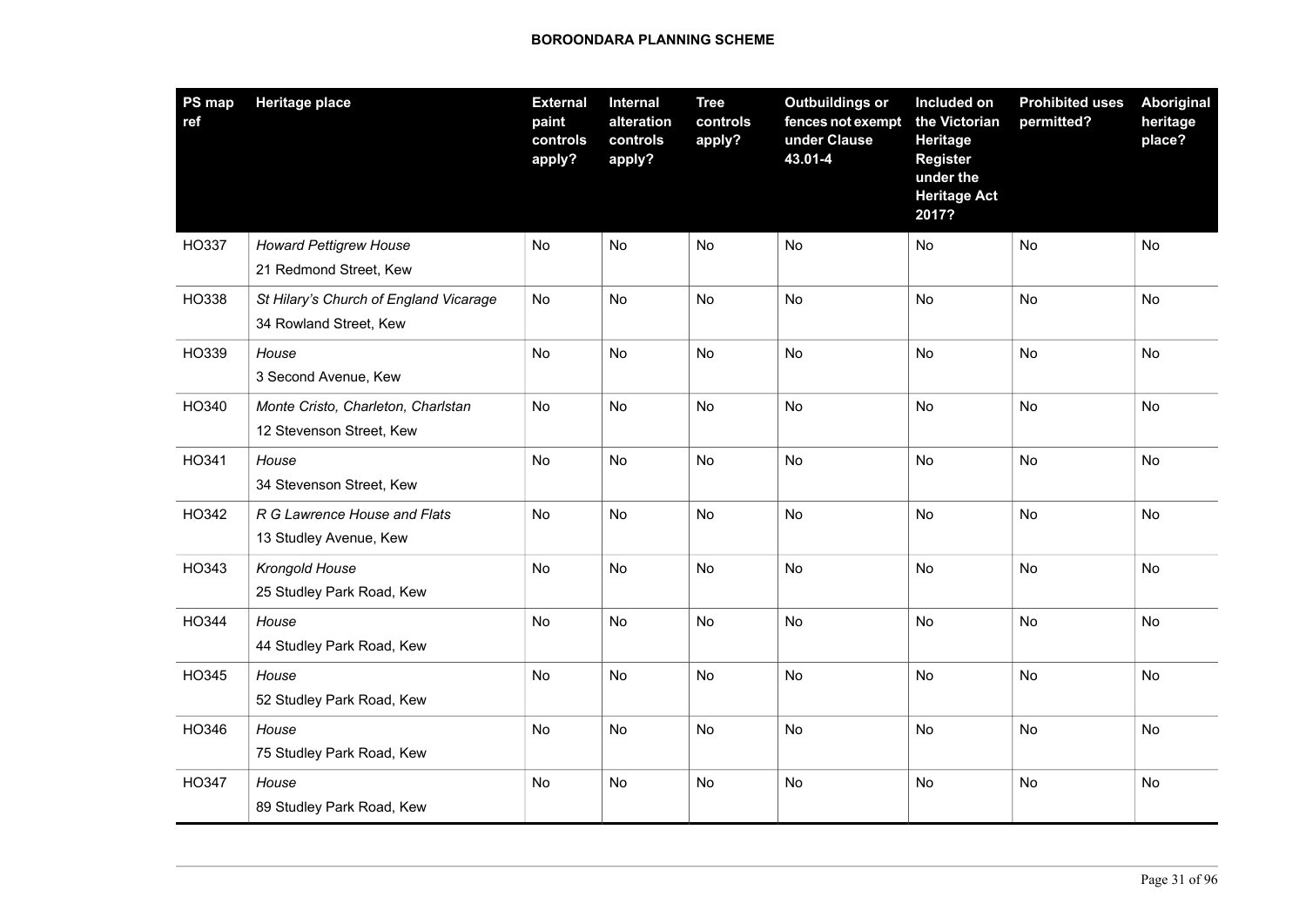| PS map ref | Heritage place | External paint controls apply? | Internal alteration controls apply? | Tree controls apply? | Outbuildings or fences not exempt under Clause 43.01-4 | Included on the Victorian Heritage Register under the Heritage Act 2017? | Prohibited uses permitted? | Aboriginal heritage place? |
|---|---|---|---|---|---|---|---|---|
| HO337 | *Howard Pettigrew House*<br>21 Redmond Street, Kew | No | No | No | No | No | No | No |
| HO338 | *St Hilary's Church of England Vicarage*<br>34 Rowland Street, Kew | No | No | No | No | No | No | No |
| HO339 | *House*<br>3 Second Avenue, Kew | No | No | No | No | No | No | No |
| HO340 | *Monte Cristo, Charleton, Charlstan*<br>12 Stevenson Street, Kew | No | No | No | No | No | No | No |
| HO341 | *House*<br>34 Stevenson Street, Kew | No | No | No | No | No | No | No |
| HO342 | *R G Lawrence House and Flats*<br>13 Studley Avenue, Kew | No | No | No | No | No | No | No |
| HO343 | *Krongold House*<br>25 Studley Park Road, Kew | No | No | No | No | No | No | No |
| HO344 | *House*<br>44 Studley Park Road, Kew | No | No | No | No | No | No | No |
| HO345 | *House*<br>52 Studley Park Road, Kew | No | No | No | No | No | No | No |
| HO346 | *House*<br>75 Studley Park Road, Kew | No | No | No | No | No | No | No |
| HO347 | *House*<br>89 Studley Park Road, Kew | No | No | No | No | No | No | No |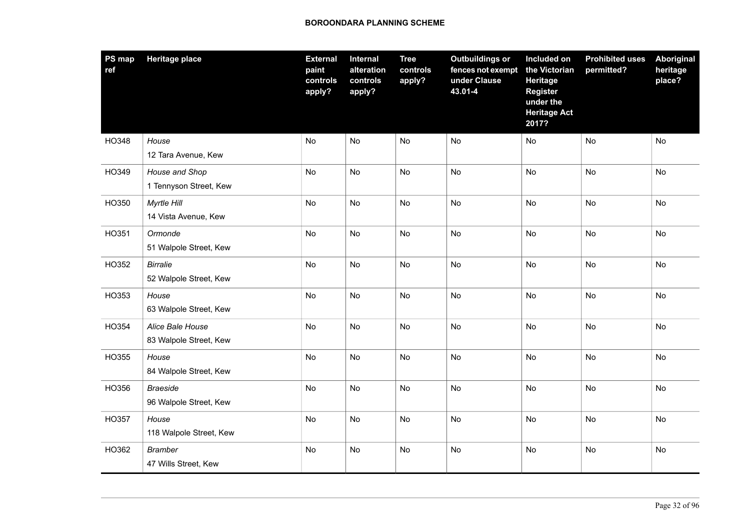| PS map ref | Heritage place | External paint controls apply? | Internal alteration controls apply? | Tree controls apply? | Outbuildings or fences not exempt under Clause 43.01-4 | Included on the Victorian Heritage Register under the Heritage Act 2017? | Prohibited uses permitted? | Aboriginal heritage place? |
|---|---|---|---|---|---|---|---|---|
| HO348 | *House*<br>12 Tara Avenue, Kew | No | No | No | No | No | No | No |
| HO349 | *House and Shop*<br>1 Tennyson Street, Kew | No | No | No | No | No | No | No |
| HO350 | *Myrtle Hill*<br>14 Vista Avenue, Kew | No | No | No | No | No | No | No |
| HO351 | *Ormonde*<br>51 Walpole Street, Kew | No | No | No | No | No | No | No |
| HO352 | *Birralie*<br>52 Walpole Street, Kew | No | No | No | No | No | No | No |
| HO353 | *House*<br>63 Walpole Street, Kew | No | No | No | No | No | No | No |
| HO354 | *Alice Bale House*<br>83 Walpole Street, Kew | No | No | No | No | No | No | No |
| HO355 | *House*<br>84 Walpole Street, Kew | No | No | No | No | No | No | No |
| HO356 | *Braeside*<br>96 Walpole Street, Kew | No | No | No | No | No | No | No |
| HO357 | *House*<br>118 Walpole Street, Kew | No | No | No | No | No | No | No |
| HO362 | *Bramber*<br>47 Wills Street, Kew | No | No | No | No | No | No | No |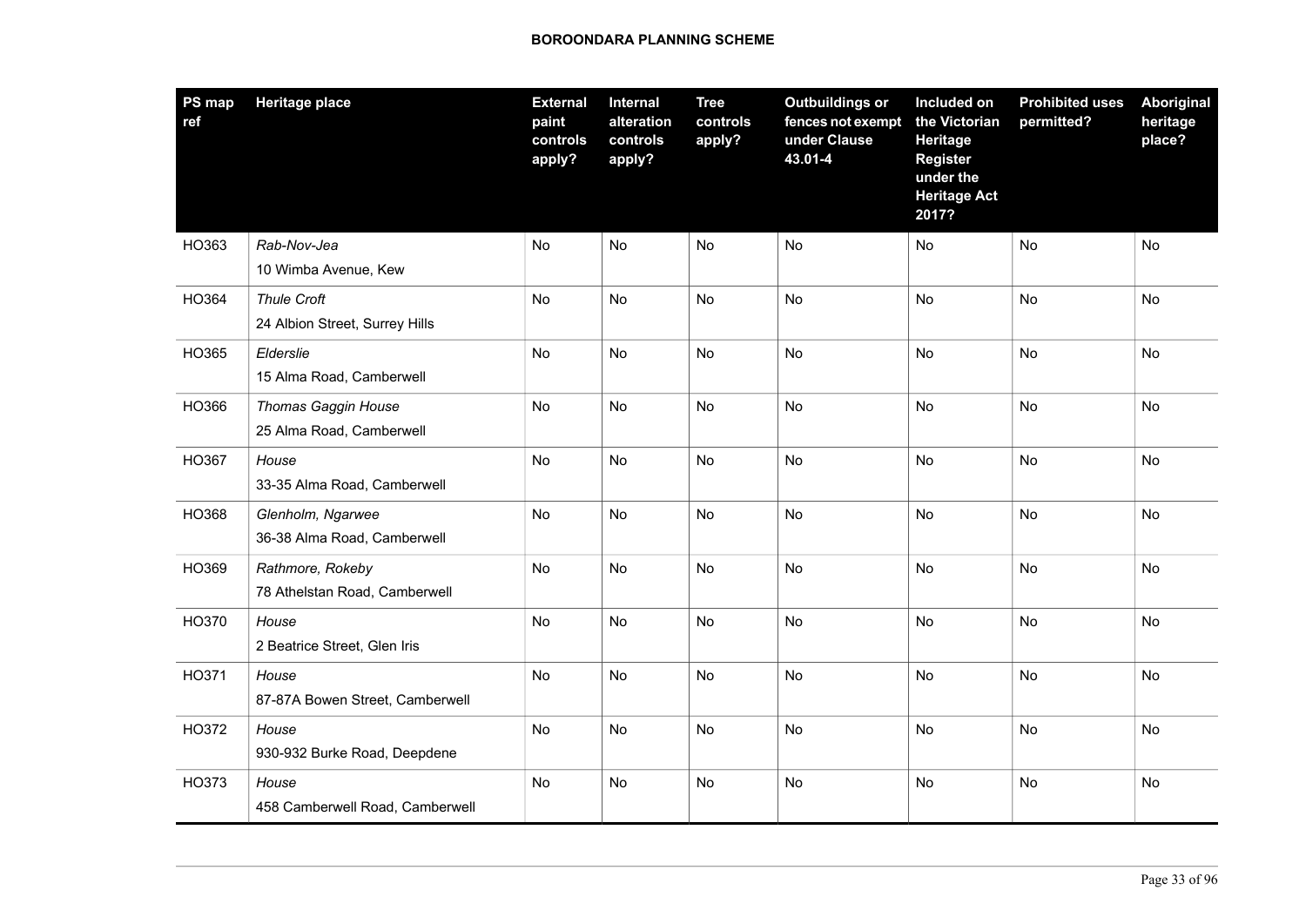| PS map ref | Heritage place | External paint controls apply? | Internal alteration controls apply? | Tree controls apply? | Outbuildings or fences not exempt under Clause 43.01-4 | Included on the Victorian Heritage Register under the Heritage Act 2017? | Prohibited uses permitted? | Aboriginal heritage place? |
|---|---|---|---|---|---|---|---|---|
| HO363 | *Rab-Nov-Jea*<br>10 Wimba Avenue, Kew | No | No | No | No | No | No | No |
| HO364 | *Thule Croft*<br>24 Albion Street, Surrey Hills | No | No | No | No | No | No | No |
| HO365 | *Elderslie*<br>15 Alma Road, Camberwell | No | No | No | No | No | No | No |
| HO366 | *Thomas Gaggin House*<br>25 Alma Road, Camberwell | No | No | No | No | No | No | No |
| HO367 | *House*<br>33-35 Alma Road, Camberwell | No | No | No | No | No | No | No |
| HO368 | *Glenholm, Ngarwee*<br>36-38 Alma Road, Camberwell | No | No | No | No | No | No | No |
| HO369 | *Rathmore, Rokeby*<br>78 Athelstan Road, Camberwell | No | No | No | No | No | No | No |
| HO370 | *House*<br>2 Beatrice Street, Glen Iris | No | No | No | No | No | No | No |
| HO371 | *House*<br>87-87A Bowen Street, Camberwell | No | No | No | No | No | No | No |
| HO372 | *House*<br>930-932 Burke Road, Deepdene | No | No | No | No | No | No | No |
| HO373 | *House*<br>458 Camberwell Road, Camberwell | No | No | No | No | No | No | No |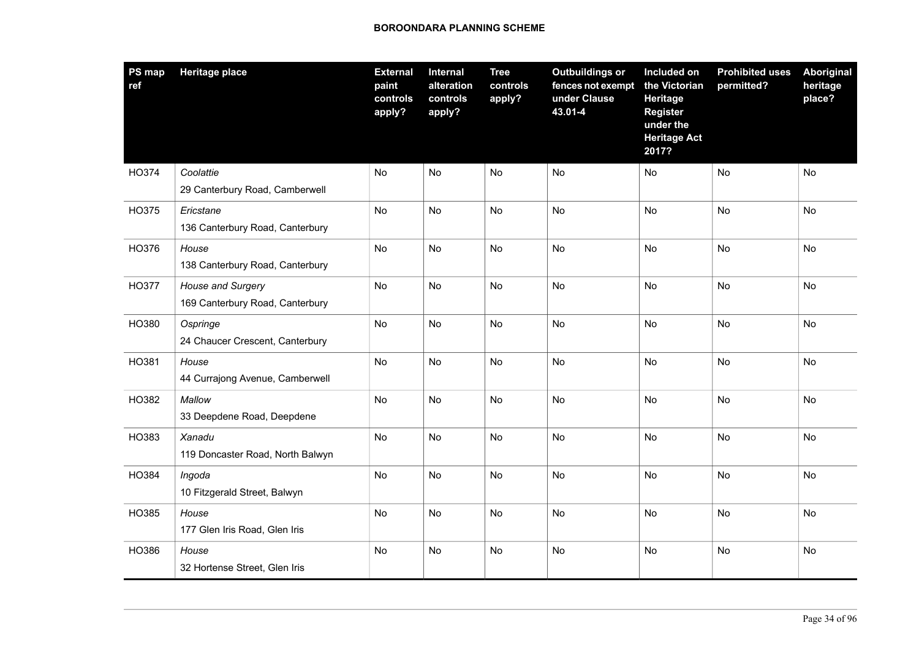| PS map ref | Heritage place | External paint controls apply? | Internal alteration controls apply? | Tree controls apply? | Outbuildings or fences not exempt under Clause 43.01-4 | Included on the Victorian Heritage Register under the Heritage Act 2017? | Prohibited uses permitted? | Aboriginal heritage place? |
|---|---|---|---|---|---|---|---|---|
| HO374 | *Coolattie*<br>29 Canterbury Road, Camberwell | No | No | No | No | No | No | No |
| HO375 | *Ericstane*<br>136 Canterbury Road, Canterbury | No | No | No | No | No | No | No |
| HO376 | *House*<br>138 Canterbury Road, Canterbury | No | No | No | No | No | No | No |
| HO377 | *House and Surgery*<br>169 Canterbury Road, Canterbury | No | No | No | No | No | No | No |
| HO380 | *Ospringe*<br>24 Chaucer Crescent, Canterbury | No | No | No | No | No | No | No |
| HO381 | *House*<br>44 Currajong Avenue, Camberwell | No | No | No | No | No | No | No |
| HO382 | *Mallow*<br>33 Deepdene Road, Deepdene | No | No | No | No | No | No | No |
| HO383 | *Xanadu*<br>119 Doncaster Road, North Balwyn | No | No | No | No | No | No | No |
| HO384 | *Ingoda*<br>10 Fitzgerald Street, Balwyn | No | No | No | No | No | No | No |
| HO385 | *House*<br>177 Glen Iris Road, Glen Iris | No | No | No | No | No | No | No |
| HO386 | *House*<br>32 Hortense Street, Glen Iris | No | No | No | No | No | No | No |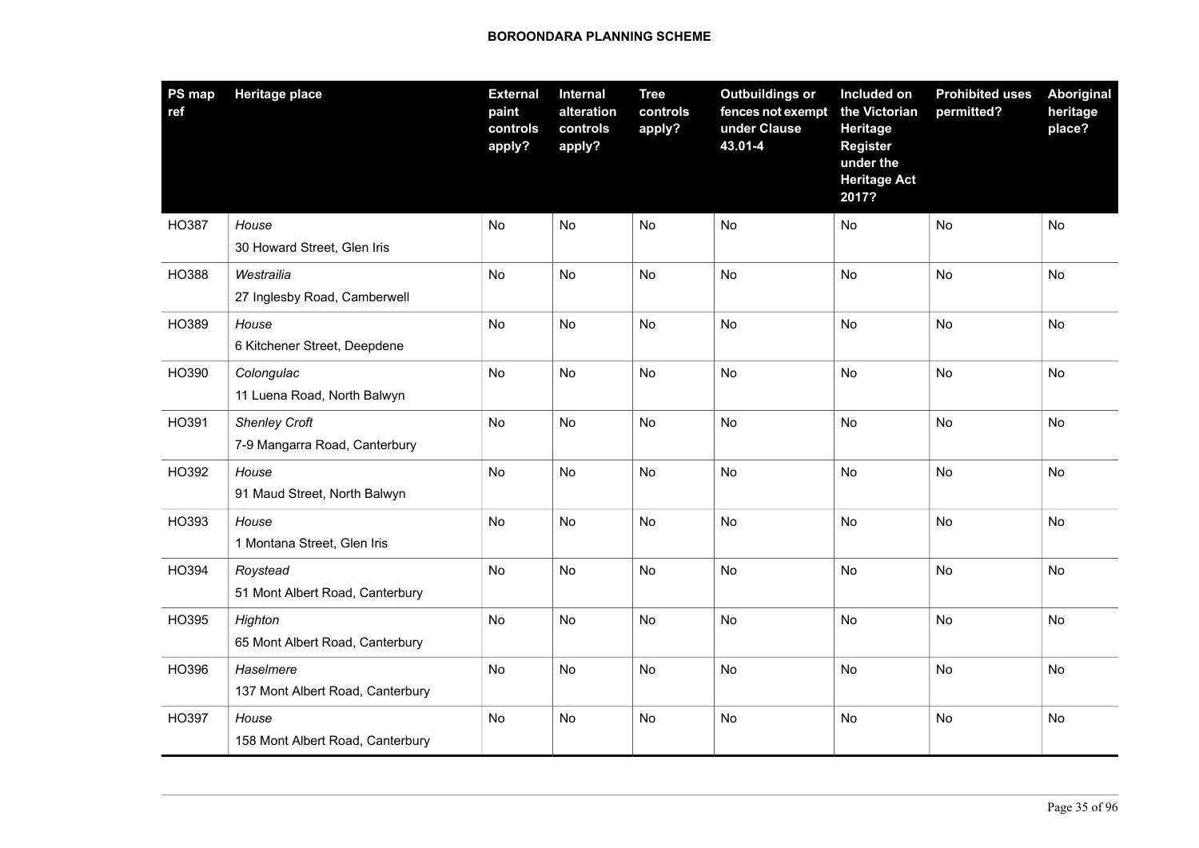| PS map ref | Heritage place | External paint controls apply? | Internal alteration controls apply? | Tree controls apply? | Outbuildings or fences not exempt under Clause 43.01-4 | Included on the Victorian Heritage Register under the Heritage Act 2017? | Prohibited uses permitted? | Aboriginal heritage place? |
|---|---|---|---|---|---|---|---|---|
| HO387 | *House*<br>30 Howard Street, Glen Iris | No | No | No | No | No | No | No |
| HO388 | *Westrailia*<br>27 Inglesby Road, Camberwell | No | No | No | No | No | No | No |
| HO389 | *House*<br>6 Kitchener Street, Deepdene | No | No | No | No | No | No | No |
| HO390 | *Colongulac*<br>11 Luena Road, North Balwyn | No | No | No | No | No | No | No |
| HO391 | *Shenley Croft*<br>7-9 Mangarra Road, Canterbury | No | No | No | No | No | No | No |
| HO392 | *House*<br>91 Maud Street, North Balwyn | No | No | No | No | No | No | No |
| HO393 | *House*<br>1 Montana Street, Glen Iris | No | No | No | No | No | No | No |
| HO394 | *Roystead*<br>51 Mont Albert Road, Canterbury | No | No | No | No | No | No | No |
| HO395 | *Highton*<br>65 Mont Albert Road, Canterbury | No | No | No | No | No | No | No |
| HO396 | *Haselmere*<br>137 Mont Albert Road, Canterbury | No | No | No | No | No | No | No |
| HO397 | *House*<br>158 Mont Albert Road, Canterbury | No | No | No | No | No | No | No |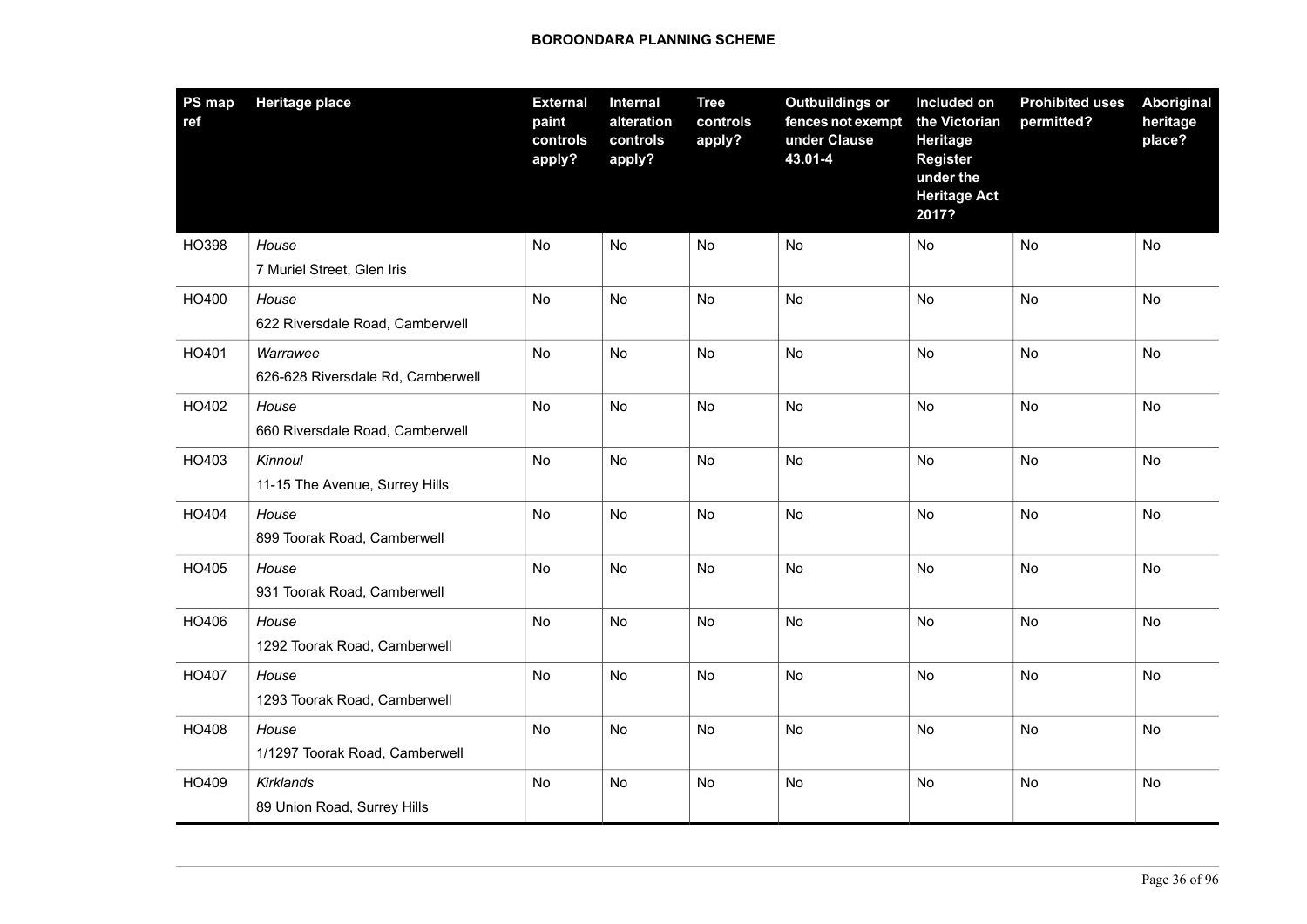| PS map ref | Heritage place | External paint controls apply? | Internal alteration controls apply? | Tree controls apply? | Outbuildings or fences not exempt under Clause 43.01-4 | Included on the Victorian Heritage Register under the Heritage Act 2017? | Prohibited uses permitted? | Aboriginal heritage place? |
|---|---|---|---|---|---|---|---|---|
| HO398 | *House*<br>7 Muriel Street, Glen Iris | No | No | No | No | No | No | No |
| HO400 | *House*<br>622 Riversdale Road, Camberwell | No | No | No | No | No | No | No |
| HO401 | *Warrawee*<br>626-628 Riversdale Rd, Camberwell | No | No | No | No | No | No | No |
| HO402 | *House*<br>660 Riversdale Road, Camberwell | No | No | No | No | No | No | No |
| HO403 | *Kinnoul*<br>11-15 The Avenue, Surrey Hills | No | No | No | No | No | No | No |
| HO404 | *House*<br>899 Toorak Road, Camberwell | No | No | No | No | No | No | No |
| HO405 | *House*<br>931 Toorak Road, Camberwell | No | No | No | No | No | No | No |
| HO406 | *House*<br>1292 Toorak Road, Camberwell | No | No | No | No | No | No | No |
| HO407 | *House*<br>1293 Toorak Road, Camberwell | No | No | No | No | No | No | No |
| HO408 | *House*<br>1/1297 Toorak Road, Camberwell | No | No | No | No | No | No | No |
| HO409 | *Kirklands*<br>89 Union Road, Surrey Hills | No | No | No | No | No | No | No |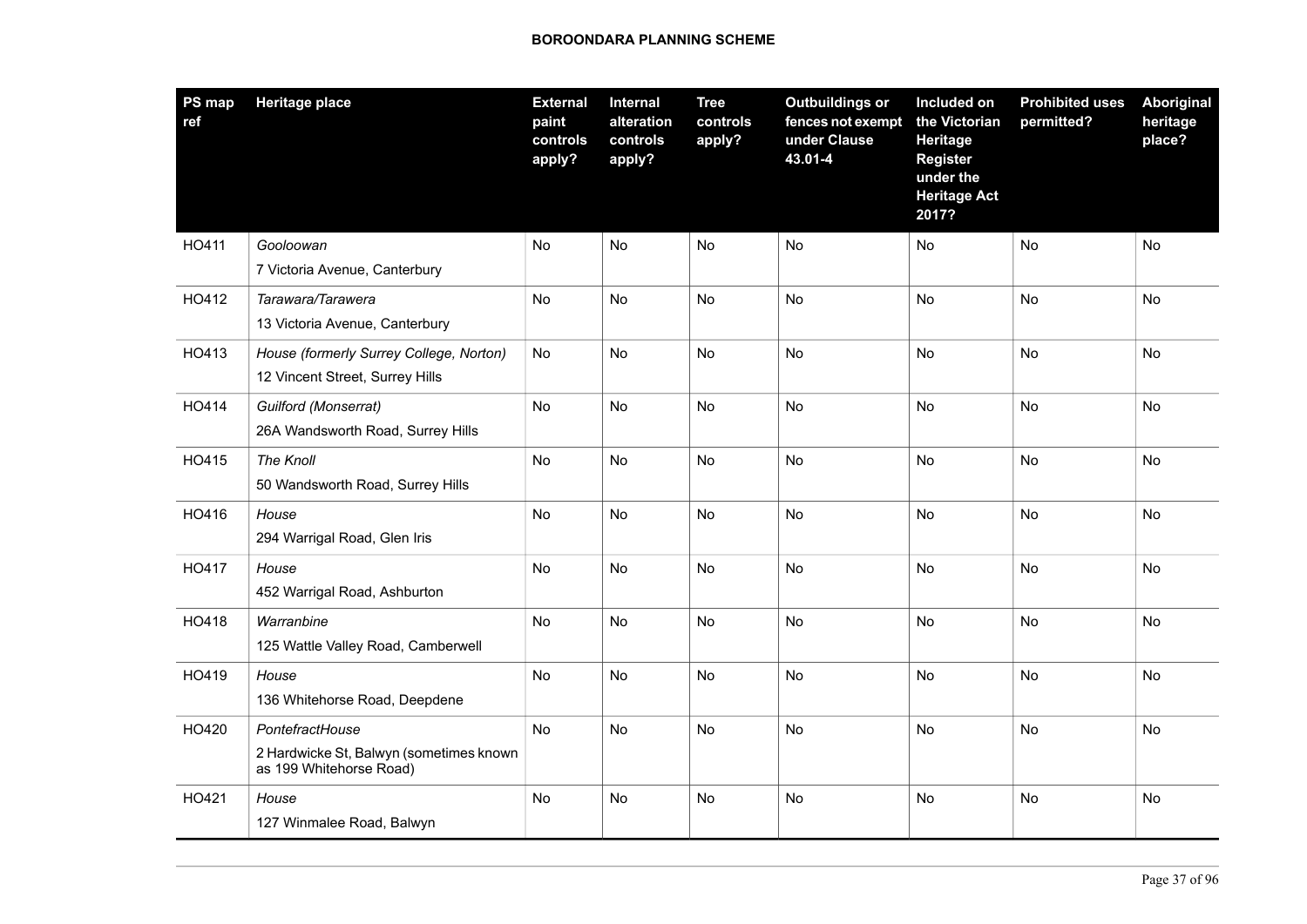| PS map ref | Heritage place | External paint controls apply? | Internal alteration controls apply? | Tree controls apply? | Outbuildings or fences not exempt under Clause 43.01-4 | Included on the Victorian Heritage Register under the Heritage Act 2017? | Prohibited uses permitted? | Aboriginal heritage place? |
|---|---|---|---|---|---|---|---|---|
| HO411 | *Gooloowan*<br>7 Victoria Avenue, Canterbury | No | No | No | No | No | No | No |
| HO412 | *Tarawara/Tarawera*<br>13 Victoria Avenue, Canterbury | No | No | No | No | No | No | No |
| HO413 | *House (formerly Surrey College, Norton)*<br>12 Vincent Street, Surrey Hills | No | No | No | No | No | No | No |
| HO414 | *Guilford (Monserrat)*<br>26A Wandsworth Road, Surrey Hills | No | No | No | No | No | No | No |
| HO415 | *The Knoll*<br>50 Wandsworth Road, Surrey Hills | No | No | No | No | No | No | No |
| HO416 | *House*<br>294 Warrigal Road, Glen Iris | No | No | No | No | No | No | No |
| HO417 | *House*<br>452 Warrigal Road, Ashburton | No | No | No | No | No | No | No |
| HO418 | *Warranbine*<br>125 Wattle Valley Road, Camberwell | No | No | No | No | No | No | No |
| HO419 | *House*<br>136 Whitehorse Road, Deepdene | No | No | No | No | No | No | No |
| HO420 | *PontefractHouse*<br>2 Hardwicke St, Balwyn (sometimes known as 199 Whitehorse Road) | No | No | No | No | No | No | No |
| HO421 | *House*<br>127 Winmalee Road, Balwyn | No | No | No | No | No | No | No |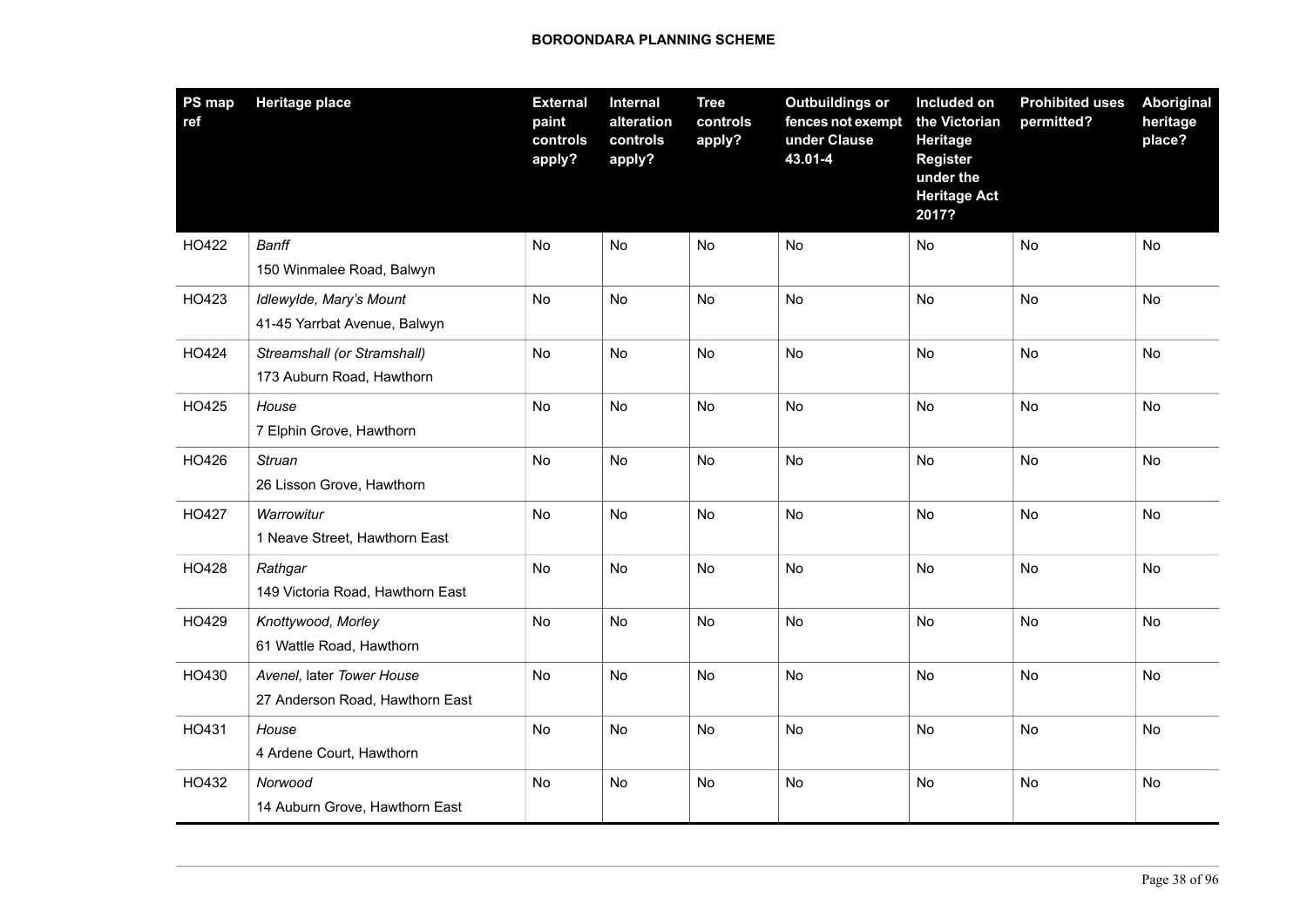| PS map ref | Heritage place | External paint controls apply? | Internal alteration controls apply? | Tree controls apply? | Outbuildings or fences not exempt under Clause 43.01-4 | Included on the Victorian Heritage Register under the Heritage Act 2017? | Prohibited uses permitted? | Aboriginal heritage place? |
|---|---|---|---|---|---|---|---|---|
| HO422 | *Banff*<br>150 Winmalee Road, Balwyn | No | No | No | No | No | No | No |
| HO423 | *Idlewylde, Mary's Mount*<br>41-45 Yarrbat Avenue, Balwyn | No | No | No | No | No | No | No |
| HO424 | *Streamshall (or Stramshall)*<br>173 Auburn Road, Hawthorn | No | No | No | No | No | No | No |
| HO425 | *House*<br>7 Elphin Grove, Hawthorn | No | No | No | No | No | No | No |
| HO426 | *Struan*<br>26 Lisson Grove, Hawthorn | No | No | No | No | No | No | No |
| HO427 | *Warrowitur*<br>1 Neave Street, Hawthorn East | No | No | No | No | No | No | No |
| HO428 | *Rathgar*<br>149 Victoria Road, Hawthorn East | No | No | No | No | No | No | No |
| HO429 | *Knottywood, Morley*<br>61 Wattle Road, Hawthorn | No | No | No | No | No | No | No |
| HO430 | *Avenel,* later *Tower House*<br>27 Anderson Road, Hawthorn East | No | No | No | No | No | No | No |
| HO431 | *House*<br>4 Ardene Court, Hawthorn | No | No | No | No | No | No | No |
| HO432 | *Norwood*<br>14 Auburn Grove, Hawthorn East | No | No | No | No | No | No | No |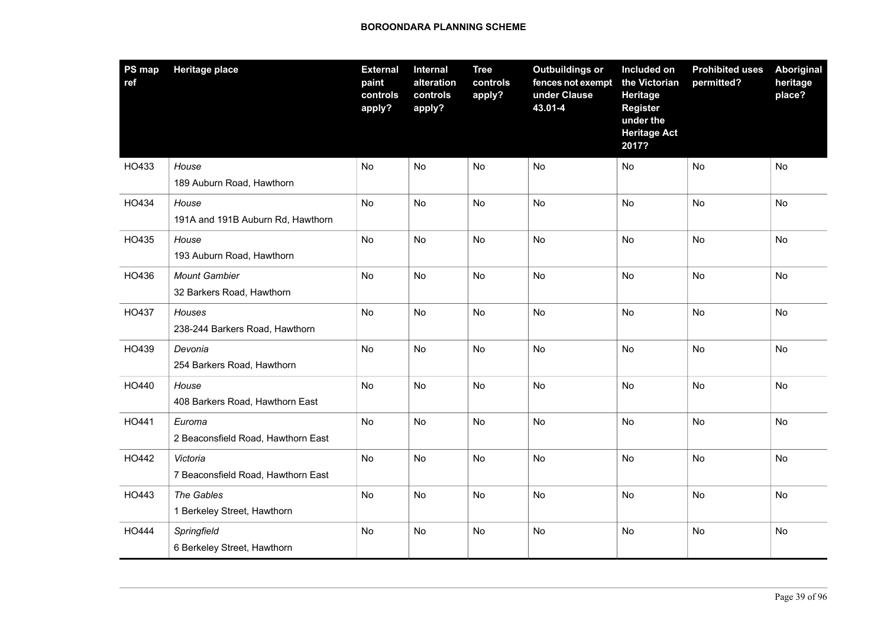| PS map ref | Heritage place | External paint controls apply? | Internal alteration controls apply? | Tree controls apply? | Outbuildings or fences not exempt under Clause 43.01-4 | Included on the Victorian Heritage Register under the Heritage Act 2017? | Prohibited uses permitted? | Aboriginal heritage place? |
|---|---|---|---|---|---|---|---|---|
| HO433 | *House*<br>189 Auburn Road, Hawthorn | No | No | No | No | No | No | No |
| HO434 | *House*<br>191A and 191B Auburn Rd, Hawthorn | No | No | No | No | No | No | No |
| HO435 | *House*<br>193 Auburn Road, Hawthorn | No | No | No | No | No | No | No |
| HO436 | *Mount Gambier*<br>32 Barkers Road, Hawthorn | No | No | No | No | No | No | No |
| HO437 | *Houses*<br>238-244 Barkers Road, Hawthorn | No | No | No | No | No | No | No |
| HO439 | *Devonia*<br>254 Barkers Road, Hawthorn | No | No | No | No | No | No | No |
| HO440 | *House*<br>408 Barkers Road, Hawthorn East | No | No | No | No | No | No | No |
| HO441 | *Euroma*<br>2 Beaconsfield Road, Hawthorn East | No | No | No | No | No | No | No |
| HO442 | *Victoria*<br>7 Beaconsfield Road, Hawthorn East | No | No | No | No | No | No | No |
| HO443 | *The Gables*<br>1 Berkeley Street, Hawthorn | No | No | No | No | No | No | No |
| HO444 | *Springfield*<br>6 Berkeley Street, Hawthorn | No | No | No | No | No | No | No |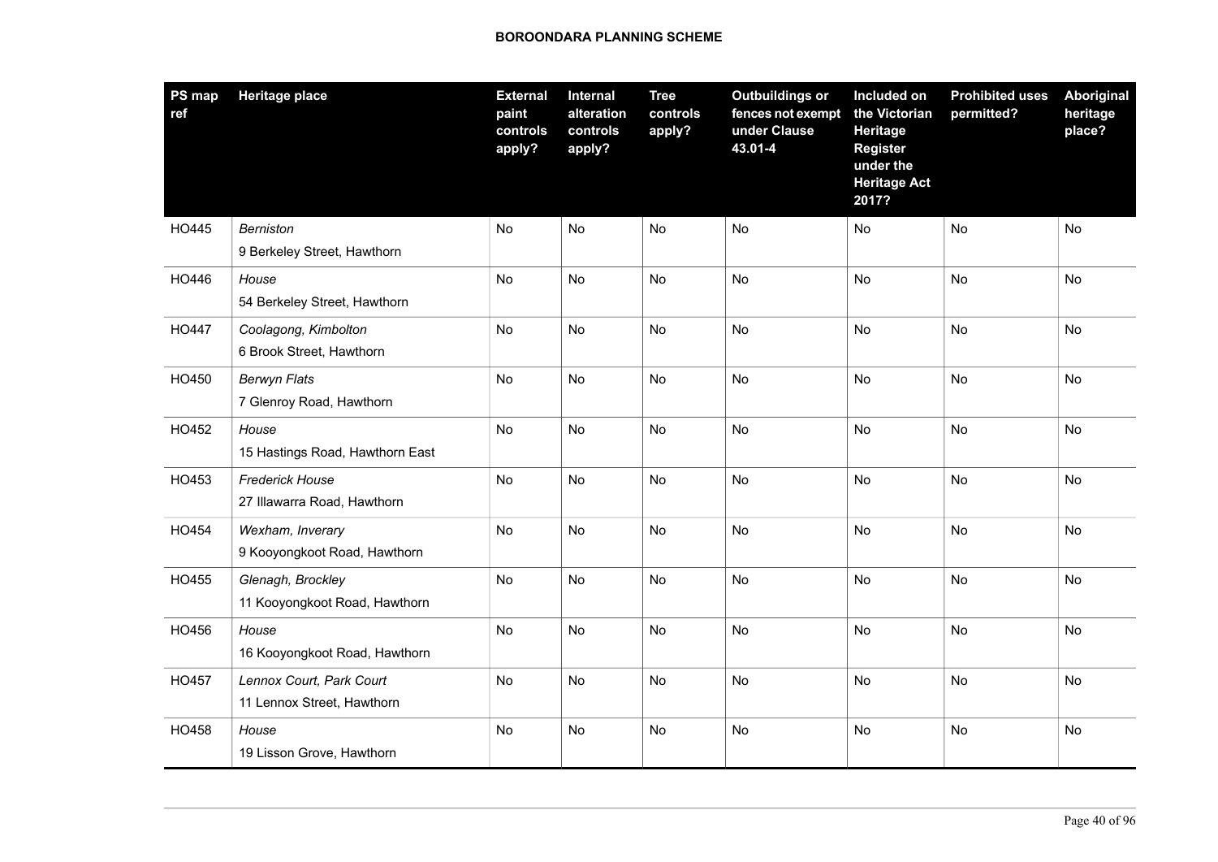| PS map ref | Heritage place | External paint controls apply? | Internal alteration controls apply? | Tree controls apply? | Outbuildings or fences not exempt under Clause 43.01-4 | Included on the Victorian Heritage Register under the Heritage Act 2017? | Prohibited uses permitted? | Aboriginal heritage place? |
|---|---|---|---|---|---|---|---|---|
| HO445 | *Berniston*<br>9 Berkeley Street, Hawthorn | No | No | No | No | No | No | No |
| HO446 | *House*<br>54 Berkeley Street, Hawthorn | No | No | No | No | No | No | No |
| HO447 | *Coolagong, Kimbolton*<br>6 Brook Street, Hawthorn | No | No | No | No | No | No | No |
| HO450 | *Berwyn Flats*<br>7 Glenroy Road, Hawthorn | No | No | No | No | No | No | No |
| HO452 | *House*<br>15 Hastings Road, Hawthorn East | No | No | No | No | No | No | No |
| HO453 | *Frederick House*<br>27 Illawarra Road, Hawthorn | No | No | No | No | No | No | No |
| HO454 | *Wexham, Inverary*<br>9 Kooyongkoot Road, Hawthorn | No | No | No | No | No | No | No |
| HO455 | *Glenagh, Brockley*<br>11 Kooyongkoot Road, Hawthorn | No | No | No | No | No | No | No |
| HO456 | *House*<br>16 Kooyongkoot Road, Hawthorn | No | No | No | No | No | No | No |
| HO457 | *Lennox Court, Park Court*<br>11 Lennox Street, Hawthorn | No | No | No | No | No | No | No |
| HO458 | *House*<br>19 Lisson Grove, Hawthorn | No | No | No | No | No | No | No |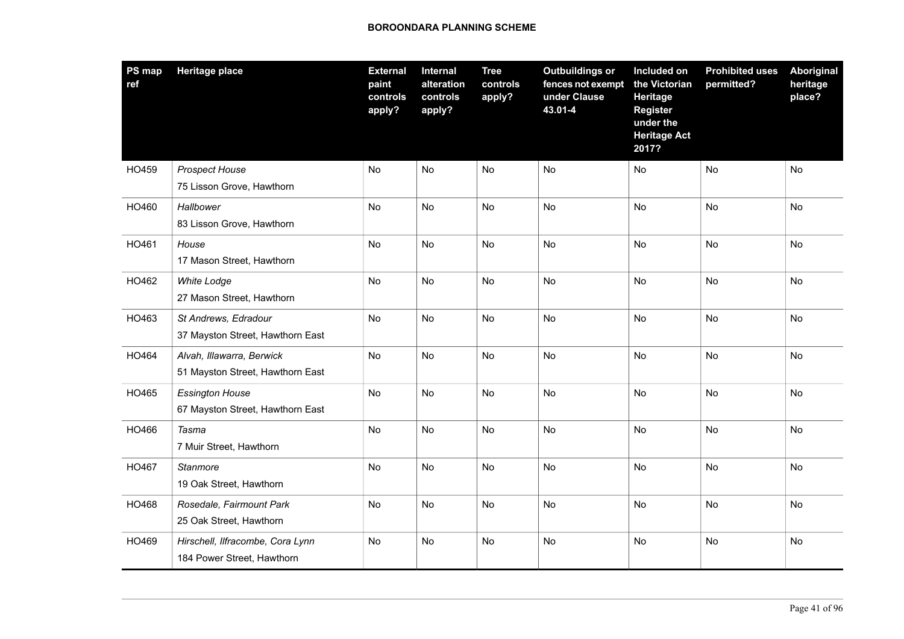| PS map ref | Heritage place | External paint controls apply? | Internal alteration controls apply? | Tree controls apply? | Outbuildings or fences not exempt under Clause 43.01-4 | Included on the Victorian Heritage Register under the Heritage Act 2017? | Prohibited uses permitted? | Aboriginal heritage place? |
|---|---|---|---|---|---|---|---|---|
| HO459 | *Prospect House*<br>75 Lisson Grove, Hawthorn | No | No | No | No | No | No | No |
| HO460 | *Hallbower*<br>83 Lisson Grove, Hawthorn | No | No | No | No | No | No | No |
| HO461 | *House*<br>17 Mason Street, Hawthorn | No | No | No | No | No | No | No |
| HO462 | *White Lodge*<br>27 Mason Street, Hawthorn | No | No | No | No | No | No | No |
| HO463 | *St Andrews, Edradour*<br>37 Mayston Street, Hawthorn East | No | No | No | No | No | No | No |
| HO464 | *Alvah, Illawarra, Berwick*<br>51 Mayston Street, Hawthorn East | No | No | No | No | No | No | No |
| HO465 | *Essington House*<br>67 Mayston Street, Hawthorn East | No | No | No | No | No | No | No |
| HO466 | *Tasma*<br>7 Muir Street, Hawthorn | No | No | No | No | No | No | No |
| HO467 | *Stanmore*<br>19 Oak Street, Hawthorn | No | No | No | No | No | No | No |
| HO468 | *Rosedale, Fairmount Park*<br>25 Oak Street, Hawthorn | No | No | No | No | No | No | No |
| HO469 | *Hirschell, Ilfracombe, Cora Lynn*<br>184 Power Street, Hawthorn | No | No | No | No | No | No | No |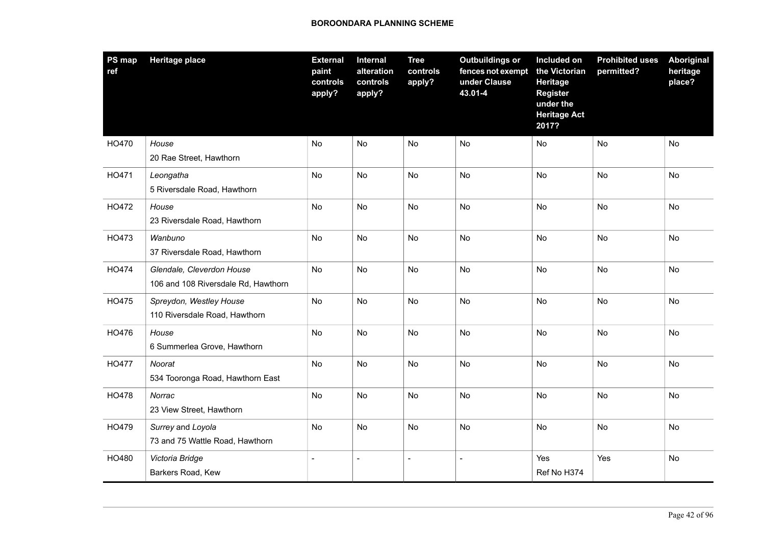| PS map ref | Heritage place | External paint controls apply? | Internal alteration controls apply? | Tree controls apply? | Outbuildings or fences not exempt under Clause 43.01-4 | Included on the Victorian Heritage Register under the Heritage Act 2017? | Prohibited uses permitted? | Aboriginal heritage place? |
|---|---|---|---|---|---|---|---|---|
| HO470 | *House*<br>20 Rae Street, Hawthorn | No | No | No | No | No | No | No |
| HO471 | *Leongatha*<br>5 Riversdale Road, Hawthorn | No | No | No | No | No | No | No |
| HO472 | *House*<br>23 Riversdale Road, Hawthorn | No | No | No | No | No | No | No |
| HO473 | *Wanbuno*<br>37 Riversdale Road, Hawthorn | No | No | No | No | No | No | No |
| HO474 | *Glendale, Cleverdon House*<br>106 and 108 Riversdale Rd, Hawthorn | No | No | No | No | No | No | No |
| HO475 | *Spreydon, Westley House*<br>110 Riversdale Road, Hawthorn | No | No | No | No | No | No | No |
| HO476 | *House*<br>6 Summerlea Grove, Hawthorn | No | No | No | No | No | No | No |
| HO477 | *Noorat*<br>534 Tooronga Road, Hawthorn East | No | No | No | No | No | No | No |
| HO478 | *Norrac*<br>23 View Street, Hawthorn | No | No | No | No | No | No | No |
| HO479 | *Surrey* and *Loyola*<br>73 and 75 Wattle Road, Hawthorn | No | No | No | No | No | No | No |
| HO480 | *Victoria Bridge*<br>Barkers Road, Kew | - | - | - | - | Yes<br>Ref No H374 | Yes | No |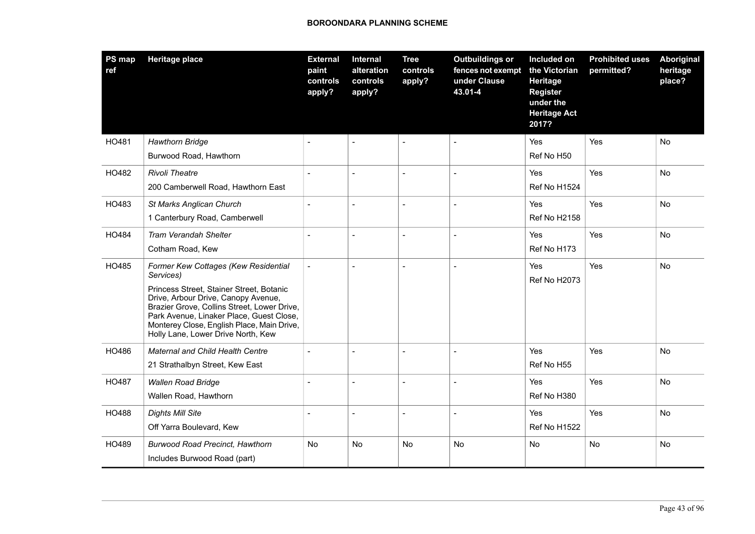| PS map ref | Heritage place | External paint controls apply? | Internal alteration controls apply? | Tree controls apply? | Outbuildings or fences not exempt under Clause 43.01-4 | Included on the Victorian Heritage Register under the Heritage Act 2017? | Prohibited uses permitted? | Aboriginal heritage place? |
|---|---|---|---|---|---|---|---|---|
| HO481 | *Hawthorn Bridge*<br>Burwood Road, Hawthorn | - | - | - | - | Yes<br>Ref No H50 | Yes | No |
| HO482 | *Rivoli Theatre*<br>200 Camberwell Road, Hawthorn East | - | - | - | - | Yes<br>Ref No H1524 | Yes | No |
| HO483 | *St Marks Anglican Church*<br>1 Canterbury Road, Camberwell | - | - | - | - | Yes<br>Ref No H2158 | Yes | No |
| HO484 | *Tram Verandah Shelter*<br>Cotham Road, Kew | - | - | - | - | Yes<br>Ref No H173 | Yes | No |
| HO485 | *Former Kew Cottages (Kew Residential Services)*<br>Princess Street, Stainer Street, Botanic Drive, Arbour Drive, Canopy Avenue, Brazier Grove, Collins Street, Lower Drive, Park Avenue, Linaker Place, Guest Close, Monterey Close, English Place, Main Drive, Holly Lane, Lower Drive North, Kew | - | - | - | - | Yes<br>Ref No H2073 | Yes | No |
| HO486 | *Maternal and Child Health Centre*<br>21 Strathalbyn Street, Kew East | - | - | - | - | Yes<br>Ref No H55 | Yes | No |
| HO487 | *Wallen Road Bridge*<br>Wallen Road, Hawthorn | - | - | - | - | Yes<br>Ref No H380 | Yes | No |
| HO488 | *Dights Mill Site*<br>Off Yarra Boulevard, Kew | - | - | - | - | Yes<br>Ref No H1522 | Yes | No |
| HO489 | *Burwood Road Precinct, Hawthorn*<br>Includes Burwood Road (part) | No | No | No | No | No | No | No |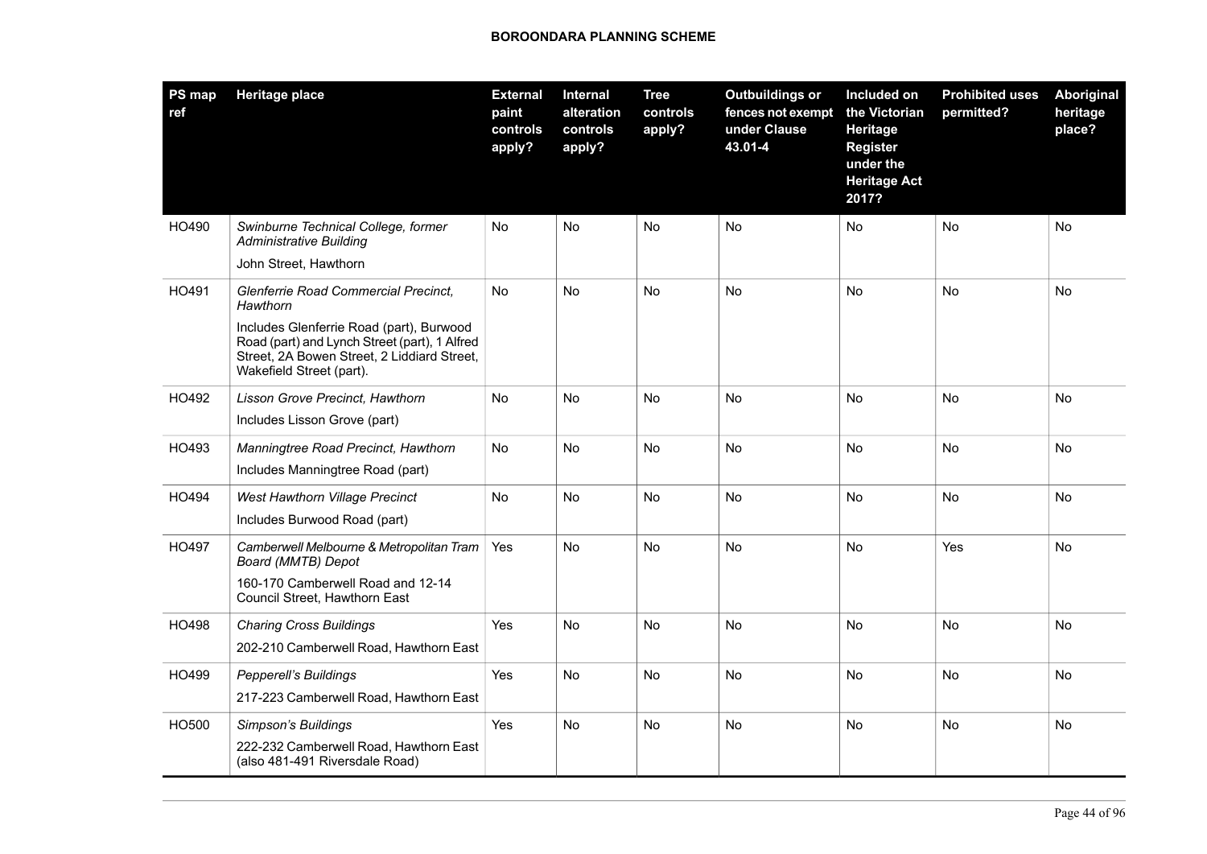| PS map ref | Heritage place | External paint controls apply? | Internal alteration controls apply? | Tree controls apply? | Outbuildings or fences not exempt under Clause 43.01-4 | Included on the Victorian Heritage Register under the Heritage Act 2017? | Prohibited uses permitted? | Aboriginal heritage place? |
|---|---|---|---|---|---|---|---|---|
| HO490 | *Swinburne Technical College, former Administrative Building*<br><br>John Street, Hawthorn | No | No | No | No | No | No | No |
| HO491 | *Glenferrie Road Commercial Precinct, Hawthorn*<br><br>Includes Glenferrie Road (part), Burwood Road (part) and Lynch Street (part), 1 Alfred Street, 2A Bowen Street, 2 Liddiard Street, Wakefield Street (part). | No | No | No | No | No | No | No |
| HO492 | *Lisson Grove Precinct, Hawthorn*<br><br>Includes Lisson Grove (part) | No | No | No | No | No | No | No |
| HO493 | *Manningtree Road Precinct, Hawthorn*<br><br>Includes Manningtree Road (part) | No | No | No | No | No | No | No |
| HO494 | *West Hawthorn Village Precinct*<br><br>Includes Burwood Road (part) | No | No | No | No | No | No | No |
| HO497 | *Camberwell Melbourne & Metropolitan Tram Board (MMTB) Depot*<br><br>160-170 Camberwell Road and 12-14 Council Street, Hawthorn East | Yes | No | No | No | No | Yes | No |
| HO498 | *Charing Cross Buildings*<br><br>202-210 Camberwell Road, Hawthorn East | Yes | No | No | No | No | No | No |
| HO499 | *Pepperell's Buildings*<br><br>217-223 Camberwell Road, Hawthorn East | Yes | No | No | No | No | No | No |
| HO500 | *Simpson's Buildings*<br><br>222-232 Camberwell Road, Hawthorn East (also 481-491 Riversdale Road) | Yes | No | No | No | No | No | No |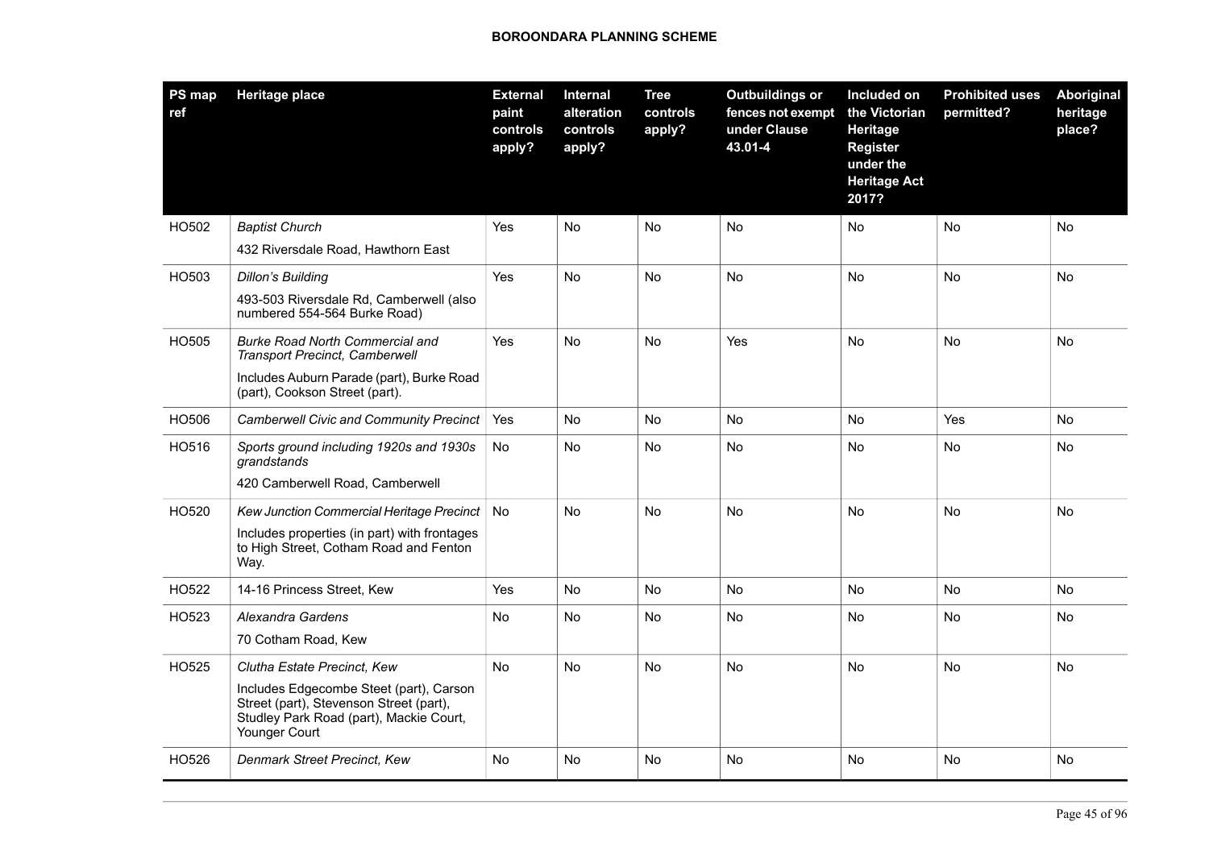| PS map ref | Heritage place | External paint controls apply? | Internal alteration controls apply? | Tree controls apply? | Outbuildings or fences not exempt under Clause 43.01-4 | Included on the Victorian Heritage Register under the Heritage Act 2017? | Prohibited uses permitted? | Aboriginal heritage place? |
|---|---|---|---|---|---|---|---|---|
| HO502 | *Baptist Church*<br>432 Riversdale Road, Hawthorn East | Yes | No | No | No | No | No | No |
| HO503 | *Dillon's Building*<br>493-503 Riversdale Rd, Camberwell (also numbered 554-564 Burke Road) | Yes | No | No | No | No | No | No |
| HO505 | *Burke Road North Commercial and Transport Precinct, Camberwell*<br>Includes Auburn Parade (part), Burke Road (part), Cookson Street (part). | Yes | No | No | Yes | No | No | No |
| HO506 | *Camberwell Civic and Community Precinct* | Yes | No | No | No | No | Yes | No |
| HO516 | *Sports ground including 1920s and 1930s grandstands*<br>420 Camberwell Road, Camberwell | No | No | No | No | No | No | No |
| HO520 | *Kew Junction Commercial Heritage Precinct*<br>Includes properties (in part) with frontages to High Street, Cotham Road and Fenton Way. | No | No | No | No | No | No | No |
| HO522 | 14-16 Princess Street, Kew | Yes | No | No | No | No | No | No |
| HO523 | *Alexandra Gardens*<br>70 Cotham Road, Kew | No | No | No | No | No | No | No |
| HO525 | *Clutha Estate Precinct, Kew*<br>Includes Edgecombe Steet (part), Carson Street (part), Stevenson Street (part), Studley Park Road (part), Mackie Court, Younger Court | No | No | No | No | No | No | No |
| HO526 | *Denmark Street Precinct, Kew* | No | No | No | No | No | No | No |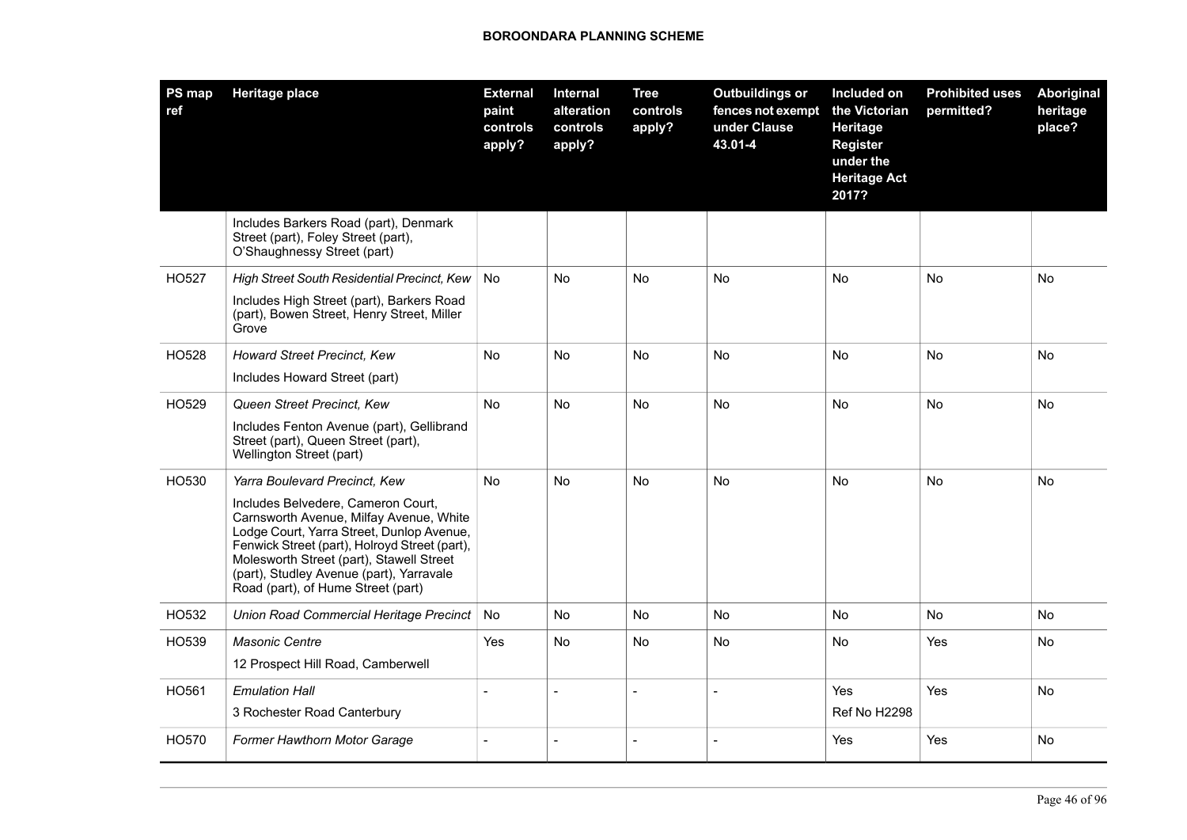| PS map ref | Heritage place | External paint controls apply? | Internal alteration controls apply? | Tree controls apply? | Outbuildings or fences not exempt under Clause 43.01-4 | Included on the Victorian Heritage Register under the Heritage Act 2017? | Prohibited uses permitted? | Aboriginal heritage place? |
|---|---|---|---|---|---|---|---|---|
| | Includes Barkers Road (part), Denmark Street (part), Foley Street (part), O'Shaughnessy Street (part) | | | | | | | |
| HO527 | *High Street South Residential Precinct, Kew*<br>Includes High Street (part), Barkers Road (part), Bowen Street, Henry Street, Miller Grove | No | No | No | No | No | No | No |
| HO528 | *Howard Street Precinct, Kew*<br>Includes Howard Street (part) | No | No | No | No | No | No | No |
| HO529 | *Queen Street Precinct, Kew*<br>Includes Fenton Avenue (part), Gellibrand Street (part), Queen Street (part), Wellington Street (part) | No | No | No | No | No | No | No |
| HO530 | *Yarra Boulevard Precinct, Kew*<br>Includes Belvedere, Cameron Court, Carnsworth Avenue, Milfay Avenue, White Lodge Court, Yarra Street, Dunlop Avenue, Fenwick Street (part), Holroyd Street (part), Molesworth Street (part), Stawell Street (part), Studley Avenue (part), Yarravale Road (part), of Hume Street (part) | No | No | No | No | No | No | No |
| HO532 | *Union Road Commercial Heritage Precinct* | No | No | No | No | No | No | No |
| HO539 | *Masonic Centre*<br>12 Prospect Hill Road, Camberwell | Yes | No | No | No | No | Yes | No |
| HO561 | *Emulation Hall*<br>3 Rochester Road Canterbury | - | - | - | - | Yes<br>Ref No H2298 | Yes | No |
| HO570 | *Former Hawthorn Motor Garage* | - | - | - | - | Yes | Yes | No |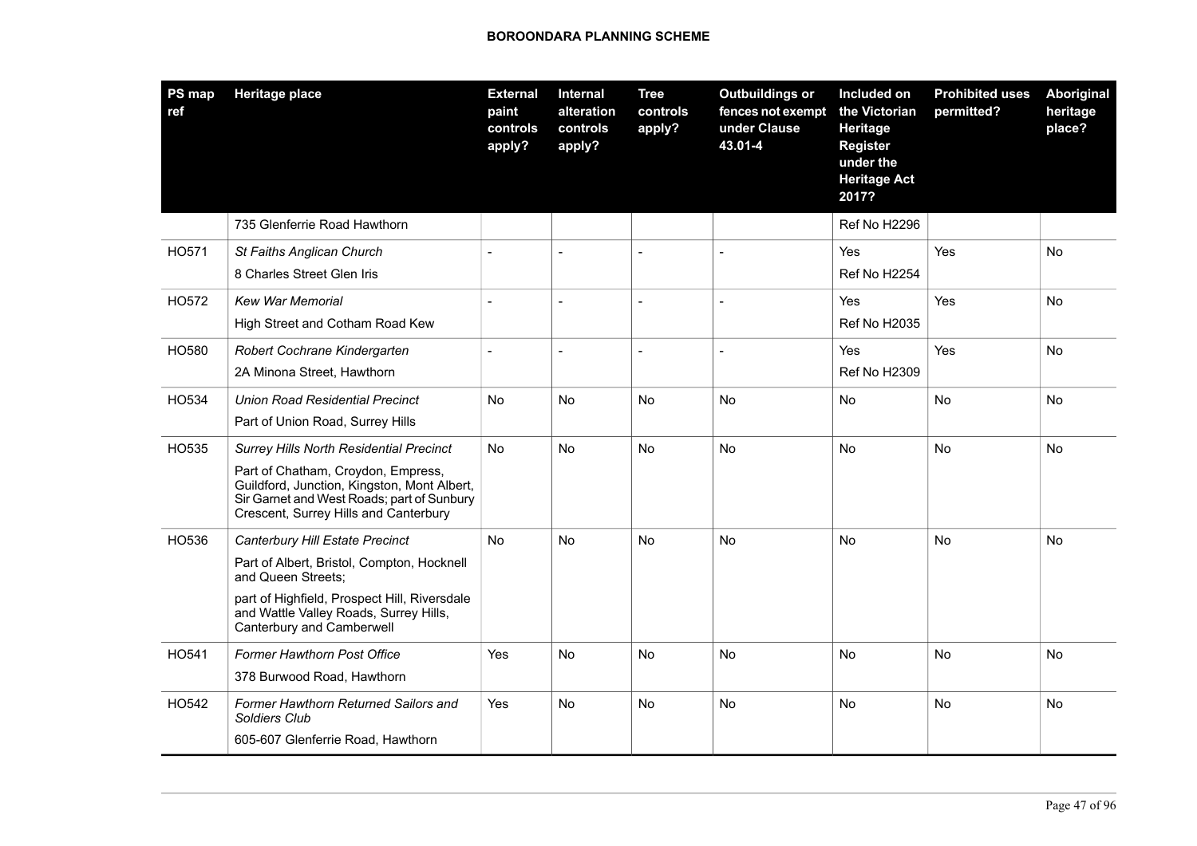| PS map ref | Heritage place | External paint controls apply? | Internal alteration controls apply? | Tree controls apply? | Outbuildings or fences not exempt under Clause 43.01-4 | Included on the Victorian Heritage Register under the Heritage Act 2017? | Prohibited uses permitted? | Aboriginal heritage place? |
|---|---|---|---|---|---|---|---|---|
| | 735 Glenferrie Road Hawthorn | | | | | Ref No H2296 | | |
| HO571 | *St Faiths Anglican Church*<br>8 Charles Street Glen Iris | - | - | - | - | Yes<br>Ref No H2254 | Yes | No |
| HO572 | *Kew War Memorial*<br>High Street and Cotham Road Kew | - | - | - | - | Yes<br>Ref No H2035 | Yes | No |
| HO580 | *Robert Cochrane Kindergarten*<br>2A Minona Street, Hawthorn | - | - | - | - | Yes<br>Ref No H2309 | Yes | No |
| HO534 | *Union Road Residential Precinct*<br>Part of Union Road, Surrey Hills | No | No | No | No | No | No | No |
| HO535 | *Surrey Hills North Residential Precinct*<br>Part of Chatham, Croydon, Empress, Guildford, Junction, Kingston, Mont Albert, Sir Garnet and West Roads; part of Sunbury Crescent, Surrey Hills and Canterbury | No | No | No | No | No | No | No |
| HO536 | *Canterbury Hill Estate Precinct*<br>Part of Albert, Bristol, Compton, Hocknell and Queen Streets;<br>part of Highfield, Prospect Hill, Riversdale and Wattle Valley Roads, Surrey Hills, Canterbury and Camberwell | No | No | No | No | No | No | No |
| HO541 | *Former Hawthorn Post Office*<br>378 Burwood Road, Hawthorn | Yes | No | No | No | No | No | No |
| HO542 | *Former Hawthorn Returned Sailors and Soldiers Club*<br>605-607 Glenferrie Road, Hawthorn | Yes | No | No | No | No | No | No |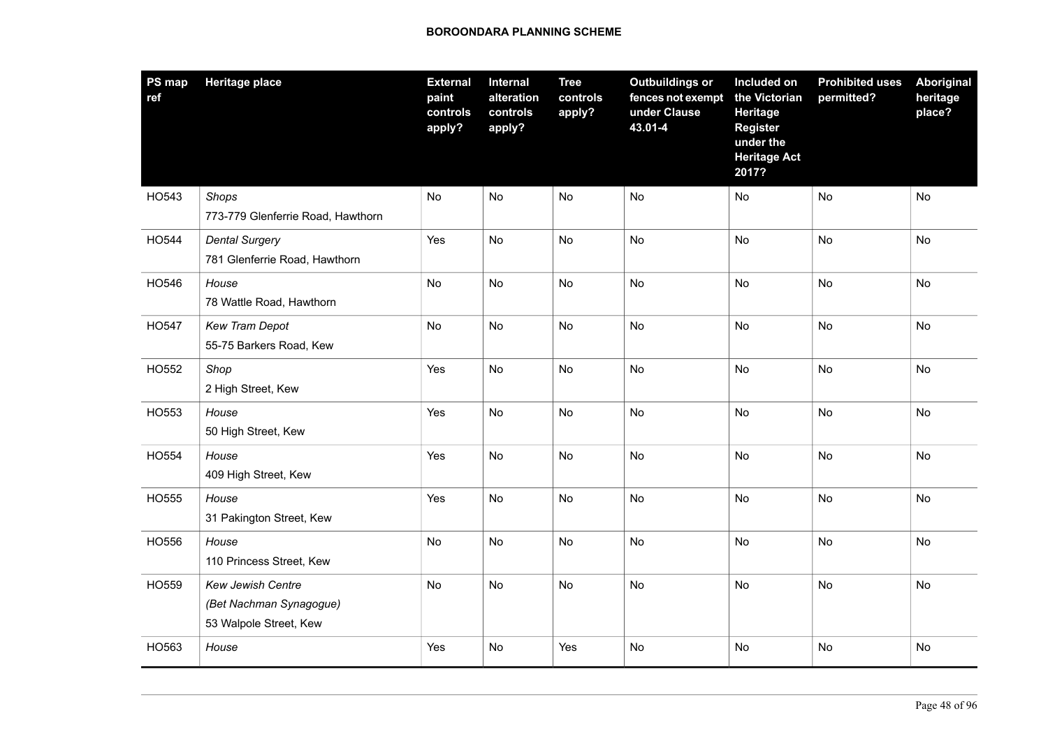| PS map ref | Heritage place | External paint controls apply? | Internal alteration controls apply? | Tree controls apply? | Outbuildings or fences not exempt under Clause 43.01-4 | Included on the Victorian Heritage Register under the Heritage Act 2017? | Prohibited uses permitted? | Aboriginal heritage place? |
|---|---|---|---|---|---|---|---|---|
| HO543 | *Shops*<br>773-779 Glenferrie Road, Hawthorn | No | No | No | No | No | No | No |
| HO544 | *Dental Surgery*<br>781 Glenferrie Road, Hawthorn | Yes | No | No | No | No | No | No |
| HO546 | *House*<br>78 Wattle Road, Hawthorn | No | No | No | No | No | No | No |
| HO547 | *Kew Tram Depot*<br>55-75 Barkers Road, Kew | No | No | No | No | No | No | No |
| HO552 | *Shop*<br>2 High Street, Kew | Yes | No | No | No | No | No | No |
| HO553 | *House*<br>50 High Street, Kew | Yes | No | No | No | No | No | No |
| HO554 | *House*<br>409 High Street, Kew | Yes | No | No | No | No | No | No |
| HO555 | *House*<br>31 Pakington Street, Kew | Yes | No | No | No | No | No | No |
| HO556 | *House*<br>110 Princess Street, Kew | No | No | No | No | No | No | No |
| HO559 | *Kew Jewish Centre*<br>*(Bet Nachman Synagogue)*<br>53 Walpole Street, Kew | No | No | No | No | No | No | No |
| HO563 | *House* | Yes | No | Yes | No | No | No | No |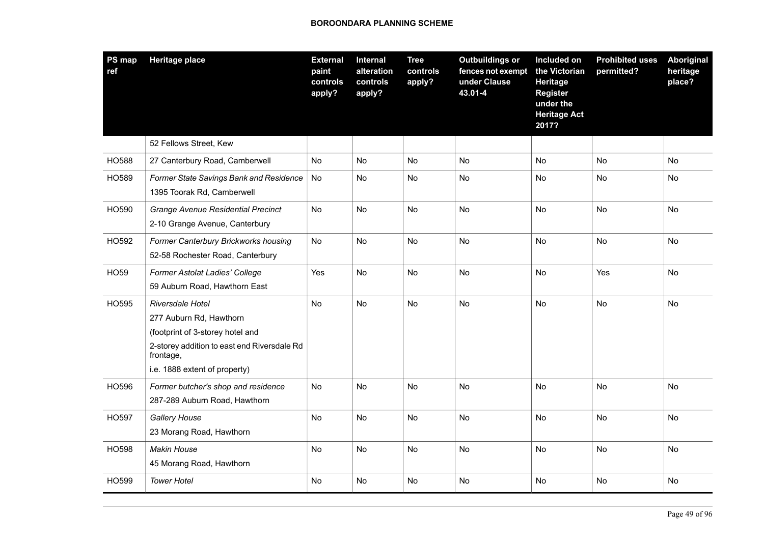| PS map ref | Heritage place | External paint controls apply? | Internal alteration controls apply? | Tree controls apply? | Outbuildings or fences not exempt under Clause 43.01-4 | Included on the Victorian Heritage Register under the Heritage Act 2017? | Prohibited uses permitted? | Aboriginal heritage place? |
|---|---|---|---|---|---|---|---|---|
| | 52 Fellows Street, Kew | | | | | | | |
| HO588 | 27 Canterbury Road, Camberwell | No | No | No | No | No | No | No |
| HO589 | *Former State Savings Bank and Residence*<br>1395 Toorak Rd, Camberwell | No | No | No | No | No | No | No |
| HO590 | *Grange Avenue Residential Precinct*<br>2-10 Grange Avenue, Canterbury | No | No | No | No | No | No | No |
| HO592 | *Former Canterbury Brickworks housing*<br>52-58 Rochester Road, Canterbury | No | No | No | No | No | No | No |
| HO59 | *Former Astolat Ladies' College*<br>59 Auburn Road, Hawthorn East | Yes | No | No | No | No | Yes | No |
| HO595 | *Riversdale Hotel*<br>277 Auburn Rd, Hawthorn<br>(footprint of 3-storey hotel and<br>2-storey addition to east end Riversdale Rd frontage,<br>i.e. 1888 extent of property) | No | No | No | No | No | No | No |
| HO596 | *Former butcher's shop and residence*<br>287-289 Auburn Road, Hawthorn | No | No | No | No | No | No | No |
| HO597 | *Gallery House*<br>23 Morang Road, Hawthorn | No | No | No | No | No | No | No |
| HO598 | *Makin House*<br>45 Morang Road, Hawthorn | No | No | No | No | No | No | No |
| HO599 | *Tower Hotel* | No | No | No | No | No | No | No |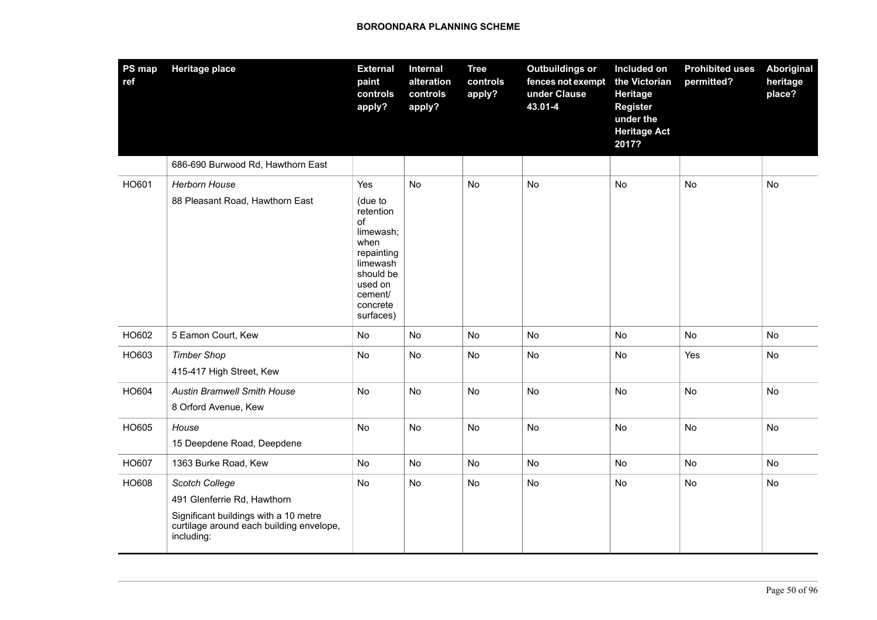| PS map ref | Heritage place | External paint controls apply? | Internal alteration controls apply? | Tree controls apply? | Outbuildings or fences not exempt under Clause 43.01-4 | Included on the Victorian Heritage Register under the Heritage Act 2017? | Prohibited uses permitted? | Aboriginal heritage place? |
|---|---|---|---|---|---|---|---|---|
| | 686-690 Burwood Rd, Hawthorn East | | | | | | | |
| HO601 | *Herborn House*<br>88 Pleasant Road, Hawthorn East | Yes<br>(due to retention of limewash; when repainting limewash should be used on cement/ concrete surfaces) | No | No | No | No | No | No |
| HO602 | 5 Eamon Court, Kew | No | No | No | No | No | No | No |
| HO603 | *Timber Shop*<br>415-417 High Street, Kew | No | No | No | No | No | Yes | No |
| HO604 | *Austin Bramwell Smith House*<br>8 Orford Avenue, Kew | No | No | No | No | No | No | No |
| HO605 | *House*<br>15 Deepdene Road, Deepdene | No | No | No | No | No | No | No |
| HO607 | 1363 Burke Road, Kew | No | No | No | No | No | No | No |
| HO608 | *Scotch College*<br>491 Glenferrie Rd, Hawthorn<br>Significant buildings with a 10 metre curtilage around each building envelope, including: | No | No | No | No | No | No | No |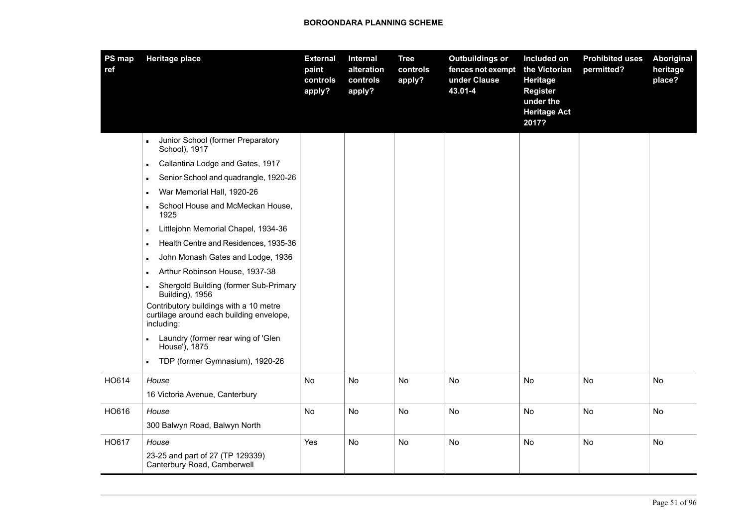| PS map ref | Heritage place | External paint controls apply? | Internal alteration controls apply? | Tree controls apply? | Outbuildings or fences not exempt under Clause 43.01-4 | Included on the Victorian Heritage Register under the Heritage Act 2017? | Prohibited uses permitted? | Aboriginal heritage place? |
|---|---|---|---|---|---|---|---|---|
| | ▪ Junior School (former Preparatory School), 1917<br>▪ Callantina Lodge and Gates, 1917<br>▪ Senior School and quadrangle, 1920-26<br>▪ War Memorial Hall, 1920-26<br>▪ School House and McMeckan House, 1925<br>▪ Littlejohn Memorial Chapel, 1934-36<br>▪ Health Centre and Residences, 1935-36<br>▪ John Monash Gates and Lodge, 1936<br>▪ Arthur Robinson House, 1937-38<br>▪ Shergold Building (former Sub-Primary Building), 1956<br>Contributory buildings with a 10 metre curtilage around each building envelope, including:<br>▪ Laundry (former rear wing of 'Glen House'), 1875<br>▪ TDP (former Gymnasium), 1920-26 | | | | | | | |
| HO614 | *House*<br>16 Victoria Avenue, Canterbury | No | No | No | No | No | No | No |
| HO616 | *House*<br>300 Balwyn Road, Balwyn North | No | No | No | No | No | No | No |
| HO617 | *House*<br>23-25 and part of 27 (TP 129339) Canterbury Road, Camberwell | Yes | No | No | No | No | No | No |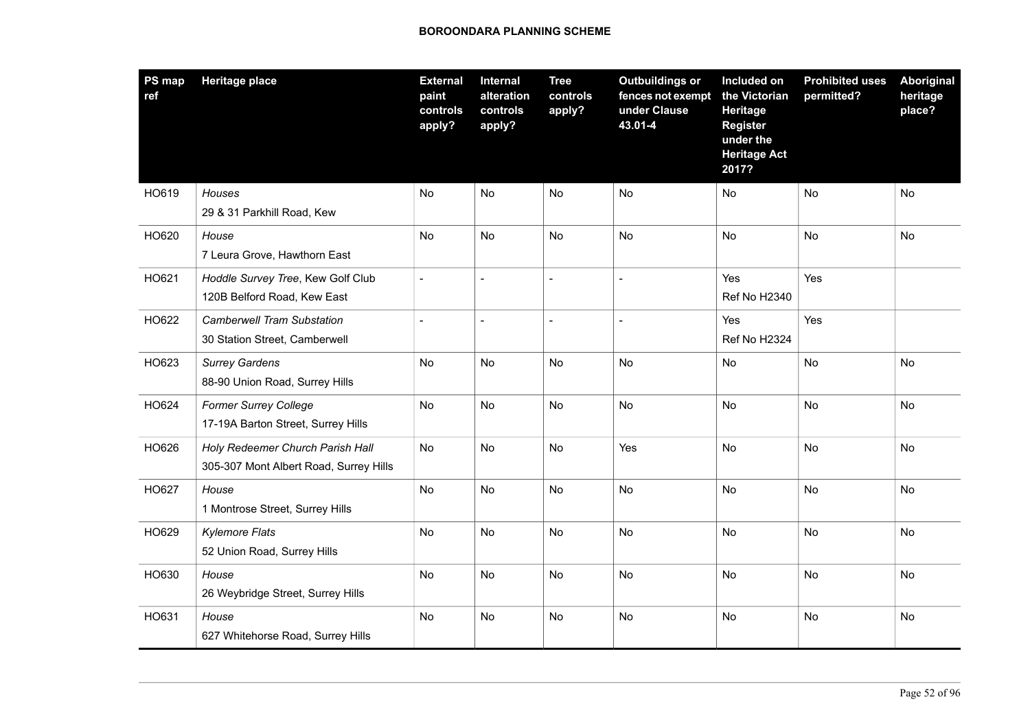| PS map ref | Heritage place | External paint controls apply? | Internal alteration controls apply? | Tree controls apply? | Outbuildings or fences not exempt under Clause 43.01-4 | Included on the Victorian Heritage Register under the Heritage Act 2017? | Prohibited uses permitted? | Aboriginal heritage place? |
|---|---|---|---|---|---|---|---|---|
| HO619 | *Houses*<br>29 & 31 Parkhill Road, Kew | No | No | No | No | No | No | No |
| HO620 | *House*<br>7 Leura Grove, Hawthorn East | No | No | No | No | No | No | No |
| HO621 | *Hoddle Survey Tree*, Kew Golf Club<br>120B Belford Road, Kew East | - | - | - | - | Yes<br>Ref No H2340 | Yes | |
| HO622 | *Camberwell Tram Substation*<br>30 Station Street, Camberwell | - | - | - | - | Yes<br>Ref No H2324 | Yes | |
| HO623 | *Surrey Gardens*<br>88-90 Union Road, Surrey Hills | No | No | No | No | No | No | No |
| HO624 | *Former Surrey College*<br>17-19A Barton Street, Surrey Hills | No | No | No | No | No | No | No |
| HO626 | *Holy Redeemer Church Parish Hall*<br>305-307 Mont Albert Road, Surrey Hills | No | No | No | Yes | No | No | No |
| HO627 | *House*<br>1 Montrose Street, Surrey Hills | No | No | No | No | No | No | No |
| HO629 | *Kylemore Flats*<br>52 Union Road, Surrey Hills | No | No | No | No | No | No | No |
| HO630 | *House*<br>26 Weybridge Street, Surrey Hills | No | No | No | No | No | No | No |
| HO631 | *House*<br>627 Whitehorse Road, Surrey Hills | No | No | No | No | No | No | No |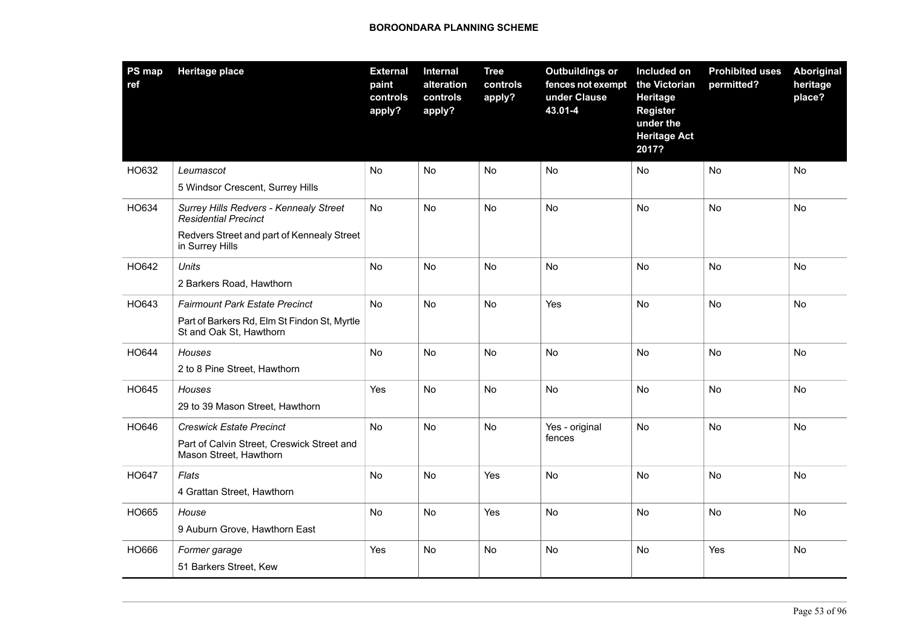**BOROONDARA PLANNING SCHEME**

| PS map ref | Heritage place | External paint controls apply? | Internal alteration controls apply? | Tree controls apply? | Outbuildings or fences not exempt under Clause 43.01-4 | Included on the Victorian Heritage Register under the Heritage Act 2017? | Prohibited uses permitted? | Aboriginal heritage place? |
|---|---|---|---|---|---|---|---|---|
| HO632 | *Leumascot*<br>5 Windsor Crescent, Surrey Hills | No | No | No | No | No | No | No |
| HO634 | *Surrey Hills Redvers - Kennealy Street Residential Precinct*<br>Redvers Street and part of Kennealy Street in Surrey Hills | No | No | No | No | No | No | No |
| HO642 | *Units*<br>2 Barkers Road, Hawthorn | No | No | No | No | No | No | No |
| HO643 | *Fairmount Park Estate Precinct*<br>Part of Barkers Rd, Elm St Findon St, Myrtle St and Oak St, Hawthorn | No | No | No | Yes | No | No | No |
| HO644 | *Houses*<br>2 to 8 Pine Street, Hawthorn | No | No | No | No | No | No | No |
| HO645 | *Houses*<br>29 to 39 Mason Street, Hawthorn | Yes | No | No | No | No | No | No |
| HO646 | *Creswick Estate Precinct*<br>Part of Calvin Street, Creswick Street and Mason Street, Hawthorn | No | No | No | Yes - original fences | No | No | No |
| HO647 | *Flats*<br>4 Grattan Street, Hawthorn | No | No | Yes | No | No | No | No |
| HO665 | *House*<br>9 Auburn Grove, Hawthorn East | No | No | Yes | No | No | No | No |
| HO666 | *Former garage*<br>51 Barkers Street, Kew | Yes | No | No | No | No | Yes | No |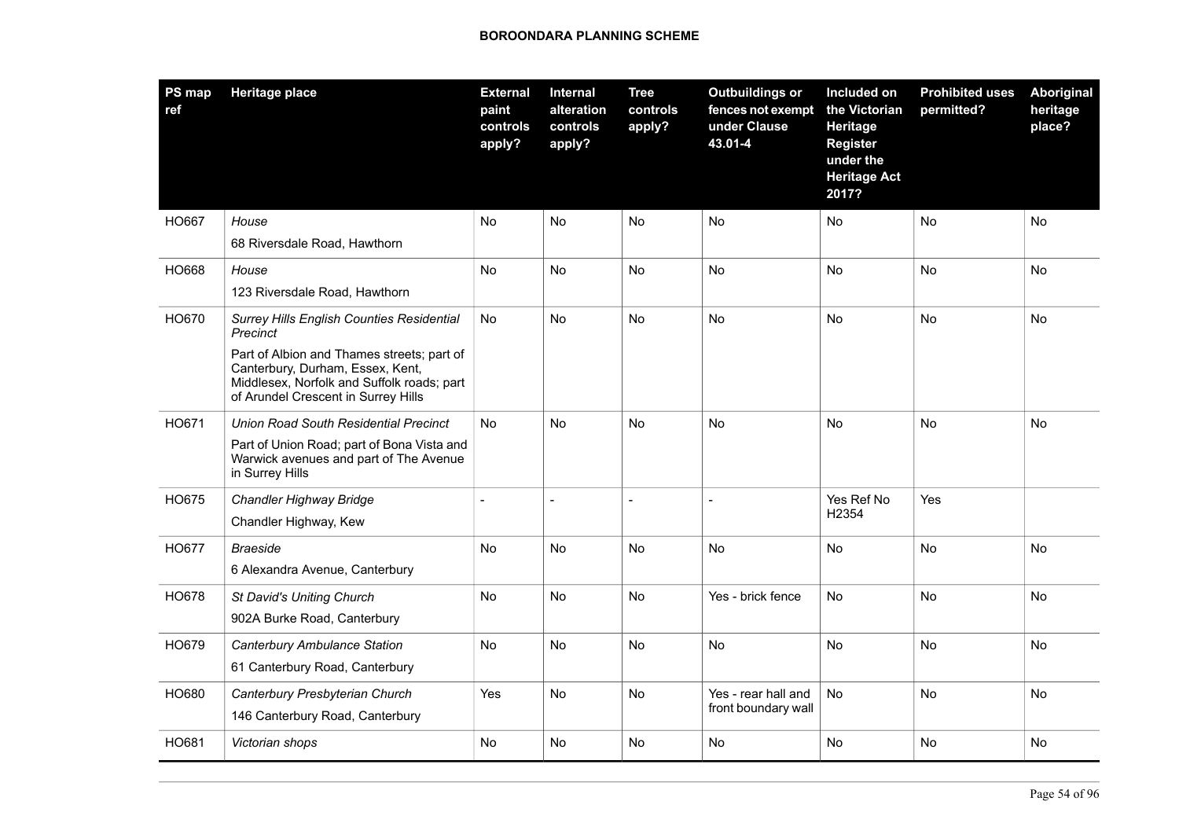| PS map ref | Heritage place | External paint controls apply? | Internal alteration controls apply? | Tree controls apply? | Outbuildings or fences not exempt under Clause 43.01-4 | Included on the Victorian Heritage Register under the Heritage Act 2017? | Prohibited uses permitted? | Aboriginal heritage place? |
|---|---|---|---|---|---|---|---|---|
| HO667 | *House*<br>68 Riversdale Road, Hawthorn | No | No | No | No | No | No | No |
| HO668 | *House*<br>123 Riversdale Road, Hawthorn | No | No | No | No | No | No | No |
| HO670 | *Surrey Hills English Counties Residential Precinct*<br>Part of Albion and Thames streets; part of Canterbury, Durham, Essex, Kent, Middlesex, Norfolk and Suffolk roads; part of Arundel Crescent in Surrey Hills | No | No | No | No | No | No | No |
| HO671 | *Union Road South Residential Precinct*<br>Part of Union Road; part of Bona Vista and Warwick avenues and part of The Avenue in Surrey Hills | No | No | No | No | No | No | No |
| HO675 | *Chandler Highway Bridge*<br>Chandler Highway, Kew | - | - | - | - | Yes Ref No H2354 | Yes | |
| HO677 | *Braeside*<br>6 Alexandra Avenue, Canterbury | No | No | No | No | No | No | No |
| HO678 | *St David's Uniting Church*<br>902A Burke Road, Canterbury | No | No | No | Yes - brick fence | No | No | No |
| HO679 | *Canterbury Ambulance Station*<br>61 Canterbury Road, Canterbury | No | No | No | No | No | No | No |
| HO680 | *Canterbury Presbyterian Church*<br>146 Canterbury Road, Canterbury | Yes | No | No | Yes - rear hall and front boundary wall | No | No | No |
| HO681 | *Victorian shops* | No | No | No | No | No | No | No |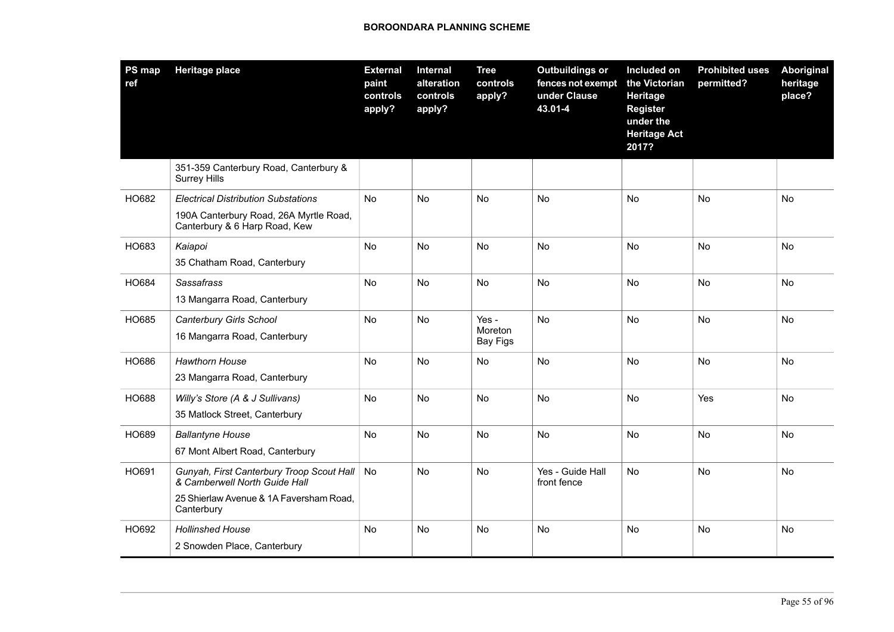| PS map ref | Heritage place | External paint controls apply? | Internal alteration controls apply? | Tree controls apply? | Outbuildings or fences not exempt under Clause 43.01-4 | Included on the Victorian Heritage Register under the Heritage Act 2017? | Prohibited uses permitted? | Aboriginal heritage place? |
|---|---|---|---|---|---|---|---|---|
| | 351-359 Canterbury Road, Canterbury & Surrey Hills | | | | | | | |
| HO682 | *Electrical Distribution Substations*<br>190A Canterbury Road, 26A Myrtle Road, Canterbury & 6 Harp Road, Kew | No | No | No | No | No | No | No |
| HO683 | *Kaiapoi*<br>35 Chatham Road, Canterbury | No | No | No | No | No | No | No |
| HO684 | *Sassafrass*<br>13 Mangarra Road, Canterbury | No | No | No | No | No | No | No |
| HO685 | *Canterbury Girls School*<br>16 Mangarra Road, Canterbury | No | No | Yes - Moreton Bay Figs | No | No | No | No |
| HO686 | *Hawthorn House*<br>23 Mangarra Road, Canterbury | No | No | No | No | No | No | No |
| HO688 | *Willy's Store (A & J Sullivans)*<br>35 Matlock Street, Canterbury | No | No | No | No | No | Yes | No |
| HO689 | *Ballantyne House*<br>67 Mont Albert Road, Canterbury | No | No | No | No | No | No | No |
| HO691 | *Gunyah, First Canterbury Troop Scout Hall & Camberwell North Guide Hall*<br>25 Shierlaw Avenue & 1A Faversham Road, Canterbury | No | No | No | Yes - Guide Hall front fence | No | No | No |
| HO692 | *Hollinshed House*<br>2 Snowden Place, Canterbury | No | No | No | No | No | No | No |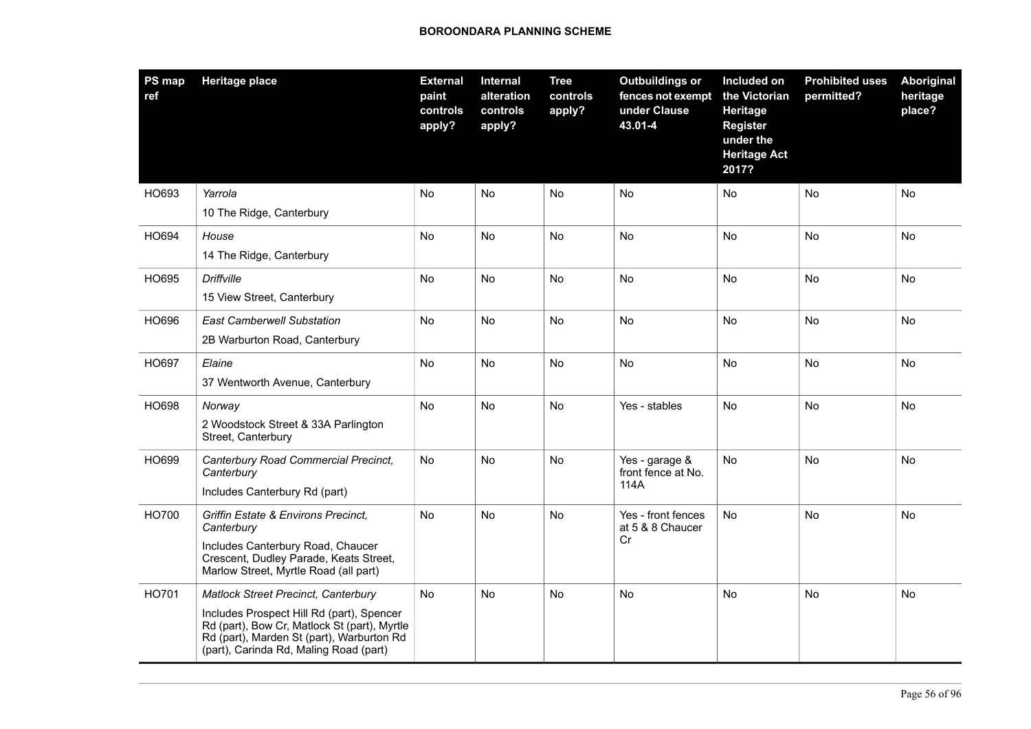| PS map ref | Heritage place | External paint controls apply? | Internal alteration controls apply? | Tree controls apply? | Outbuildings or fences not exempt under Clause 43.01-4 | Included on the Victorian Heritage Register under the Heritage Act 2017? | Prohibited uses permitted? | Aboriginal heritage place? |
|---|---|---|---|---|---|---|---|---|
| HO693 | *Yarrola*<br>10 The Ridge, Canterbury | No | No | No | No | No | No | No |
| HO694 | *House*<br>14 The Ridge, Canterbury | No | No | No | No | No | No | No |
| HO695 | *Driffville*<br>15 View Street, Canterbury | No | No | No | No | No | No | No |
| HO696 | *East Camberwell Substation*<br>2B Warburton Road, Canterbury | No | No | No | No | No | No | No |
| HO697 | *Elaine*<br>37 Wentworth Avenue, Canterbury | No | No | No | No | No | No | No |
| HO698 | *Norway*<br>2 Woodstock Street & 33A Parlington Street, Canterbury | No | No | No | Yes - stables | No | No | No |
| HO699 | *Canterbury Road Commercial Precinct, Canterbury*<br>Includes Canterbury Rd (part) | No | No | No | Yes - garage & front fence at No. 114A | No | No | No |
| HO700 | *Griffin Estate & Environs Precinct, Canterbury*<br>Includes Canterbury Road, Chaucer Crescent, Dudley Parade, Keats Street, Marlow Street, Myrtle Road (all part) | No | No | No | Yes - front fences at 5 & 8 Chaucer Cr | No | No | No |
| HO701 | *Matlock Street Precinct, Canterbury*<br>Includes Prospect Hill Rd (part), Spencer Rd (part), Bow Cr, Matlock St (part), Myrtle Rd (part), Marden St (part), Warburton Rd (part), Carinda Rd, Maling Road (part) | No | No | No | No | No | No | No |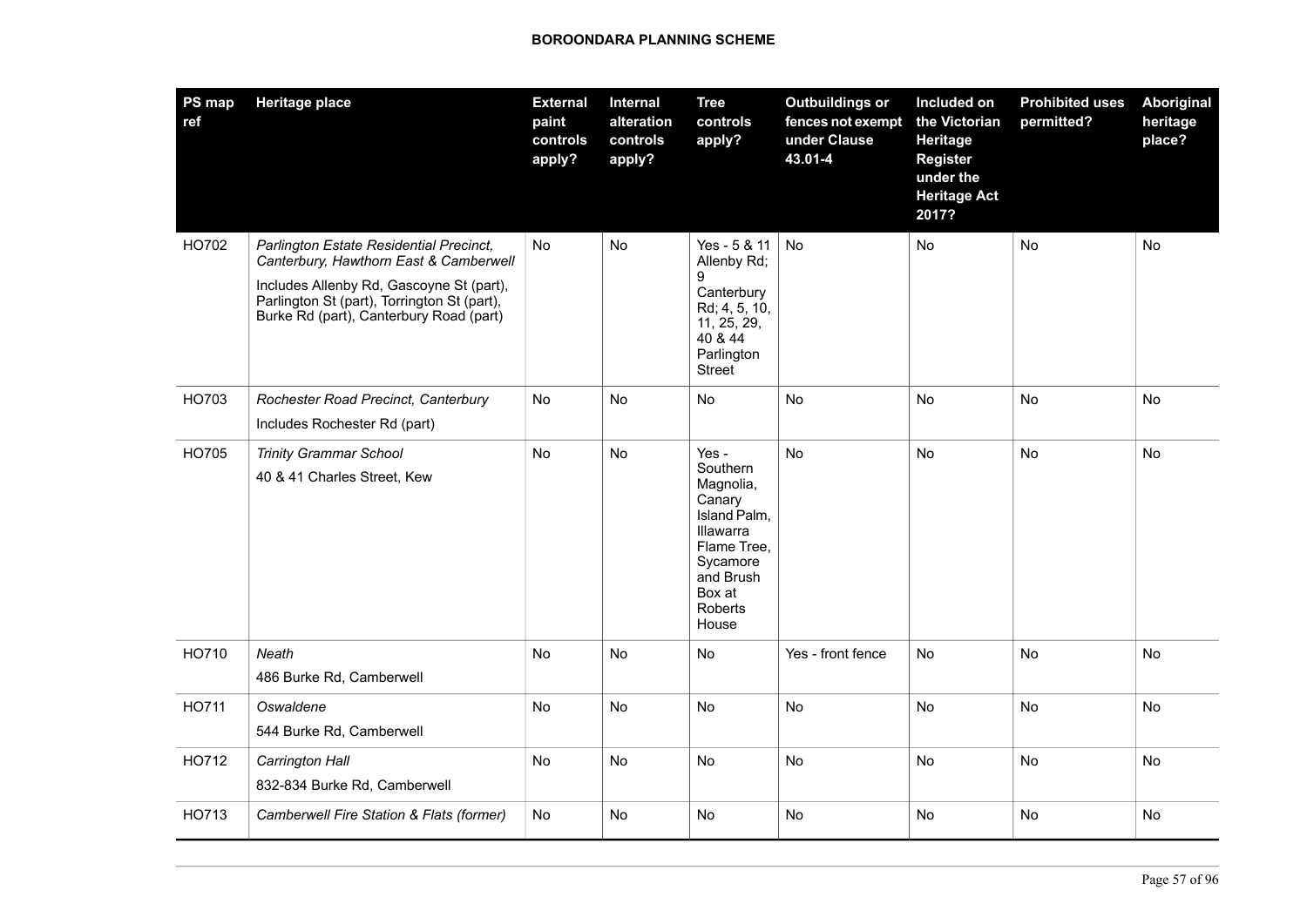| PS map ref | Heritage place | External paint controls apply? | Internal alteration controls apply? | Tree controls apply? | Outbuildings or fences not exempt under Clause 43.01-4 | Included on the Victorian Heritage Register under the Heritage Act 2017? | Prohibited uses permitted? | Aboriginal heritage place? |
|---|---|---|---|---|---|---|---|---|
| HO702 | *Parlington Estate Residential Precinct, Canterbury, Hawthorn East & Camberwell*<br>Includes Allenby Rd, Gascoyne St (part), Parlington St (part), Torrington St (part), Burke Rd (part), Canterbury Road (part) | No | No | Yes - 5 & 11 Allenby Rd; 9 Canterbury Rd; 4, 5, 10, 11, 25, 29, 40 & 44 Parlington Street | No | No | No | No |
| HO703 | *Rochester Road Precinct, Canterbury*<br>Includes Rochester Rd (part) | No | No | No | No | No | No | No |
| HO705 | *Trinity Grammar School*<br>40 & 41 Charles Street, Kew | No | No | Yes - Southern Magnolia, Canary Island Palm, Illawarra Flame Tree, Sycamore and Brush Box at Roberts House | No | No | No | No |
| HO710 | *Neath*<br>486 Burke Rd, Camberwell | No | No | No | Yes - front fence | No | No | No |
| HO711 | *Oswaldene*<br>544 Burke Rd, Camberwell | No | No | No | No | No | No | No |
| HO712 | *Carrington Hall*<br>832-834 Burke Rd, Camberwell | No | No | No | No | No | No | No |
| HO713 | *Camberwell Fire Station & Flats (former)* | No | No | No | No | No | No | No |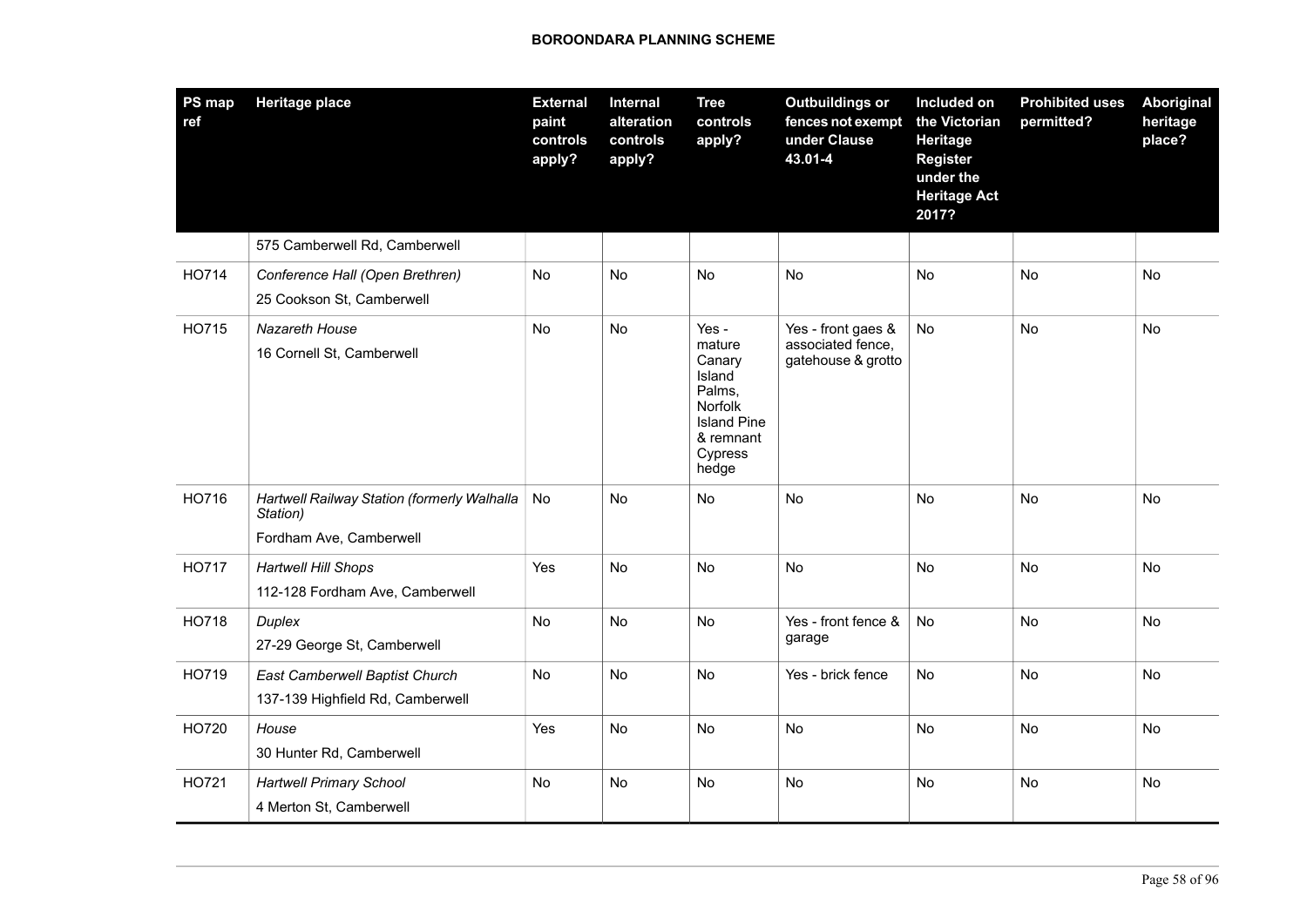| PS map ref | Heritage place | External paint controls apply? | Internal alteration controls apply? | Tree controls apply? | Outbuildings or fences not exempt under Clause 43.01-4 | Included on the Victorian Heritage Register under the Heritage Act 2017? | Prohibited uses permitted? | Aboriginal heritage place? |
|---|---|---|---|---|---|---|---|---|
| | 575 Camberwell Rd, Camberwell | | | | | | | |
| HO714 | *Conference Hall (Open Brethren)*<br>25 Cookson St, Camberwell | No | No | No | No | No | No | No |
| HO715 | *Nazareth House*<br>16 Cornell St, Camberwell | No | No | Yes - mature Canary Island Palms, Norfolk Island Pine & remnant Cypress hedge | Yes - front gaes & associated fence, gatehouse & grotto | No | No | No |
| HO716 | *Hartwell Railway Station (formerly Walhalla Station)*<br>Fordham Ave, Camberwell | No | No | No | No | No | No | No |
| HO717 | *Hartwell Hill Shops*<br>112-128 Fordham Ave, Camberwell | Yes | No | No | No | No | No | No |
| HO718 | *Duplex*<br>27-29 George St, Camberwell | No | No | No | Yes - front fence & garage | No | No | No |
| HO719 | *East Camberwell Baptist Church*<br>137-139 Highfield Rd, Camberwell | No | No | No | Yes - brick fence | No | No | No |
| HO720 | *House*<br>30 Hunter Rd, Camberwell | Yes | No | No | No | No | No | No |
| HO721 | *Hartwell Primary School*<br>4 Merton St, Camberwell | No | No | No | No | No | No | No |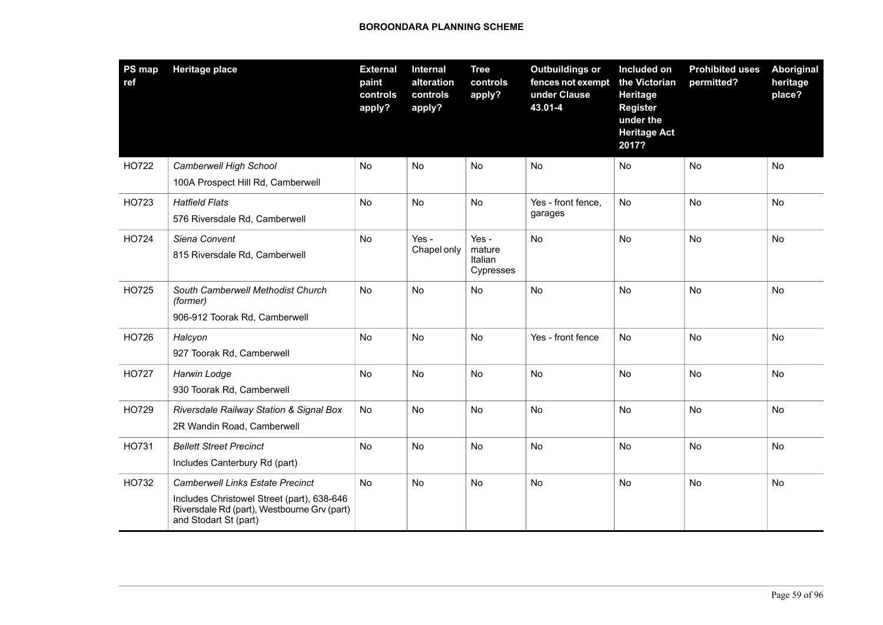| PS map ref | Heritage place | External paint controls apply? | Internal alteration controls apply? | Tree controls apply? | Outbuildings or fences not exempt under Clause 43.01-4 | Included on the Victorian Heritage Register under the Heritage Act 2017? | Prohibited uses permitted? | Aboriginal heritage place? |
|---|---|---|---|---|---|---|---|---|
| HO722 | *Camberwell High School*<br>100A Prospect Hill Rd, Camberwell | No | No | No | No | No | No | No |
| HO723 | *Hatfield Flats*<br>576 Riversdale Rd, Camberwell | No | No | No | Yes - front fence, garages | No | No | No |
| HO724 | *Siena Convent*<br>815 Riversdale Rd, Camberwell | No | Yes - Chapel only | Yes - mature Italian Cypresses | No | No | No | No |
| HO725 | *South Camberwell Methodist Church (former)*<br>906-912 Toorak Rd, Camberwell | No | No | No | No | No | No | No |
| HO726 | *Halcyon*<br>927 Toorak Rd, Camberwell | No | No | No | Yes - front fence | No | No | No |
| HO727 | *Harwin Lodge*<br>930 Toorak Rd, Camberwell | No | No | No | No | No | No | No |
| HO729 | *Riversdale Railway Station & Signal Box*<br>2R Wandin Road, Camberwell | No | No | No | No | No | No | No |
| HO731 | *Bellett Street Precinct*<br>Includes Canterbury Rd (part) | No | No | No | No | No | No | No |
| HO732 | *Camberwell Links Estate Precinct*<br>Includes Christowel Street (part), 638-646 Riversdale Rd (part), Westbourne Grv (part) and Stodart St (part) | No | No | No | No | No | No | No |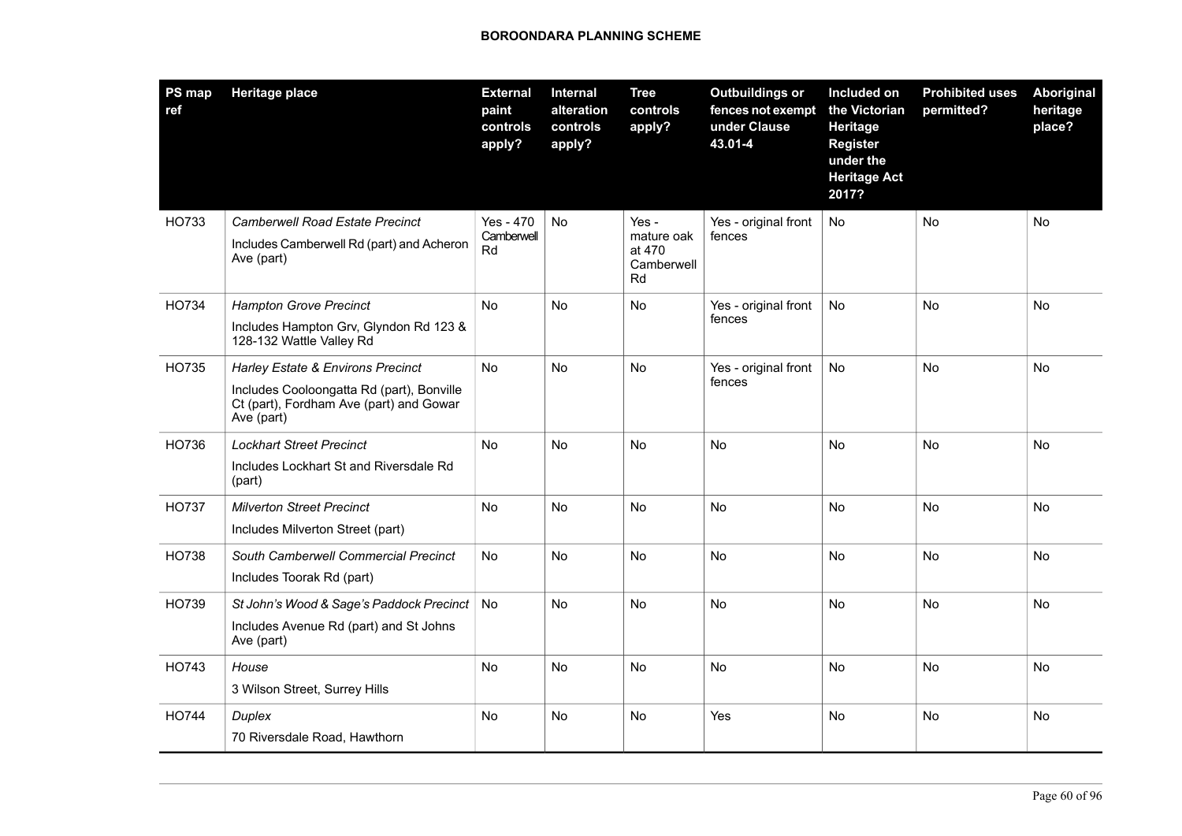| PS map ref | Heritage place | External paint controls apply? | Internal alteration controls apply? | Tree controls apply? | Outbuildings or fences not exempt under Clause 43.01-4 | Included on the Victorian Heritage Register under the Heritage Act 2017? | Prohibited uses permitted? | Aboriginal heritage place? |
|---|---|---|---|---|---|---|---|---|
| HO733 | *Camberwell Road Estate Precinct*<br>Includes Camberwell Rd (part) and Acheron Ave (part) | Yes - 470 Camberwell Rd | No | Yes - mature oak at 470 Camberwell Rd | Yes - original front fences | No | No | No |
| HO734 | *Hampton Grove Precinct*<br>Includes Hampton Grv, Glyndon Rd 123 & 128-132 Wattle Valley Rd | No | No | No | Yes - original front fences | No | No | No |
| HO735 | *Harley Estate & Environs Precinct*<br>Includes Cooloongatta Rd (part), Bonville Ct (part), Fordham Ave (part) and Gowar Ave (part) | No | No | No | Yes - original front fences | No | No | No |
| HO736 | *Lockhart Street Precinct*<br>Includes Lockhart St and Riversdale Rd (part) | No | No | No | No | No | No | No |
| HO737 | *Milverton Street Precinct*<br>Includes Milverton Street (part) | No | No | No | No | No | No | No |
| HO738 | *South Camberwell Commercial Precinct*<br>Includes Toorak Rd (part) | No | No | No | No | No | No | No |
| HO739 | *St John's Wood & Sage's Paddock Precinct*<br>Includes Avenue Rd (part) and St Johns Ave (part) | No | No | No | No | No | No | No |
| HO743 | *House*<br>3 Wilson Street, Surrey Hills | No | No | No | No | No | No | No |
| HO744 | *Duplex*<br>70 Riversdale Road, Hawthorn | No | No | No | Yes | No | No | No |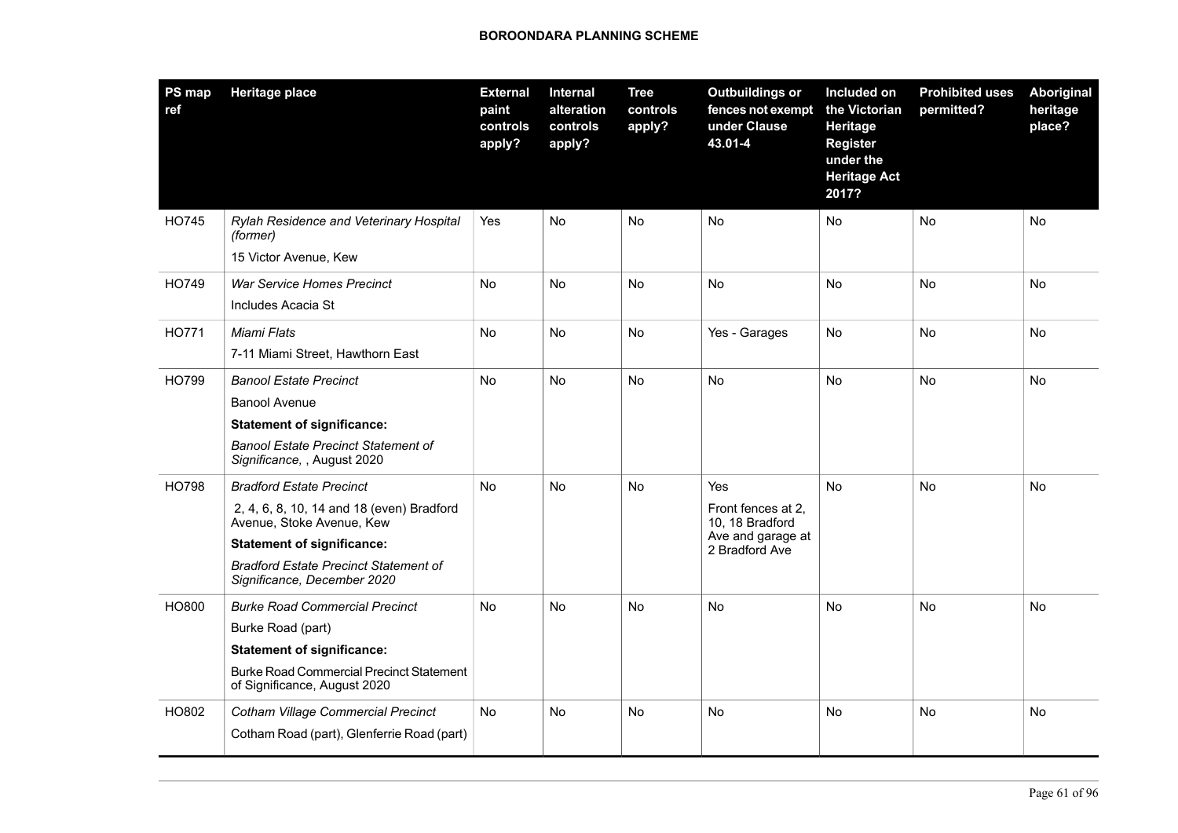| PS map ref | Heritage place | External paint controls apply? | Internal alteration controls apply? | Tree controls apply? | Outbuildings or fences not exempt under Clause 43.01-4 | Included on the Victorian Heritage Register under the Heritage Act 2017? | Prohibited uses permitted? | Aboriginal heritage place? |
|---|---|---|---|---|---|---|---|---|
| HO745 | *Rylah Residence and Veterinary Hospital (former)*<br>15 Victor Avenue, Kew | Yes | No | No | No | No | No | No |
| HO749 | *War Service Homes Precinct*<br>Includes Acacia St | No | No | No | No | No | No | No |
| HO771 | *Miami Flats*<br>7-11 Miami Street, Hawthorn East | No | No | No | Yes - Garages | No | No | No |
| HO799 | *Banool Estate Precinct*<br>Banool Avenue<br>**Statement of significance:**<br>*Banool Estate Precinct Statement of Significance,* , August 2020 | No | No | No | No | No | No | No |
| HO798 | *Bradford Estate Precinct*<br>2, 4, 6, 8, 10, 14 and 18 (even) Bradford Avenue, Stoke Avenue, Kew<br>**Statement of significance:**<br>*Bradford Estate Precinct Statement of Significance, December 2020* | No | No | No | Yes<br>Front fences at 2, 10, 18 Bradford Ave and garage at 2 Bradford Ave | No | No | No |
| HO800 | *Burke Road Commercial Precinct*<br>Burke Road (part)<br>**Statement of significance:**<br>Burke Road Commercial Precinct Statement of Significance, August 2020 | No | No | No | No | No | No | No |
| HO802 | *Cotham Village Commercial Precinct*<br>Cotham Road (part), Glenferrie Road (part) | No | No | No | No | No | No | No |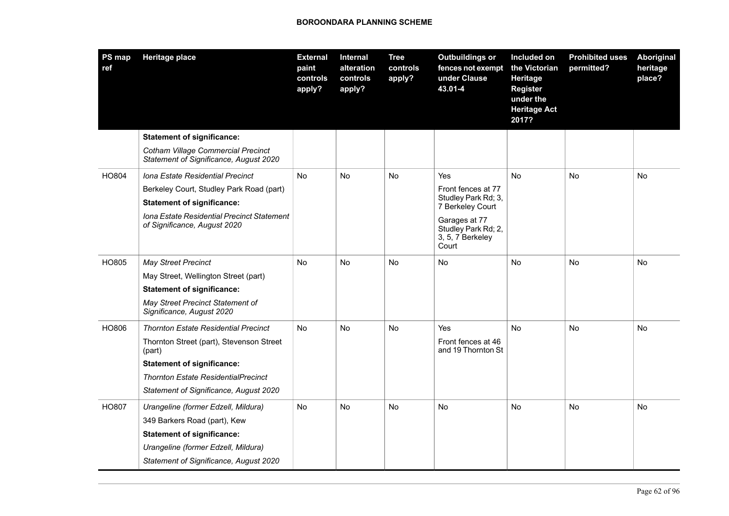| PS map ref | Heritage place | External paint controls apply? | Internal alteration controls apply? | Tree controls apply? | Outbuildings or fences not exempt under Clause 43.01-4 | Included on the Victorian Heritage Register under the Heritage Act 2017? | Prohibited uses permitted? | Aboriginal heritage place? |
|---|---|---|---|---|---|---|---|---|
| | **Statement of significance:**<br>*Cotham Village Commercial Precinct Statement of Significance, August 2020* | | | | | | | |
| HO804 | *Iona Estate Residential Precinct*<br>Berkeley Court, Studley Park Road (part)<br>**Statement of significance:**<br>*Iona Estate Residential Precinct Statement of Significance, August 2020* | No | No | No | Yes<br>Front fences at 77 Studley Park Rd; 3, 7 Berkeley Court<br>Garages at 77 Studley Park Rd; 2, 3, 5, 7 Berkeley Court | No | No | No |
| HO805 | *May Street Precinct*<br>May Street, Wellington Street (part)<br>**Statement of significance:**<br>*May Street Precinct Statement of Significance, August 2020* | No | No | No | No | No | No | No |
| HO806 | *Thornton Estate Residential Precinct*<br>Thornton Street (part), Stevenson Street (part)<br>**Statement of significance:**<br>*Thornton Estate ResidentialPrecinct*<br>*Statement of Significance, August 2020* | No | No | No | Yes<br>Front fences at 46 and 19 Thornton St | No | No | No |
| HO807 | *Urangeline (former Edzell, Mildura)*<br>349 Barkers Road (part), Kew<br>**Statement of significance:**<br>*Urangeline (former Edzell, Mildura)*<br>*Statement of Significance, August 2020* | No | No | No | No | No | No | No |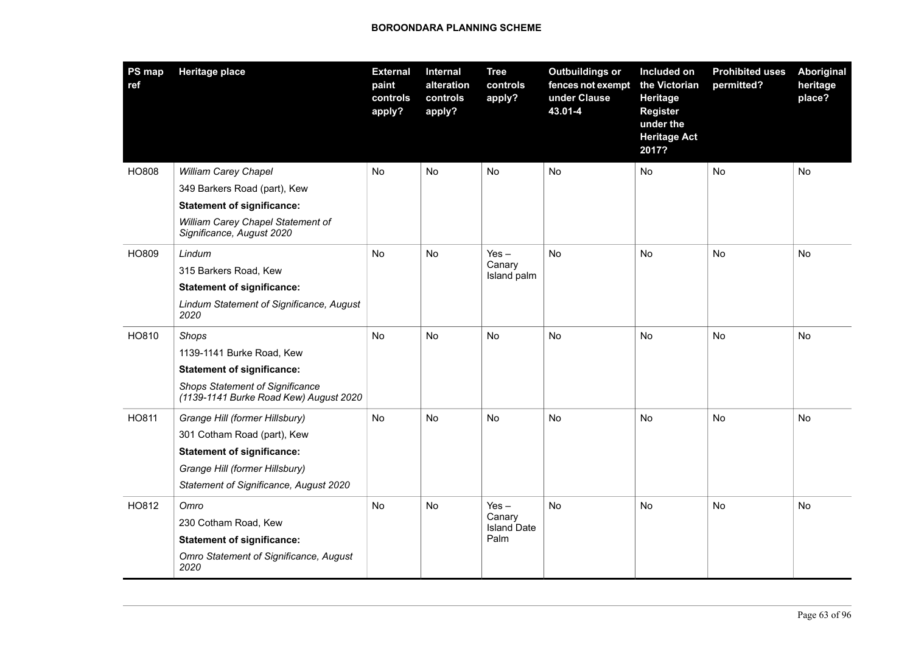| PS map ref | Heritage place | External paint controls apply? | Internal alteration controls apply? | Tree controls apply? | Outbuildings or fences not exempt under Clause 43.01-4 | Included on the Victorian Heritage Register under the Heritage Act 2017? | Prohibited uses permitted? | Aboriginal heritage place? |
|---|---|---|---|---|---|---|---|---|
| HO808 | *William Carey Chapel*<br>349 Barkers Road (part), Kew<br>**Statement of significance:**<br>*William Carey Chapel Statement of Significance, August 2020* | No | No | No | No | No | No | No |
| HO809 | *Lindum*<br>315 Barkers Road, Kew<br>**Statement of significance:**<br>*Lindum Statement of Significance, August 2020* | No | No | Yes – Canary Island palm | No | No | No | No |
| HO810 | *Shops*<br>1139-1141 Burke Road, Kew<br>**Statement of significance:**<br>*Shops Statement of Significance (1139-1141 Burke Road Kew) August 2020* | No | No | No | No | No | No | No |
| HO811 | *Grange Hill (former Hillsbury)*<br>301 Cotham Road (part), Kew<br>**Statement of significance:**<br>*Grange Hill (former Hillsbury)*<br>*Statement of Significance, August 2020* | No | No | No | No | No | No | No |
| HO812 | *Omro*<br>230 Cotham Road, Kew<br>**Statement of significance:**<br>*Omro Statement of Significance, August 2020* | No | No | Yes – Canary Island Date Palm | No | No | No | No |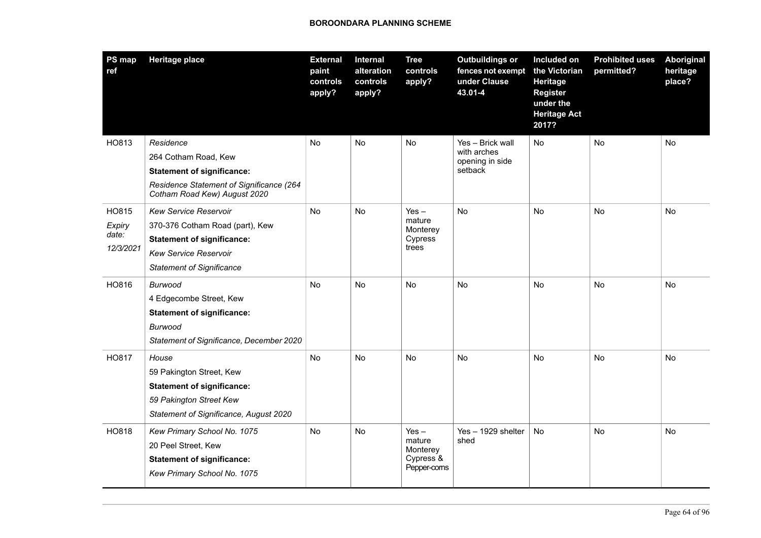| PS map ref | Heritage place | External paint controls apply? | Internal alteration controls apply? | Tree controls apply? | Outbuildings or fences not exempt under Clause 43.01-4 | Included on the Victorian Heritage Register under the Heritage Act 2017? | Prohibited uses permitted? | Aboriginal heritage place? |
|---|---|---|---|---|---|---|---|---|
| HO813 | *Residence*<br>264 Cotham Road, Kew<br>**Statement of significance:**<br>*Residence Statement of Significance (264 Cotham Road Kew) August 2020* | No | No | No | Yes – Brick wall with arches opening in side setback | No | No | No |
| HO815<br>*Expiry date:*<br>*12/3/2021* | *Kew Service Reservoir*<br>370-376 Cotham Road (part), Kew<br>**Statement of significance:**<br>*Kew Service Reservoir*<br>*Statement of Significance* | No | No | Yes – mature Monterey Cypress trees | No | No | No | No |
| HO816 | *Burwood*<br>4 Edgecombe Street, Kew<br>**Statement of significance:**<br>*Burwood*<br>*Statement of Significance, December 2020* | No | No | No | No | No | No | No |
| HO817 | *House*<br>59 Pakington Street, Kew<br>**Statement of significance:**<br>*59 Pakington Street Kew*<br>*Statement of Significance, August 2020* | No | No | No | No | No | No | No |
| HO818 | *Kew Primary School No. 1075*<br>20 Peel Street, Kew<br>**Statement of significance:**<br>*Kew Primary School No. 1075* | No | No | Yes – mature Monterey Cypress & Pepper-corns | Yes – 1929 shelter shed | No | No | No |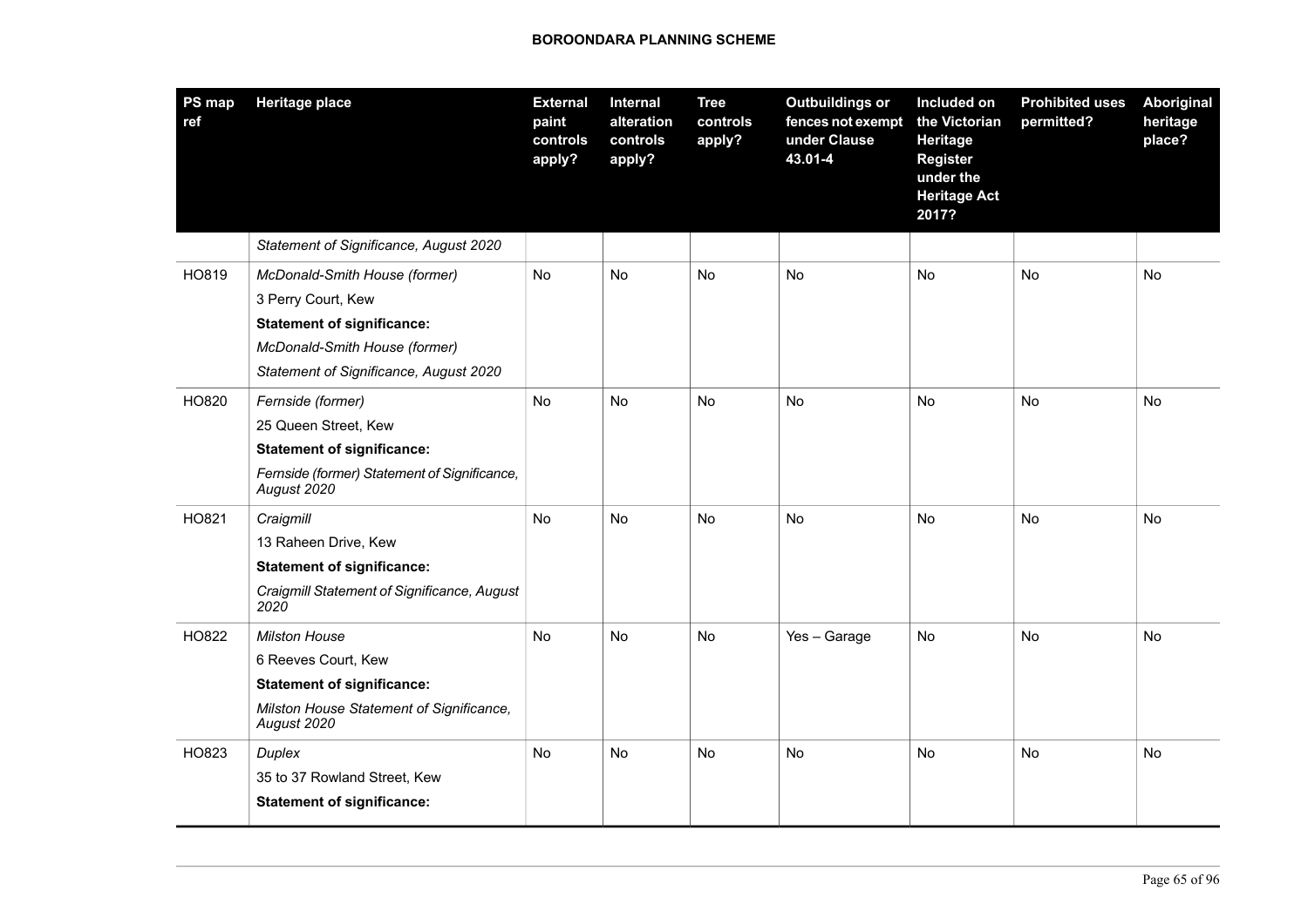| PS map ref | Heritage place | External paint controls apply? | Internal alteration controls apply? | Tree controls apply? | Outbuildings or fences not exempt under Clause 43.01-4 | Included on the Victorian Heritage Register under the Heritage Act 2017? | Prohibited uses permitted? | Aboriginal heritage place? |
|---|---|---|---|---|---|---|---|---|
| | *Statement of Significance, August 2020* | | | | | | | |
| HO819 | *McDonald-Smith House (former)*<br>3 Perry Court, Kew<br>**Statement of significance:**<br>*McDonald-Smith House (former)*<br>*Statement of Significance, August 2020* | No | No | No | No | No | No | No |
| HO820 | *Fernside (former)*<br>25 Queen Street, Kew<br>**Statement of significance:**<br>*Fernside (former) Statement of Significance, August 2020* | No | No | No | No | No | No | No |
| HO821 | *Craigmill*<br>13 Raheen Drive, Kew<br>**Statement of significance:**<br>*Craigmill Statement of Significance, August 2020* | No | No | No | No | No | No | No |
| HO822 | *Milston House*<br>6 Reeves Court, Kew<br>**Statement of significance:**<br>*Milston House Statement of Significance, August 2020* | No | No | No | Yes – Garage | No | No | No |
| HO823 | *Duplex*<br>35 to 37 Rowland Street, Kew<br>**Statement of significance:** | No | No | No | No | No | No | No |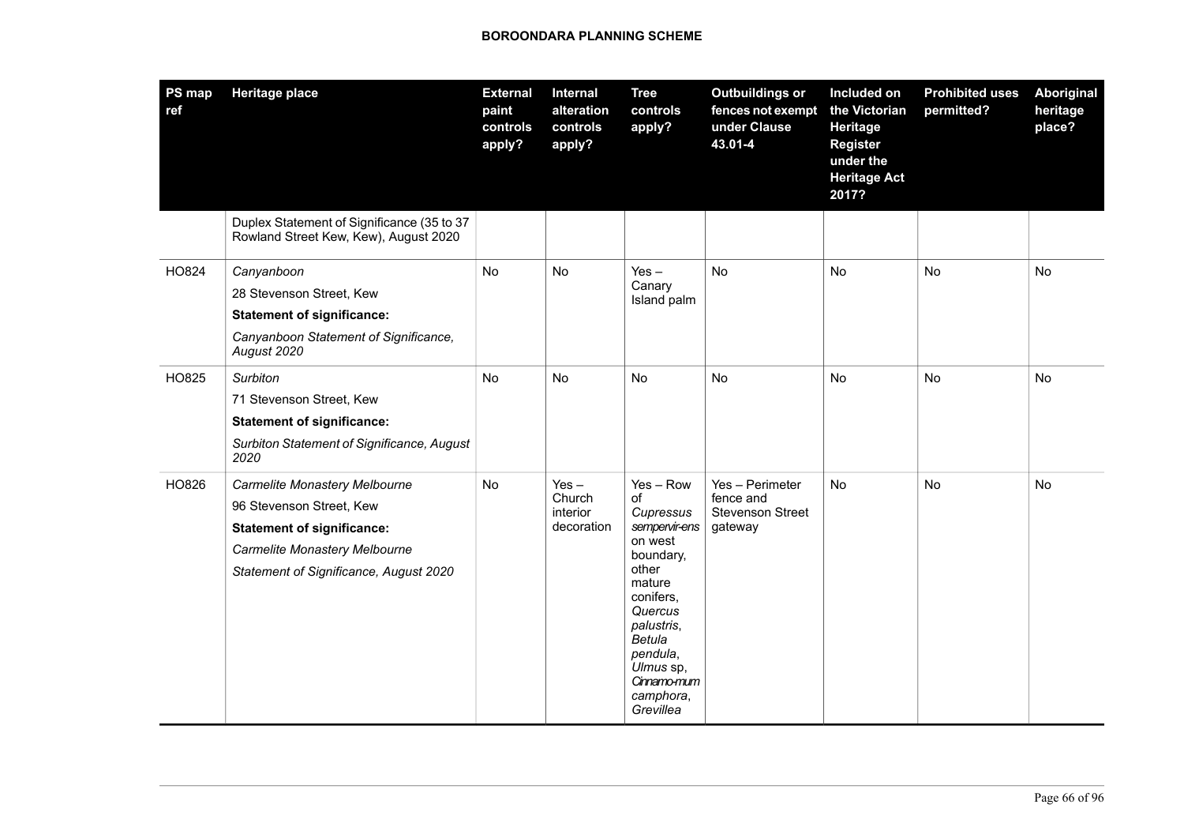| PS map ref | Heritage place | External paint controls apply? | Internal alteration controls apply? | Tree controls apply? | Outbuildings or fences not exempt under Clause 43.01-4 | Included on the Victorian Heritage Register under the Heritage Act 2017? | Prohibited uses permitted? | Aboriginal heritage place? |
|---|---|---|---|---|---|---|---|---|
| | Duplex Statement of Significance (35 to 37 Rowland Street Kew, Kew), August 2020 | | | | | | | |
| HO824 | *Canyanboon*<br>28 Stevenson Street, Kew<br>**Statement of significance:**<br>*Canyanboon Statement of Significance, August 2020* | No | No | Yes – Canary Island palm | No | No | No | No |
| HO825 | *Surbiton*<br>71 Stevenson Street, Kew<br>**Statement of significance:**<br>*Surbiton Statement of Significance, August 2020* | No | No | No | No | No | No | No |
| HO826 | *Carmelite Monastery Melbourne*<br>96 Stevenson Street, Kew<br>**Statement of significance:**<br>*Carmelite Monastery Melbourne Statement of Significance, August 2020* | No | Yes – Church interior decoration | Yes – Row of *Cupressus sempervir-ens* on west boundary, other mature conifers, *Quercus palustris*, *Betula pendula*, *Ulmus* sp, *Cinnamo-mum camphora*, *Grevillea* | Yes – Perimeter fence and Stevenson Street gateway | No | No | No |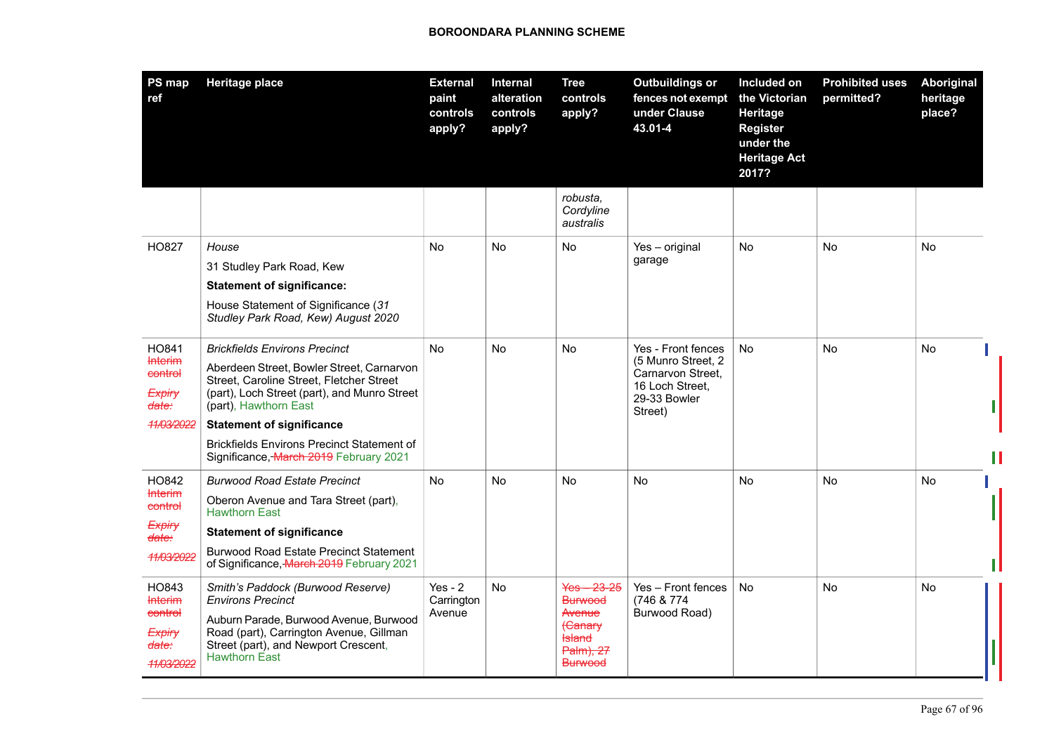| PS map ref | Heritage place | External paint controls apply? | Internal alteration controls apply? | Tree controls apply? | Outbuildings or fences not exempt under Clause 43.01-4 | Included on the Victorian Heritage Register under the Heritage Act 2017? | Prohibited uses permitted? | Aboriginal heritage place? |
|---|---|---|---|---|---|---|---|---|
| | | | | *robusta, Cordyline australis* | | | | |
| HO827 | *House*<br>31 Studley Park Road, Kew<br>**Statement of significance:**<br>House Statement of Significance (*31 Studley Park Road, Kew) August 2020* | No | No | No | Yes – original garage | No | No | No |
| HO841<br>~~Interim control~~<br>~~*Expiry date:*~~<br>~~*11/03/2022*~~ | *Brickfields Environs Precinct*<br>Aberdeen Street, Bowler Street, Carnarvon Street, Caroline Street, Fletcher Street (part), Loch Street (part), and Munro Street (part), Hawthorn East<br>**Statement of significance**<br>Brickfields Environs Precinct Statement of Significance, ~~March 2019~~ February 2021 | No | No | No | Yes - Front fences (5 Munro Street, 2 Carnarvon Street, 16 Loch Street, 29-33 Bowler Street) | No | No | No |
| HO842<br>~~Interim control~~<br>~~*Expiry date:*~~<br>~~*11/03/2022*~~ | *Burwood Road Estate Precinct*<br>Oberon Avenue and Tara Street (part), Hawthorn East<br>**Statement of significance**<br>Burwood Road Estate Precinct Statement of Significance, ~~March 2019~~ February 2021 | No | No | No | No | No | No | No |
| HO843<br>~~Interim control~~<br>~~*Expiry date:*~~<br>~~*11/03/2022*~~ | *Smith's Paddock (Burwood Reserve) Environs Precinct*<br>Auburn Parade, Burwood Avenue, Burwood Road (part), Carrington Avenue, Gillman Street (part), and Newport Crescent, Hawthorn East | Yes - 2 Carrington Avenue | No | ~~Yes – 23-25 Burwood Avenue (Canary Island Palm), 27 Burwood~~ | Yes – Front fences (746 & 774 Burwood Road) | No | No | No |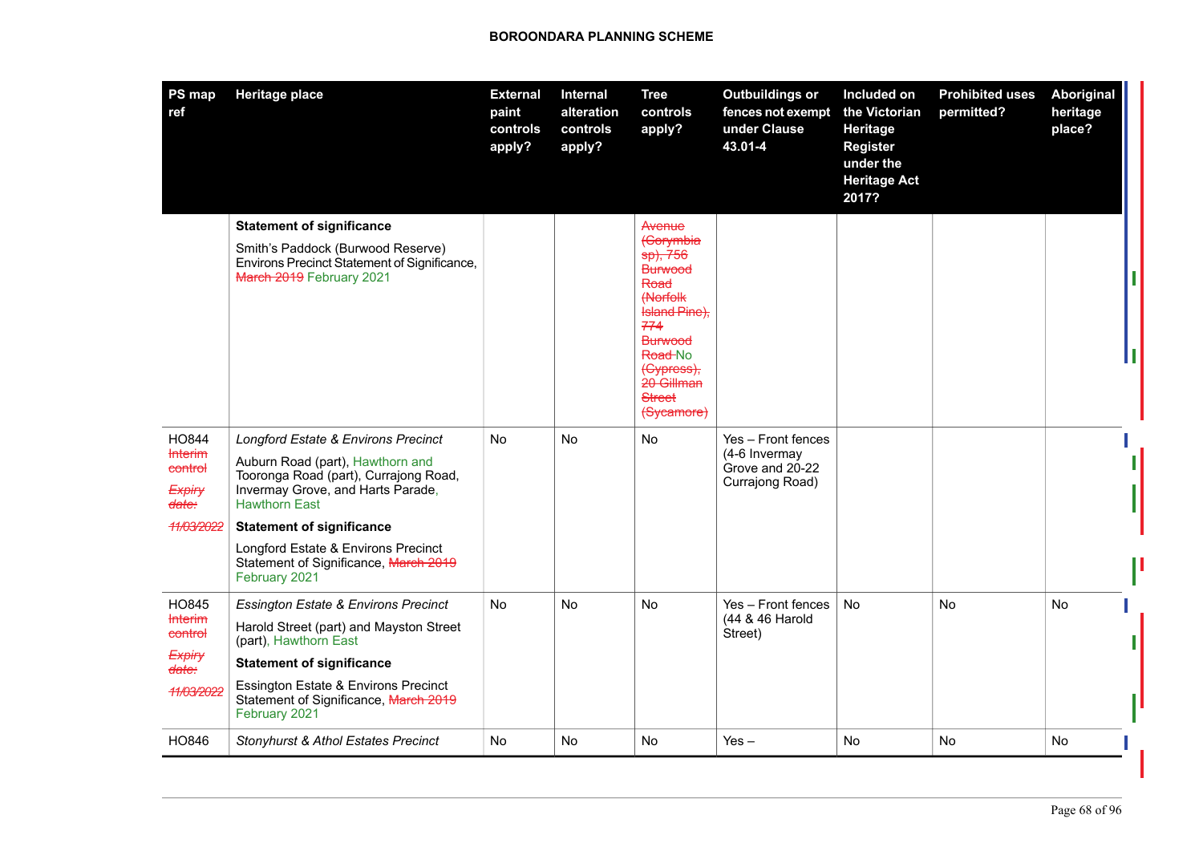**BOROONDARA PLANNING SCHEME**

| PS map ref | Heritage place | External paint controls apply? | Internal alteration controls apply? | Tree controls apply? | Outbuildings or fences not exempt under Clause 43.01-4 | Included on the Victorian Heritage Register under the Heritage Act 2017? | Prohibited uses permitted? | Aboriginal heritage place? |
|---|---|---|---|---|---|---|---|---|
| | **Statement of significance**<br>Smith's Paddock (Burwood Reserve) Environs Precinct Statement of Significance, ~~March 2019~~ February 2021 | | | ~~Avenue (Corymbia sp), 756 Burwood Road (Norfolk Island Pine), 774 Burwood Road~~ No ~~(Cypress), 20 Gillman Street (Sycamore)~~ | | | | |
| HO844<br>~~Interim control~~<br>~~*Expiry date:*~~<br>~~*11/03/2022*~~ | *Longford Estate & Environs Precinct*<br>Auburn Road (part), Hawthorn and Tooronga Road (part), Currajong Road, Invermay Grove, and Harts Parade, Hawthorn East<br>**Statement of significance**<br>Longford Estate & Environs Precinct Statement of Significance, ~~March 2019~~ February 2021 | No | No | No | Yes – Front fences (4-6 Invermay Grove and 20-22 Currajong Road) | | | |
| HO845<br>~~Interim control~~<br>~~*Expiry date:*~~<br>~~*11/03/2022*~~ | *Essington Estate & Environs Precinct*<br>Harold Street (part) and Mayston Street (part), Hawthorn East<br>**Statement of significance**<br>Essington Estate & Environs Precinct Statement of Significance, ~~March 2019~~ February 2021 | No | No | No | Yes – Front fences (44 & 46 Harold Street) | No | No | No |
| HO846 | *Stonyhurst & Athol Estates Precinct* | No | No | No | Yes – | No | No | No |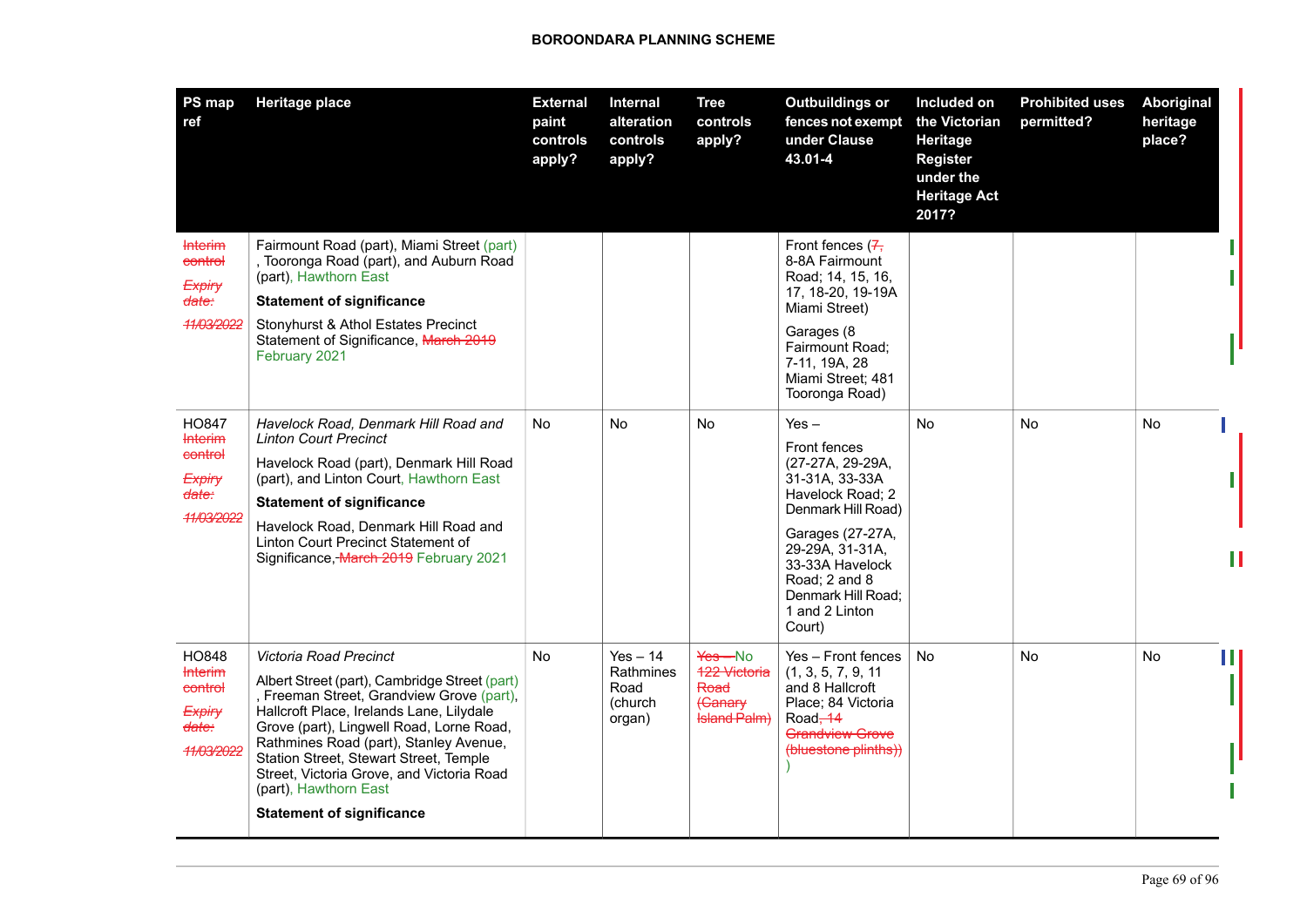**BOROONDARA PLANNING SCHEME**

| PS map ref | Heritage place | External paint controls apply? | Internal alteration controls apply? | Tree controls apply? | Outbuildings or fences not exempt under Clause 43.01-4 | Included on the Victorian Heritage Register under the Heritage Act 2017? | Prohibited uses permitted? | Aboriginal heritage place? |
|---|---|---|---|---|---|---|---|---|
| ~~Interim control~~ ~~*Expiry date:*~~ ~~*11/03/2022*~~ | Fairmount Road (part), Miami Street (part), Tooronga Road (part), and Auburn Road (part), Hawthorn East<br>**Statement of significance**<br>Stonyhurst & Athol Estates Precinct Statement of Significance, ~~March 2019~~ February 2021 | | | | Front fences (~~7,~~ 8-8A Fairmount Road; 14, 15, 16, 17, 18-20, 19-19A Miami Street)<br>Garages (8 Fairmount Road; 7-11, 19A, 28 Miami Street; 481 Tooronga Road) | | | |
| HO847 ~~Interim control~~ ~~*Expiry date:*~~ ~~*11/03/2022*~~ | *Havelock Road, Denmark Hill Road and Linton Court Precinct*<br>Havelock Road (part), Denmark Hill Road (part), and Linton Court, Hawthorn East<br>**Statement of significance**<br>Havelock Road, Denmark Hill Road and Linton Court Precinct Statement of Significance, ~~March 2019~~ February 2021 | No | No | No | Yes –<br>Front fences (27-27A, 29-29A, 31-31A, 33-33A Havelock Road; 2 Denmark Hill Road)<br>Garages (27-27A, 29-29A, 31-31A, 33-33A Havelock Road; 2 and 8 Denmark Hill Road; 1 and 2 Linton Court) | No | No | No |
| HO848 ~~Interim control~~ ~~*Expiry date:*~~ ~~*11/03/2022*~~ | *Victoria Road Precinct*<br>Albert Street (part), Cambridge Street (part), Freeman Street, Grandview Grove (part), Hallcroft Place, Irelands Lane, Lilydale Grove (part), Lingwell Road, Lorne Road, Rathmines Road (part), Stanley Avenue, Station Street, Stewart Street, Temple Street, Victoria Grove, and Victoria Road (part), Hawthorn East<br>**Statement of significance** | No | Yes – 14 Rathmines Road (church organ) | ~~Yes –~~ No ~~122 Victoria Road (Canary Island Palm)~~ | Yes – Front fences (1, 3, 5, 7, 9, 11 and 8 Hallcroft Place; 84 Victoria Road~~, 14 Grandview Grove (bluestone plinths)~~) | No | No | No |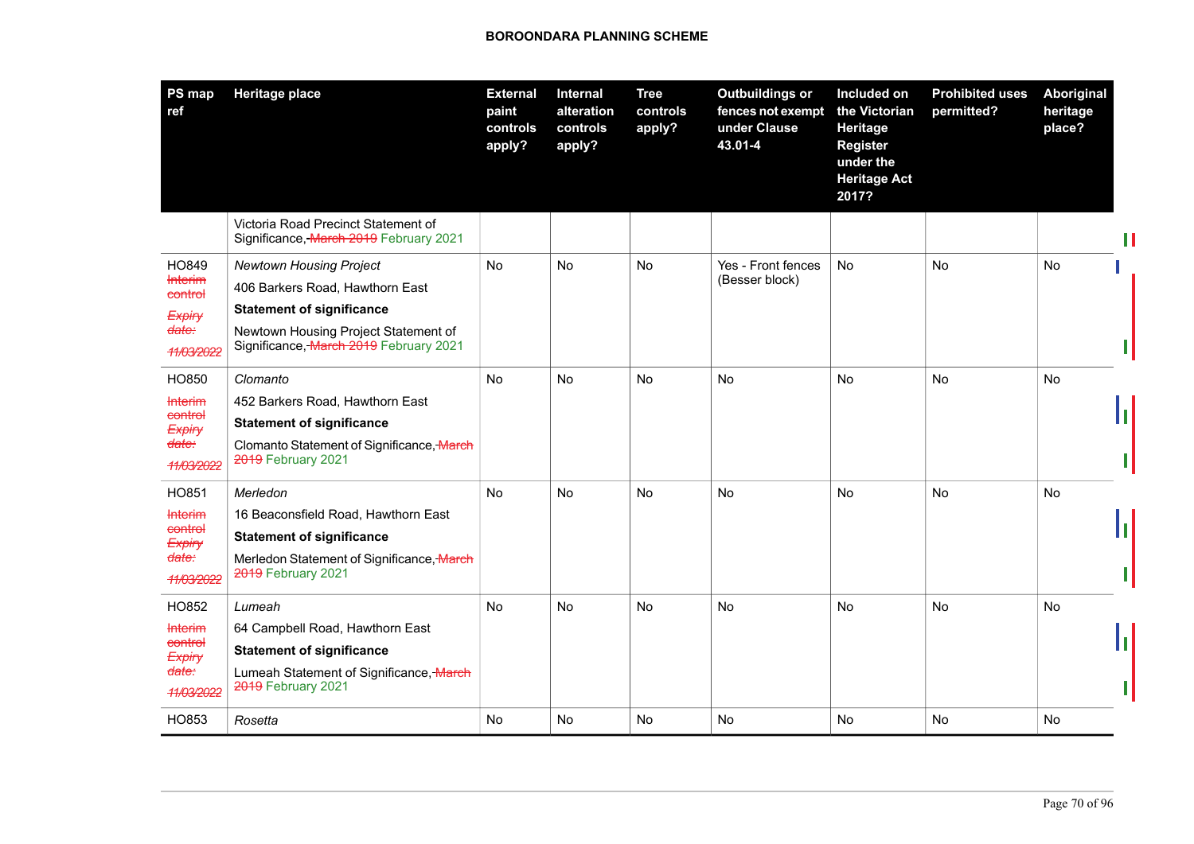**BOROONDARA PLANNING SCHEME**

| PS map ref | Heritage place | External paint controls apply? | Internal alteration controls apply? | Tree controls apply? | Outbuildings or fences not exempt under Clause 43.01-4 | Included on the Victorian Heritage Register under the Heritage Act 2017? | Prohibited uses permitted? | Aboriginal heritage place? |
|---|---|---|---|---|---|---|---|---|
| | Victoria Road Precinct Statement of Significance, ~~March 2019~~ February 2021 | | | | | | | |
| HO849 ~~Interim control~~ ~~*Expiry date:*~~ ~~*11/03/2022*~~ | *Newtown Housing Project*<br>406 Barkers Road, Hawthorn East<br>**Statement of significance**<br>Newtown Housing Project Statement of Significance, ~~March 2019~~ February 2021 | No | No | No | Yes - Front fences (Besser block) | No | No | No |
| HO850 ~~Interim control~~ ~~*Expiry date:*~~ ~~*11/03/2022*~~ | *Clomanto*<br>452 Barkers Road, Hawthorn East<br>**Statement of significance**<br>Clomanto Statement of Significance, ~~March 2019~~ February 2021 | No | No | No | No | No | No | No |
| HO851 ~~Interim control~~ ~~*Expiry date:*~~ ~~*11/03/2022*~~ | *Merledon*<br>16 Beaconsfield Road, Hawthorn East<br>**Statement of significance**<br>Merledon Statement of Significance, ~~March 2019~~ February 2021 | No | No | No | No | No | No | No |
| HO852 ~~Interim control~~ ~~*Expiry date:*~~ ~~*11/03/2022*~~ | *Lumeah*<br>64 Campbell Road, Hawthorn East<br>**Statement of significance**<br>Lumeah Statement of Significance, ~~March 2019~~ February 2021 | No | No | No | No | No | No | No |
| HO853 | *Rosetta* | No | No | No | No | No | No | No |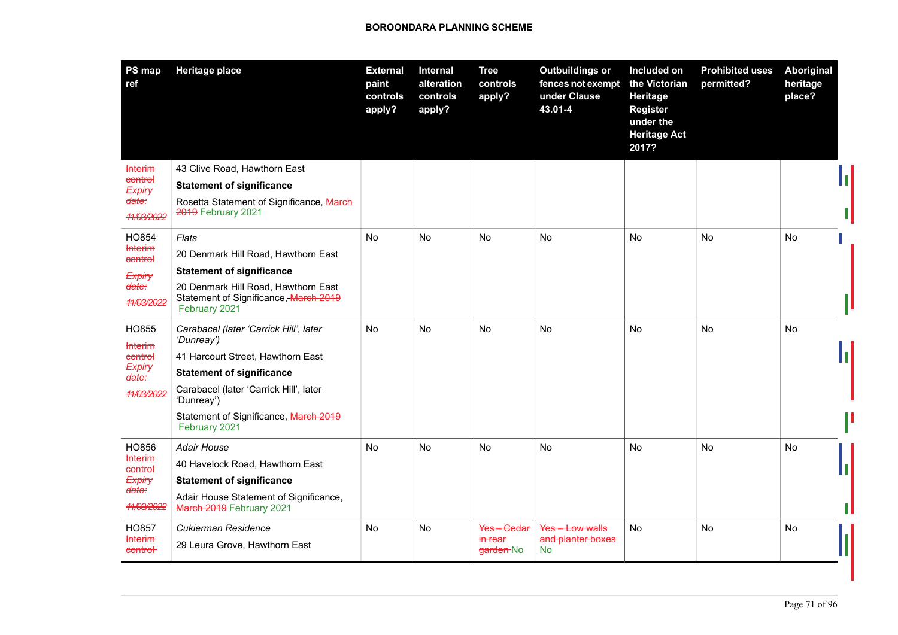**BOROONDARA PLANNING SCHEME**

| PS map ref | Heritage place | External paint controls apply? | Internal alteration controls apply? | Tree controls apply? | Outbuildings or fences not exempt under Clause 43.01-4 | Included on the Victorian Heritage Register under the Heritage Act 2017? | Prohibited uses permitted? | Aboriginal heritage place? |
|---|---|---|---|---|---|---|---|---|
| ~~Interim control~~ ~~*Expiry date:* *11/03/2022*~~ | 43 Clive Road, Hawthorn East<br>**Statement of significance**<br>Rosetta Statement of Significance, ~~March 2019~~ February 2021 | | | | | | | |
| HO854 ~~Interim control~~ ~~*Expiry date:* *11/03/2022*~~ | *Flats*<br>20 Denmark Hill Road, Hawthorn East<br>**Statement of significance**<br>20 Denmark Hill Road, Hawthorn East Statement of Significance, ~~March 2019~~ February 2021 | No | No | No | No | No | No | No |
| HO855 ~~Interim control~~ ~~*Expiry date:* *11/03/2022*~~ | *Carabacel (later 'Carrick Hill', later 'Dunreay')*<br>41 Harcourt Street, Hawthorn East<br>**Statement of significance**<br>Carabacel (later 'Carrick Hill', later 'Dunreay')<br>Statement of Significance, ~~March 2019~~ February 2021 | No | No | No | No | No | No | No |
| HO856 ~~Interim control~~ ~~*Expiry date:* *11/03/2022*~~ | *Adair House*<br>40 Havelock Road, Hawthorn East<br>**Statement of significance**<br>Adair House Statement of Significance, ~~March 2019~~ February 2021 | No | No | No | No | No | No | No |
| HO857 ~~Interim control~~ | *Cukierman Residence*<br>29 Leura Grove, Hawthorn East | No | No | ~~Yes – Cedar in rear garden~~ No | ~~Yes – Low walls and planter boxes~~ No | No | No | No |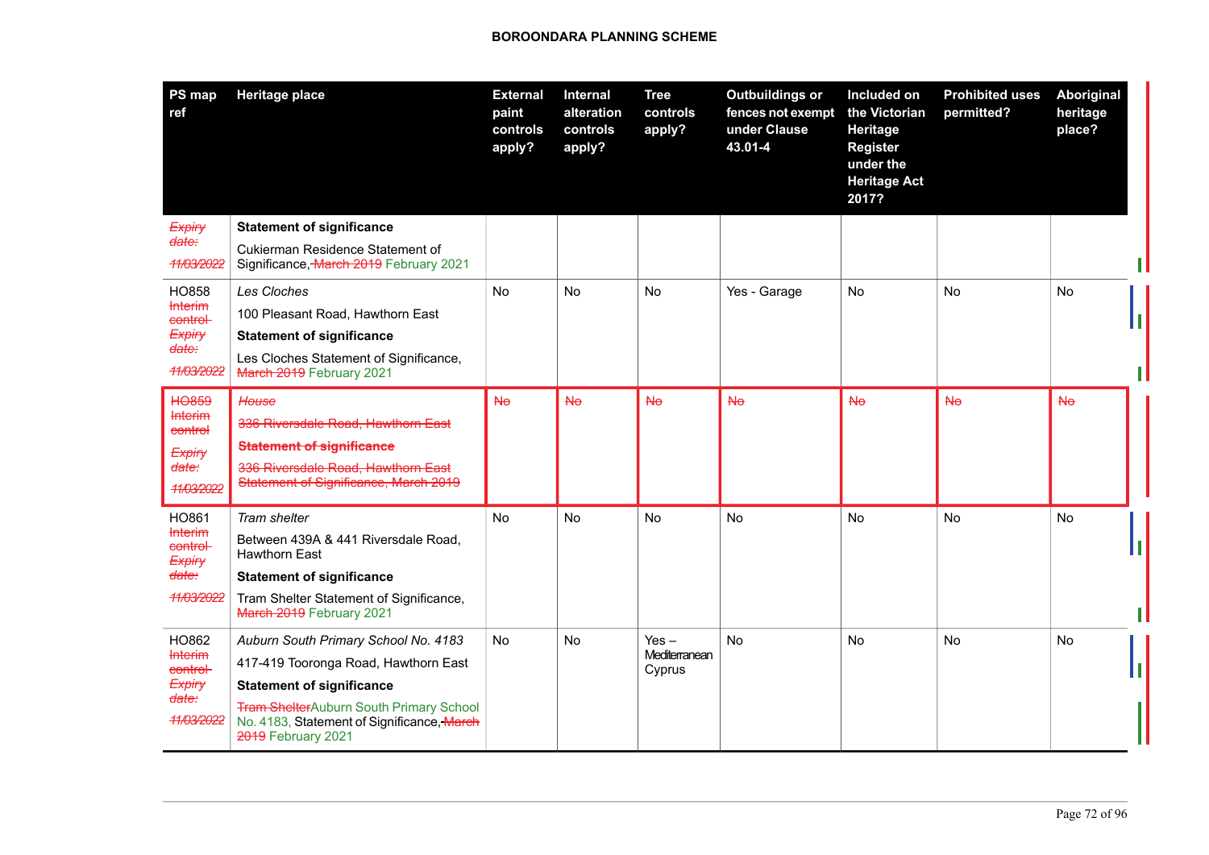| PS map ref | Heritage place | External paint controls apply? | Internal alteration controls apply? | Tree controls apply? | Outbuildings or fences not exempt under Clause 43.01-4 | Included on the Victorian Heritage Register under the Heritage Act 2017? | Prohibited uses permitted? | Aboriginal heritage place? |
|---|---|---|---|---|---|---|---|---|
| ~~Expiry date: 11/03/2022~~ | **Statement of significance**<br>Cukierman Residence Statement of Significance, ~~March 2019~~ February 2021 | | | | | | | |
| HO858 ~~Interim control Expiry date: 11/03/2022~~ | *Les Cloches*<br>100 Pleasant Road, Hawthorn East<br>**Statement of significance**<br>Les Cloches Statement of Significance, ~~March 2019~~ February 2021 | No | No | No | Yes - Garage | No | No | No |
| ~~HO859 Interim control Expiry date: 11/03/2022~~ | ~~*House*~~<br>~~336 Riversdale Road, Hawthorn East~~<br>~~**Statement of significance**~~<br>~~336 Riversdale Road, Hawthorn East Statement of Significance, March 2019~~ | ~~No~~ | ~~No~~ | ~~No~~ | ~~No~~ | ~~No~~ | ~~No~~ | ~~No~~ |
| HO861 ~~Interim control Expiry date: 11/03/2022~~ | *Tram shelter*<br>Between 439A & 441 Riversdale Road, Hawthorn East<br>**Statement of significance**<br>Tram Shelter Statement of Significance, ~~March 2019~~ February 2021 | No | No | No | No | No | No | No |
| HO862 ~~Interim control Expiry date: 11/03/2022~~ | *Auburn South Primary School No. 4183*<br>417-419 Tooronga Road, Hawthorn East<br>**Statement of significance**<br>~~Tram Shelter~~Auburn South Primary School No. 4183, Statement of Significance, ~~March 2019~~ February 2021 | No | No | Yes – Mediterranean Cyprus | No | No | No | No |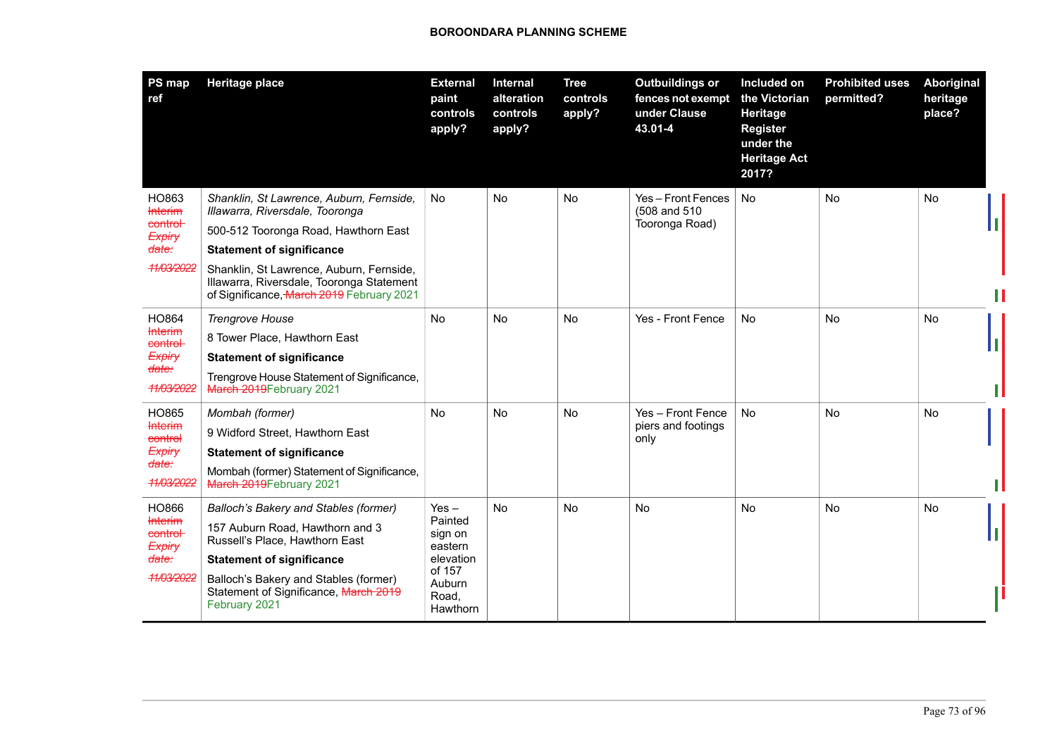**BOROONDARA PLANNING SCHEME**

| PS map ref | Heritage place | External paint controls apply? | Internal alteration controls apply? | Tree controls apply? | Outbuildings or fences not exempt under Clause 43.01-4 | Included on the Victorian Heritage Register under the Heritage Act 2017? | Prohibited uses permitted? | Aboriginal heritage place? |
|---|---|---|---|---|---|---|---|---|
| HO863 ~~Interim control Expiry date: 11/03/2022~~ | *Shanklin, St Lawrence, Auburn, Fernside, Illawarra, Riversdale, Tooronga*<br>500-512 Tooronga Road, Hawthorn East<br>**Statement of significance**<br>Shanklin, St Lawrence, Auburn, Fernside, Illawarra, Riversdale, Tooronga Statement of Significance, ~~March 2019~~ February 2021 | No | No | No | Yes – Front Fences (508 and 510 Tooronga Road) | No | No | No |
| HO864 ~~Interim control Expiry date: 11/03/2022~~ | *Trengrove House*<br>8 Tower Place, Hawthorn East<br>**Statement of significance**<br>Trengrove House Statement of Significance, ~~March 2019~~February 2021 | No | No | No | Yes - Front Fence | No | No | No |
| HO865 ~~Interim control Expiry date: 11/03/2022~~ | *Mombah (former)*<br>9 Widford Street, Hawthorn East<br>**Statement of significance**<br>Mombah (former) Statement of Significance, ~~March 2019~~February 2021 | No | No | No | Yes – Front Fence piers and footings only | No | No | No |
| HO866 ~~Interim control Expiry date: 11/03/2022~~ | *Balloch's Bakery and Stables (former)*<br>157 Auburn Road, Hawthorn and 3 Russell's Place, Hawthorn East<br>**Statement of significance**<br>Balloch's Bakery and Stables (former) Statement of Significance, ~~March 2019~~ February 2021 | Yes – Painted sign on eastern elevation of 157 Auburn Road, Hawthorn | No | No | No | No | No | No |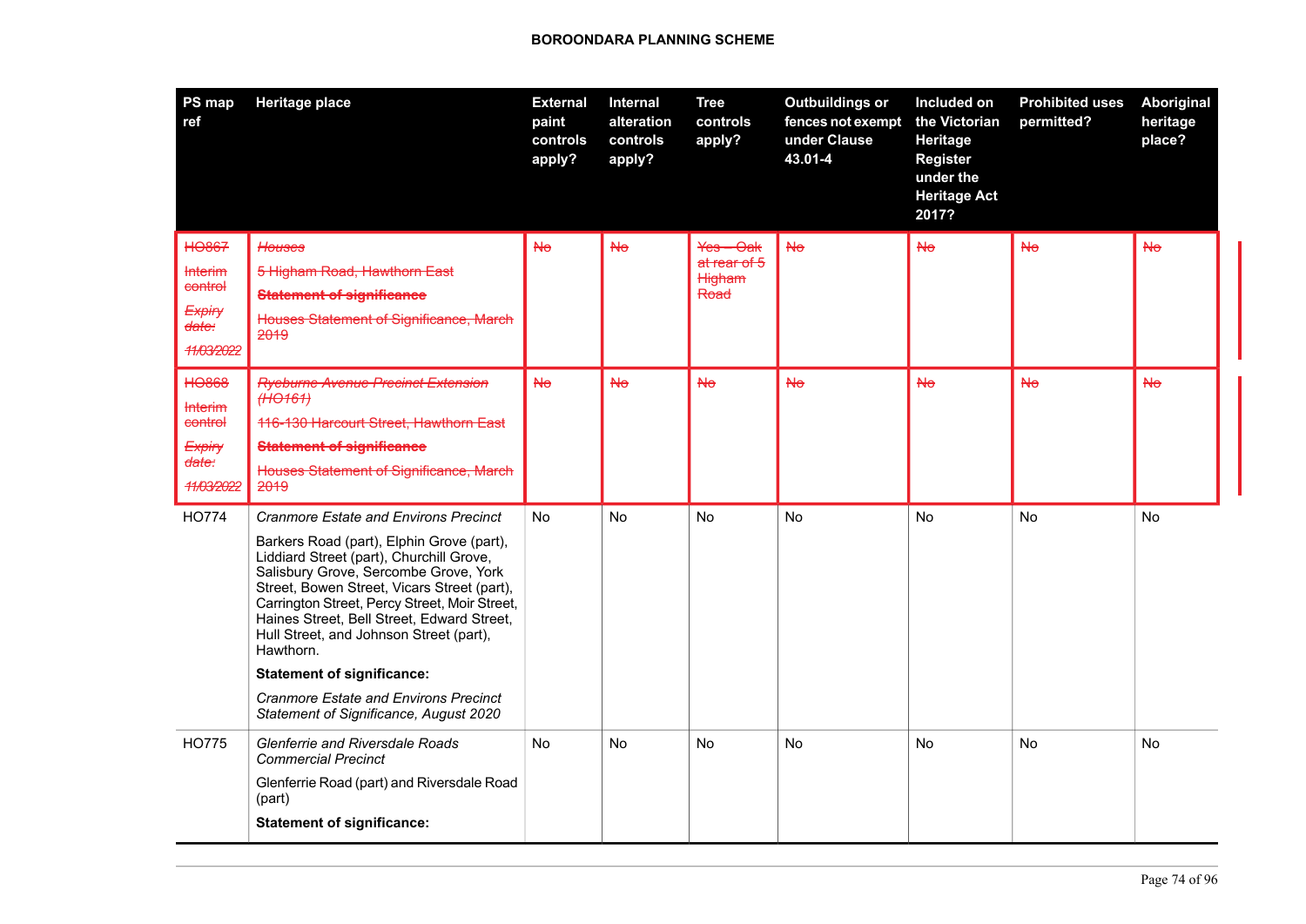| PS map ref | Heritage place | External paint controls apply? | Internal alteration controls apply? | Tree controls apply? | Outbuildings or fences not exempt under Clause 43.01-4 | Included on the Victorian Heritage Register under the Heritage Act 2017? | Prohibited uses permitted? | Aboriginal heritage place? |
|---|---|---|---|---|---|---|---|---|
| ~~HO867~~<br>~~Interim control~~<br>~~*Expiry date: 11/03/2022*~~ | ~~*Houses*~~<br>~~5 Higham Road, Hawthorn East~~<br>~~**Statement of significance**~~<br>~~Houses Statement of Significance, March 2019~~ | ~~No~~ | ~~No~~ | ~~Yes – Oak at rear of 5 Higham Road~~ | ~~No~~ | ~~No~~ | ~~No~~ | ~~No~~ |
| ~~HO868~~<br>~~Interim control~~<br>~~*Expiry date: 11/03/2022*~~ | ~~*Ryeburne Avenue Precinct Extension (HO161)*~~<br>~~116-130 Harcourt Street, Hawthorn East~~<br>~~**Statement of significance**~~<br>~~Houses Statement of Significance, March 2019~~ | ~~No~~ | ~~No~~ | ~~No~~ | ~~No~~ | ~~No~~ | ~~No~~ | ~~No~~ |
| HO774 | *Cranmore Estate and Environs Precinct*<br>Barkers Road (part), Elphin Grove (part), Liddiard Street (part), Churchill Grove, Salisbury Grove, Sercombe Grove, York Street, Bowen Street, Vicars Street (part), Carrington Street, Percy Street, Moir Street, Haines Street, Bell Street, Edward Street, Hull Street, and Johnson Street (part), Hawthorn.<br>**Statement of significance:**<br>*Cranmore Estate and Environs Precinct Statement of Significance, August 2020* | No | No | No | No | No | No | No |
| HO775 | *Glenferrie and Riversdale Roads Commercial Precinct*<br>Glenferrie Road (part) and Riversdale Road (part)<br>**Statement of significance:** | No | No | No | No | No | No | No |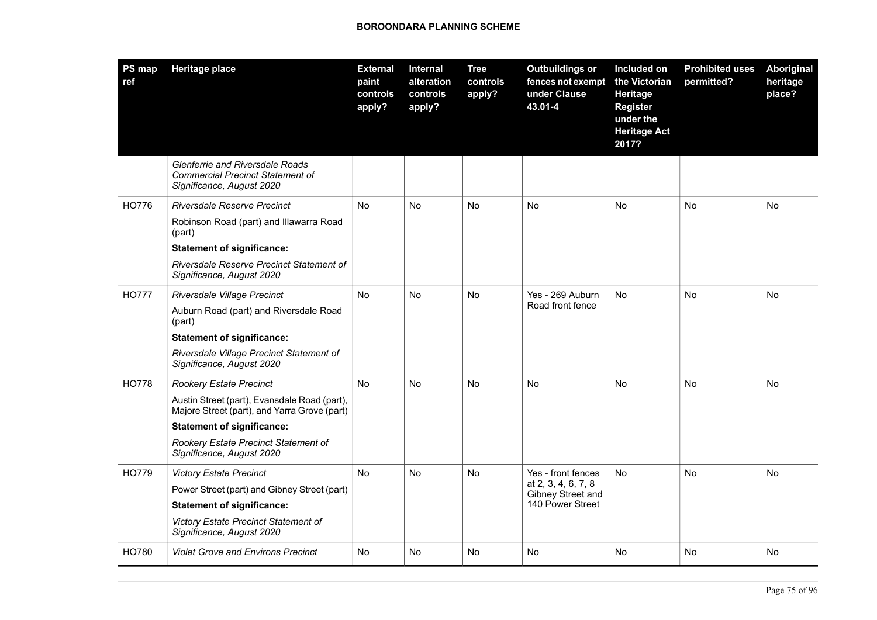| PS map ref | Heritage place | External paint controls apply? | Internal alteration controls apply? | Tree controls apply? | Outbuildings or fences not exempt under Clause 43.01-4 | Included on the Victorian Heritage Register under the Heritage Act 2017? | Prohibited uses permitted? | Aboriginal heritage place? |
|---|---|---|---|---|---|---|---|---|
| | *Glenferrie and Riversdale Roads Commercial Precinct Statement of Significance, August 2020* | | | | | | | |
| HO776 | *Riversdale Reserve Precinct*<br>Robinson Road (part) and Illawarra Road (part)<br>**Statement of significance:**<br>*Riversdale Reserve Precinct Statement of Significance, August 2020* | No | No | No | No | No | No | No |
| HO777 | *Riversdale Village Precinct*<br>Auburn Road (part) and Riversdale Road (part)<br>**Statement of significance:**<br>*Riversdale Village Precinct Statement of Significance, August 2020* | No | No | No | Yes - 269 Auburn Road front fence | No | No | No |
| HO778 | *Rookery Estate Precinct*<br>Austin Street (part), Evansdale Road (part), Majore Street (part), and Yarra Grove (part)<br>**Statement of significance:**<br>*Rookery Estate Precinct Statement of Significance, August 2020* | No | No | No | No | No | No | No |
| HO779 | *Victory Estate Precinct*<br>Power Street (part) and Gibney Street (part)<br>**Statement of significance:**<br>*Victory Estate Precinct Statement of Significance, August 2020* | No | No | No | Yes - front fences at 2, 3, 4, 6, 7, 8 Gibney Street and 140 Power Street | No | No | No |
| HO780 | *Violet Grove and Environs Precinct* | No | No | No | No | No | No | No |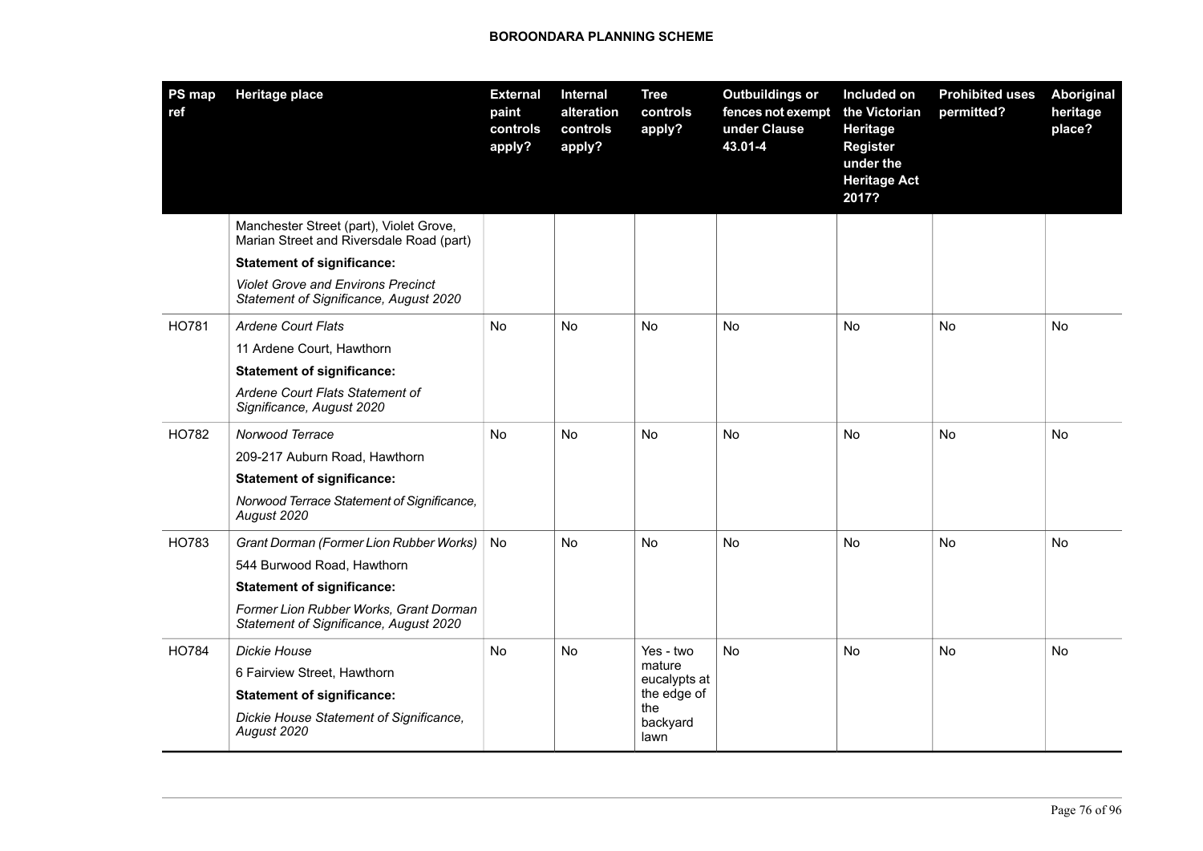| PS map ref | Heritage place | External paint controls apply? | Internal alteration controls apply? | Tree controls apply? | Outbuildings or fences not exempt under Clause 43.01-4 | Included on the Victorian Heritage Register under the Heritage Act 2017? | Prohibited uses permitted? | Aboriginal heritage place? |
|---|---|---|---|---|---|---|---|---|
| | Manchester Street (part), Violet Grove, Marian Street and Riversdale Road (part)<br>**Statement of significance:**<br>*Violet Grove and Environs Precinct Statement of Significance, August 2020* | | | | | | | |
| HO781 | *Ardene Court Flats*<br>11 Ardene Court, Hawthorn<br>**Statement of significance:**<br>*Ardene Court Flats Statement of Significance, August 2020* | No | No | No | No | No | No | No |
| HO782 | *Norwood Terrace*<br>209-217 Auburn Road, Hawthorn<br>**Statement of significance:**<br>*Norwood Terrace Statement of Significance, August 2020* | No | No | No | No | No | No | No |
| HO783 | *Grant Dorman (Former Lion Rubber Works)*<br>544 Burwood Road, Hawthorn<br>**Statement of significance:**<br>*Former Lion Rubber Works, Grant Dorman Statement of Significance, August 2020* | No | No | No | No | No | No | No |
| HO784 | *Dickie House*<br>6 Fairview Street, Hawthorn<br>**Statement of significance:**<br>*Dickie House Statement of Significance, August 2020* | No | No | Yes - two mature eucalypts at the edge of the backyard lawn | No | No | No | No |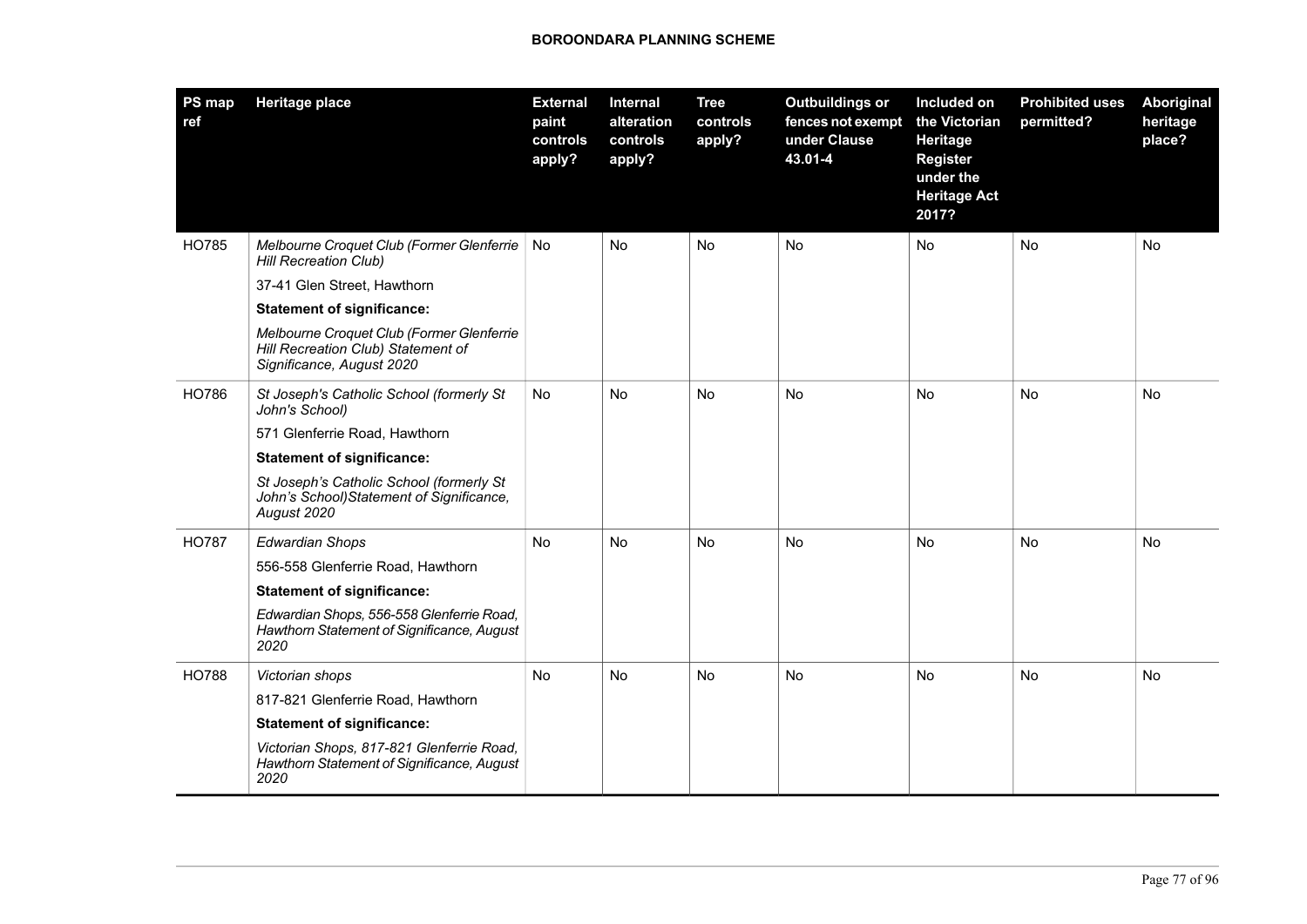| PS map ref | Heritage place | External paint controls apply? | Internal alteration controls apply? | Tree controls apply? | Outbuildings or fences not exempt under Clause 43.01-4 | Included on the Victorian Heritage Register under the Heritage Act 2017? | Prohibited uses permitted? | Aboriginal heritage place? |
|---|---|---|---|---|---|---|---|---|
| HO785 | *Melbourne Croquet Club (Former Glenferrie Hill Recreation Club)*<br>37-41 Glen Street, Hawthorn<br>**Statement of significance:**<br>*Melbourne Croquet Club (Former Glenferrie Hill Recreation Club) Statement of Significance, August 2020* | No | No | No | No | No | No | No |
| HO786 | *St Joseph's Catholic School (formerly St John's School)*<br>571 Glenferrie Road, Hawthorn<br>**Statement of significance:**<br>*St Joseph's Catholic School (formerly St John's School)Statement of Significance, August 2020* | No | No | No | No | No | No | No |
| HO787 | *Edwardian Shops*<br>556-558 Glenferrie Road, Hawthorn<br>**Statement of significance:**<br>*Edwardian Shops, 556-558 Glenferrie Road, Hawthorn Statement of Significance, August 2020* | No | No | No | No | No | No | No |
| HO788 | *Victorian shops*<br>817-821 Glenferrie Road, Hawthorn<br>**Statement of significance:**<br>*Victorian Shops, 817-821 Glenferrie Road, Hawthorn Statement of Significance, August 2020* | No | No | No | No | No | No | No |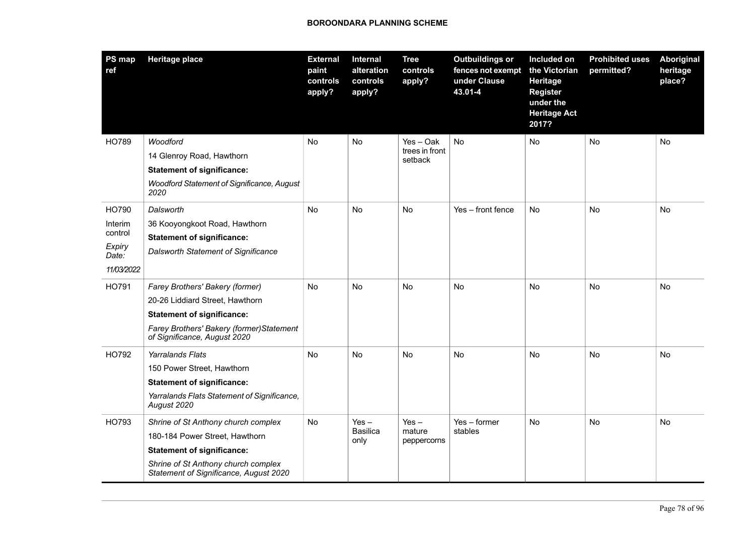# BOROONDARA PLANNING SCHEME

| PS map ref | Heritage place | External paint controls apply? | Internal alteration controls apply? | Tree controls apply? | Outbuildings or fences not exempt under Clause 43.01-4 | Included on the Victorian Heritage Register under the Heritage Act 2017? | Prohibited uses permitted? | Aboriginal heritage place? |
|---|---|---|---|---|---|---|---|---|
| HO789 | *Woodford*<br>14 Glenroy Road, Hawthorn<br>**Statement of significance:**<br>*Woodford Statement of Significance, August 2020* | No | No | Yes – Oak trees in front setback | No | No | No | No |
| HO790<br>Interim control<br>*Expiry Date:*<br>*11/03/2022* | *Dalsworth*<br>36 Kooyongkoot Road, Hawthorn<br>**Statement of significance:**<br>*Dalsworth Statement of Significance* | No | No | No | Yes – front fence | No | No | No |
| HO791 | *Farey Brothers' Bakery (former)*<br>20-26 Liddiard Street, Hawthorn<br>**Statement of significance:**<br>*Farey Brothers' Bakery (former)Statement of Significance, August 2020* | No | No | No | No | No | No | No |
| HO792 | *Yarralands Flats*<br>150 Power Street, Hawthorn<br>**Statement of significance:**<br>*Yarralands Flats Statement of Significance, August 2020* | No | No | No | No | No | No | No |
| HO793 | *Shrine of St Anthony church complex*<br>180-184 Power Street, Hawthorn<br>**Statement of significance:**<br>*Shrine of St Anthony church complex Statement of Significance, August 2020* | No | Yes – Basilica only | Yes – mature peppercorns | Yes – former stables | No | No | No |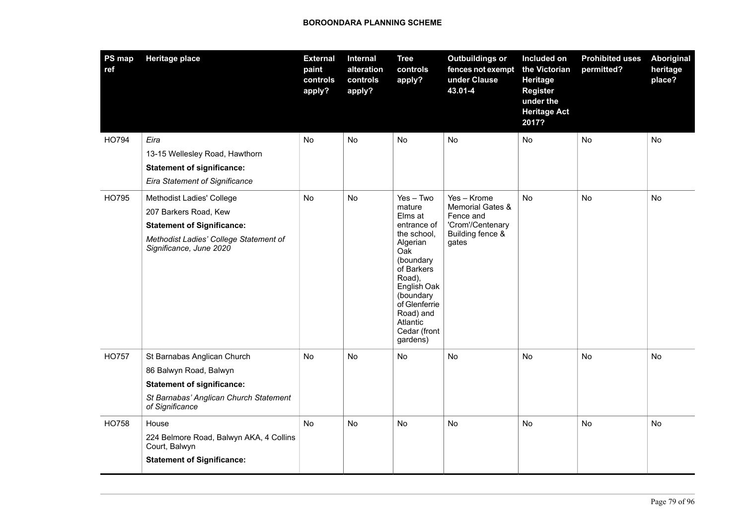| PS map ref | Heritage place | External paint controls apply? | Internal alteration controls apply? | Tree controls apply? | Outbuildings or fences not exempt under Clause 43.01-4 | Included on the Victorian Heritage Register under the Heritage Act 2017? | Prohibited uses permitted? | Aboriginal heritage place? |
|---|---|---|---|---|---|---|---|---|
| HO794 | *Eira*<br>13-15 Wellesley Road, Hawthorn<br>**Statement of significance:**<br>*Eira Statement of Significance* | No | No | No | No | No | No | No |
| HO795 | Methodist Ladies' College<br>207 Barkers Road, Kew<br>**Statement of Significance:**<br>*Methodist Ladies' College Statement of Significance, June 2020* | No | No | Yes – Two mature Elms at entrance of the school, Algerian Oak (boundary of Barkers Road), English Oak (boundary of Glenferrie Road) and Atlantic Cedar (front gardens) | Yes – Krome Memorial Gates & Fence and 'Crom'/Centenary Building fence & gates | No | No | No |
| HO757 | St Barnabas Anglican Church<br>86 Balwyn Road, Balwyn<br>**Statement of significance:**<br>*St Barnabas' Anglican Church Statement of Significance* | No | No | No | No | No | No | No |
| HO758 | House<br>224 Belmore Road, Balwyn AKA, 4 Collins Court, Balwyn<br>**Statement of Significance:** | No | No | No | No | No | No | No |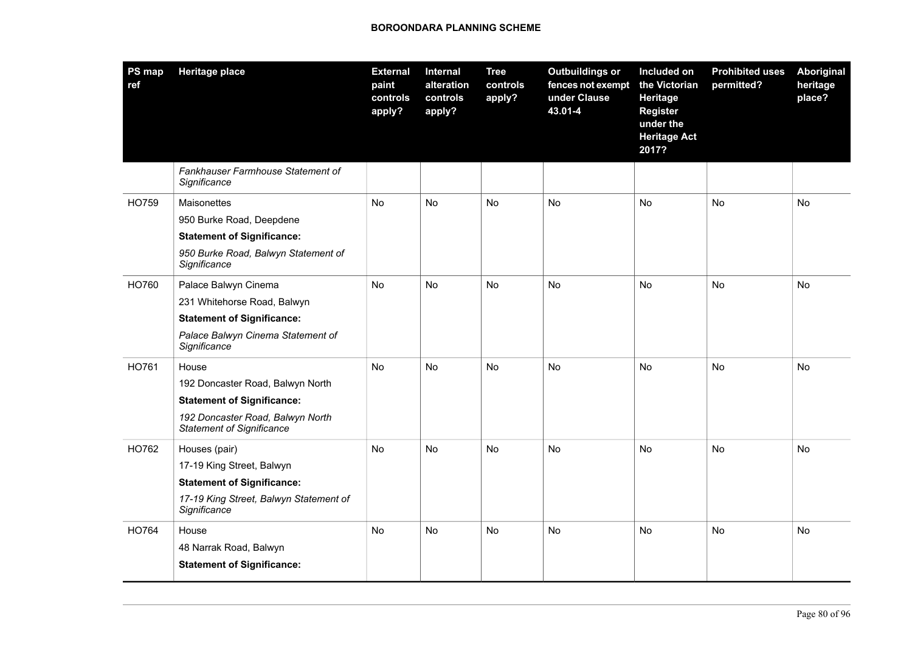| PS map ref | Heritage place | External paint controls apply? | Internal alteration controls apply? | Tree controls apply? | Outbuildings or fences not exempt under Clause 43.01-4 | Included on the Victorian Heritage Register under the Heritage Act 2017? | Prohibited uses permitted? | Aboriginal heritage place? |
|---|---|---|---|---|---|---|---|---|
| | *Fankhauser Farmhouse Statement of Significance* | | | | | | | |
| HO759 | Maisonettes<br>950 Burke Road, Deepdene<br>**Statement of Significance:**<br>*950 Burke Road, Balwyn Statement of Significance* | No | No | No | No | No | No | No |
| HO760 | Palace Balwyn Cinema<br>231 Whitehorse Road, Balwyn<br>**Statement of Significance:**<br>*Palace Balwyn Cinema Statement of Significance* | No | No | No | No | No | No | No |
| HO761 | House<br>192 Doncaster Road, Balwyn North<br>**Statement of Significance:**<br>*192 Doncaster Road, Balwyn North Statement of Significance* | No | No | No | No | No | No | No |
| HO762 | Houses (pair)<br>17-19 King Street, Balwyn<br>**Statement of Significance:**<br>*17-19 King Street, Balwyn Statement of Significance* | No | No | No | No | No | No | No |
| HO764 | House<br>48 Narrak Road, Balwyn<br>**Statement of Significance:** | No | No | No | No | No | No | No |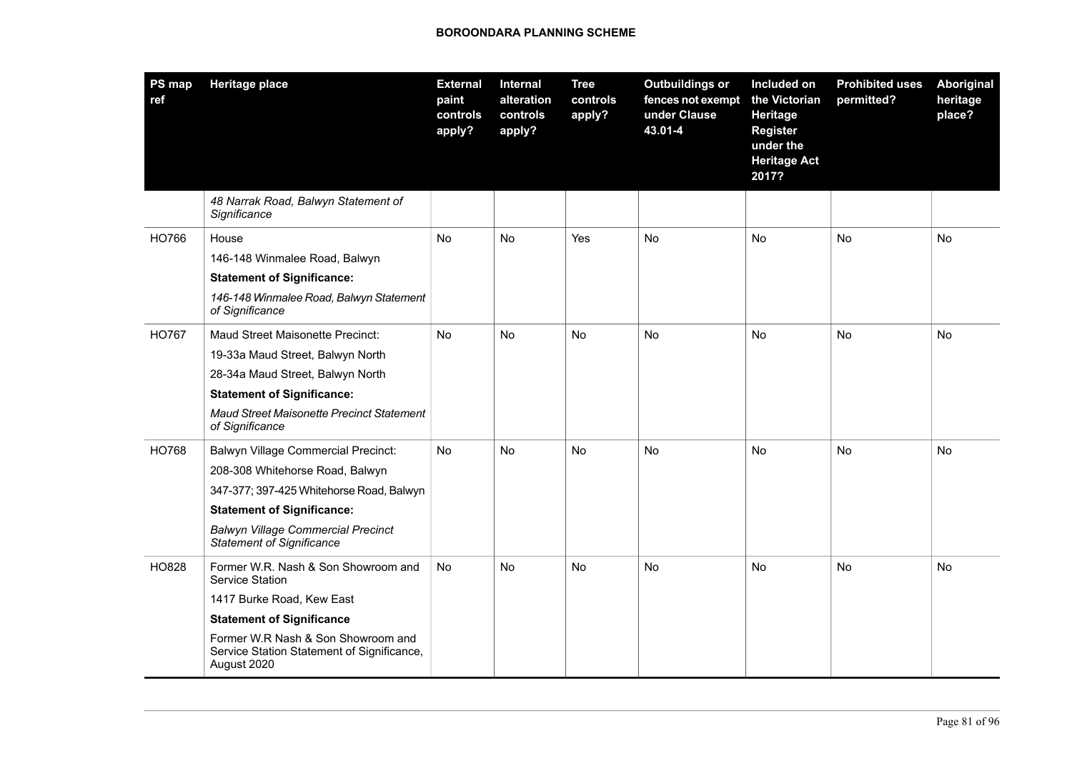| PS map ref | Heritage place | External paint controls apply? | Internal alteration controls apply? | Tree controls apply? | Outbuildings or fences not exempt under Clause 43.01-4 | Included on the Victorian Heritage Register under the Heritage Act 2017? | Prohibited uses permitted? | Aboriginal heritage place? |
|---|---|---|---|---|---|---|---|---|
| | *48 Narrak Road, Balwyn Statement of Significance* | | | | | | | |
| HO766 | House<br>146-148 Winmalee Road, Balwyn<br>**Statement of Significance:**<br>*146-148 Winmalee Road, Balwyn Statement of Significance* | No | No | Yes | No | No | No | No |
| HO767 | Maud Street Maisonette Precinct:<br>19-33a Maud Street, Balwyn North<br>28-34a Maud Street, Balwyn North<br>**Statement of Significance:**<br>*Maud Street Maisonette Precinct Statement of Significance* | No | No | No | No | No | No | No |
| HO768 | Balwyn Village Commercial Precinct:<br>208-308 Whitehorse Road, Balwyn<br>347-377; 397-425 Whitehorse Road, Balwyn<br>**Statement of Significance:**<br>*Balwyn Village Commercial Precinct Statement of Significance* | No | No | No | No | No | No | No |
| HO828 | Former W.R. Nash & Son Showroom and Service Station<br>1417 Burke Road, Kew East<br>**Statement of Significance**<br>Former W.R Nash & Son Showroom and Service Station Statement of Significance, August 2020 | No | No | No | No | No | No | No |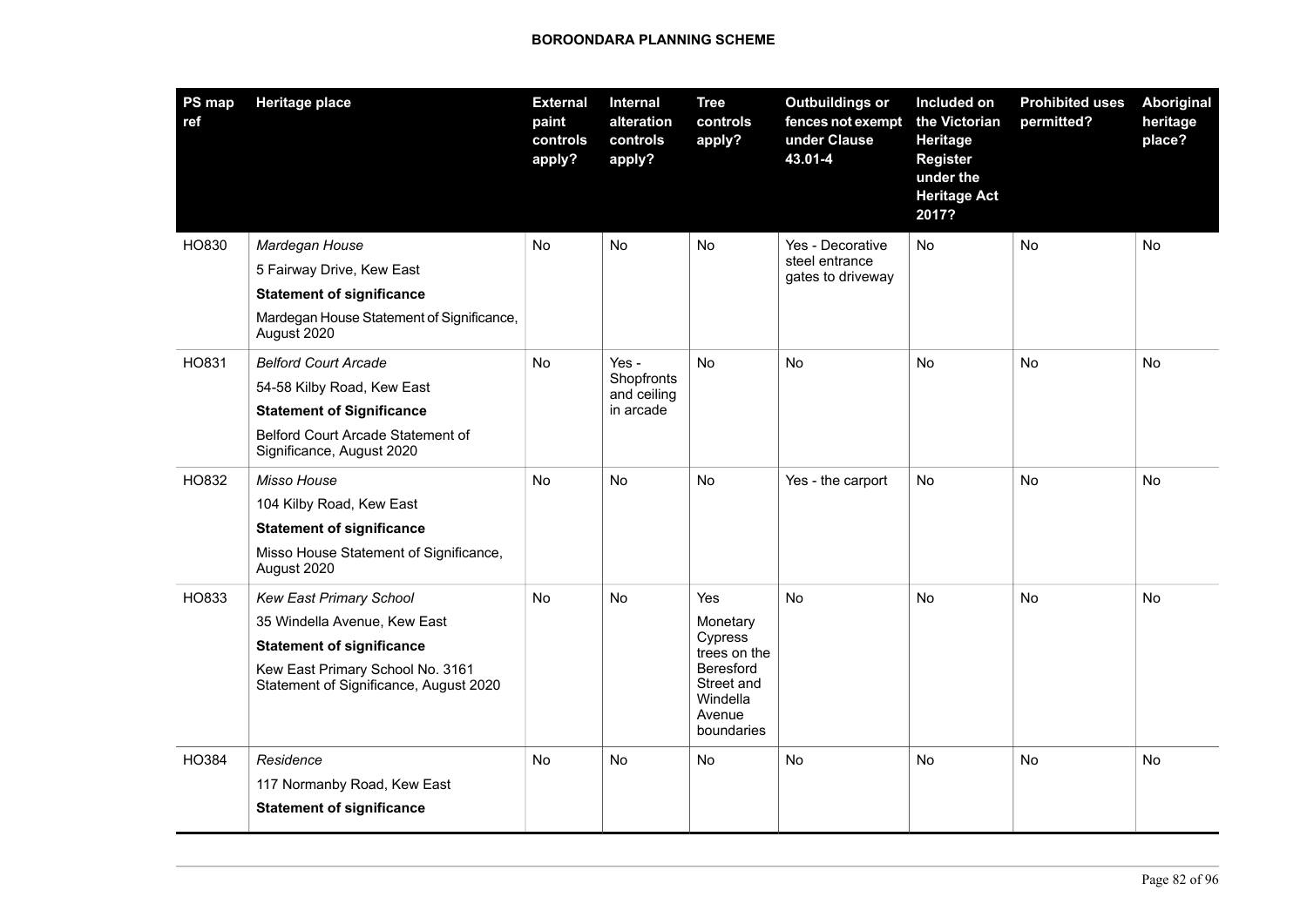**BOROONDARA PLANNING SCHEME**

| PS map ref | Heritage place | External paint controls apply? | Internal alteration controls apply? | Tree controls apply? | Outbuildings or fences not exempt under Clause 43.01-4 | Included on the Victorian Heritage Register under the Heritage Act 2017? | Prohibited uses permitted? | Aboriginal heritage place? |
|---|---|---|---|---|---|---|---|---|
| HO830 | *Mardegan House*<br>5 Fairway Drive, Kew East<br>**Statement of significance**<br>Mardegan House Statement of Significance, August 2020 | No | No | No | Yes - Decorative steel entrance gates to driveway | No | No | No |
| HO831 | *Belford Court Arcade*<br>54-58 Kilby Road, Kew East<br>**Statement of Significance**<br>Belford Court Arcade Statement of Significance, August 2020 | No | Yes - Shopfronts and ceiling in arcade | No | No | No | No | No |
| HO832 | *Misso House*<br>104 Kilby Road, Kew East<br>**Statement of significance**<br>Misso House Statement of Significance, August 2020 | No | No | No | Yes - the carport | No | No | No |
| HO833 | *Kew East Primary School*<br>35 Windella Avenue, Kew East<br>**Statement of significance**<br>Kew East Primary School No. 3161 Statement of Significance, August 2020 | No | No | Yes<br>Monetary Cypress trees on the Beresford Street and Windella Avenue boundaries | No | No | No | No |
| HO384 | *Residence*<br>117 Normanby Road, Kew East<br>**Statement of significance** | No | No | No | No | No | No | No |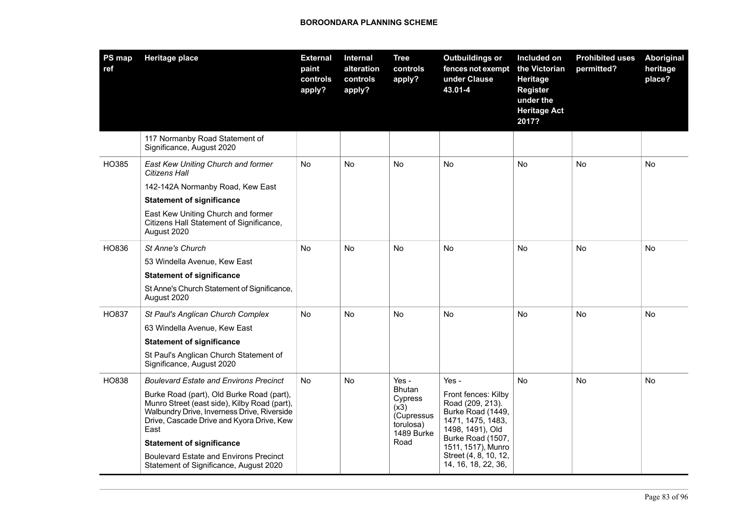| PS map ref | Heritage place | External paint controls apply? | Internal alteration controls apply? | Tree controls apply? | Outbuildings or fences not exempt under Clause 43.01-4 | Included on the Victorian Heritage Register under the Heritage Act 2017? | Prohibited uses permitted? | Aboriginal heritage place? |
|---|---|---|---|---|---|---|---|---|
| | 117 Normanby Road Statement of Significance, August 2020 | | | | | | | |
| HO385 | *East Kew Uniting Church and former Citizens Hall*<br><br>142-142A Normanby Road, Kew East<br><br>**Statement of significance**<br><br>East Kew Uniting Church and former Citizens Hall Statement of Significance, August 2020 | No | No | No | No | No | No | No |
| HO836 | *St Anne's Church*<br><br>53 Windella Avenue, Kew East<br><br>**Statement of significance**<br><br>St Anne's Church Statement of Significance, August 2020 | No | No | No | No | No | No | No |
| HO837 | *St Paul's Anglican Church Complex*<br><br>63 Windella Avenue, Kew East<br><br>**Statement of significance**<br><br>St Paul's Anglican Church Statement of Significance, August 2020 | No | No | No | No | No | No | No |
| HO838 | *Boulevard Estate and Environs Precinct*<br><br>Burke Road (part), Old Burke Road (part), Munro Street (east side), Kilby Road (part), Walbundry Drive, Inverness Drive, Riverside Drive, Cascade Drive and Kyora Drive, Kew East<br><br>**Statement of significance**<br><br>Boulevard Estate and Environs Precinct Statement of Significance, August 2020 | No | No | Yes - Bhutan Cypress (x3) (Cupressus torulosa) 1489 Burke Road | Yes -<br><br>Front fences: Kilby Road (209, 213). Burke Road (1449, 1471, 1475, 1483, 1498, 1491), Old Burke Road (1507, 1511, 1517), Munro Street (4, 8, 10, 12, 14, 16, 18, 22, 36, | No | No | No |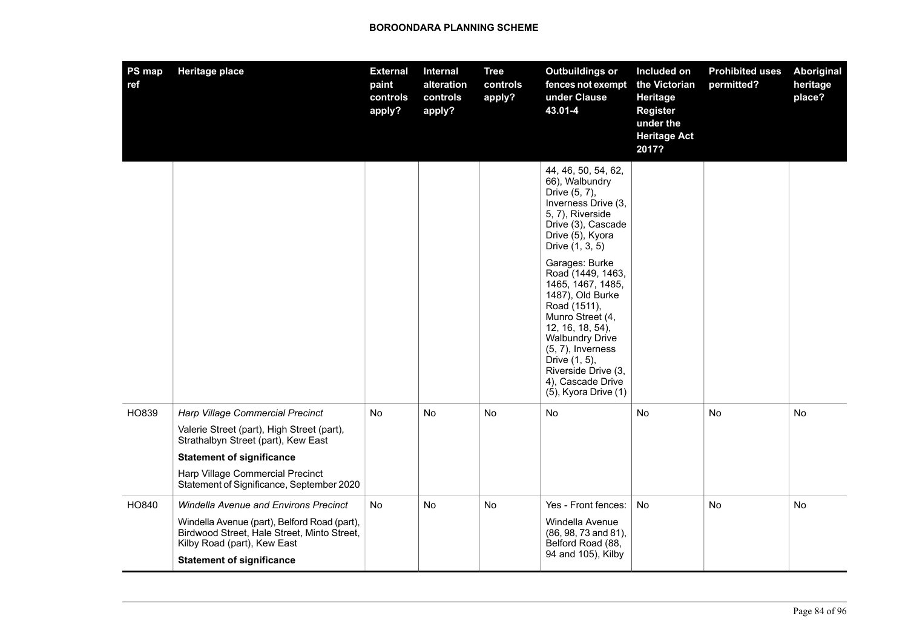| PS map ref | Heritage place | External paint controls apply? | Internal alteration controls apply? | Tree controls apply? | Outbuildings or fences not exempt under Clause 43.01-4 | Included on the Victorian Heritage Register under the Heritage Act 2017? | Prohibited uses permitted? | Aboriginal heritage place? |
|---|---|---|---|---|---|---|---|---|
| | | | | | 44, 46, 50, 54, 62, 66), Walbundry Drive (5, 7), Inverness Drive (3, 5, 7), Riverside Drive (3), Cascade Drive (5), Kyora Drive (1, 3, 5)<br><br>Garages: Burke Road (1449, 1463, 1465, 1467, 1485, 1487), Old Burke Road (1511), Munro Street (4, 12, 16, 18, 54), Walbundry Drive (5, 7), Inverness Drive (1, 5), Riverside Drive (3, 4), Cascade Drive (5), Kyora Drive (1) | | | |
| HO839 | *Harp Village Commercial Precinct*<br><br>Valerie Street (part), High Street (part), Strathalbyn Street (part), Kew East<br><br>**Statement of significance**<br><br>Harp Village Commercial Precinct Statement of Significance, September 2020 | No | No | No | No | No | No | No |
| HO840 | *Windella Avenue and Environs Precinct*<br><br>Windella Avenue (part), Belford Road (part), Birdwood Street, Hale Street, Minto Street, Kilby Road (part), Kew East<br><br>**Statement of significance** | No | No | No | Yes - Front fences:<br><br>Windella Avenue (86, 98, 73 and 81), Belford Road (88, 94 and 105), Kilby | No | No | No |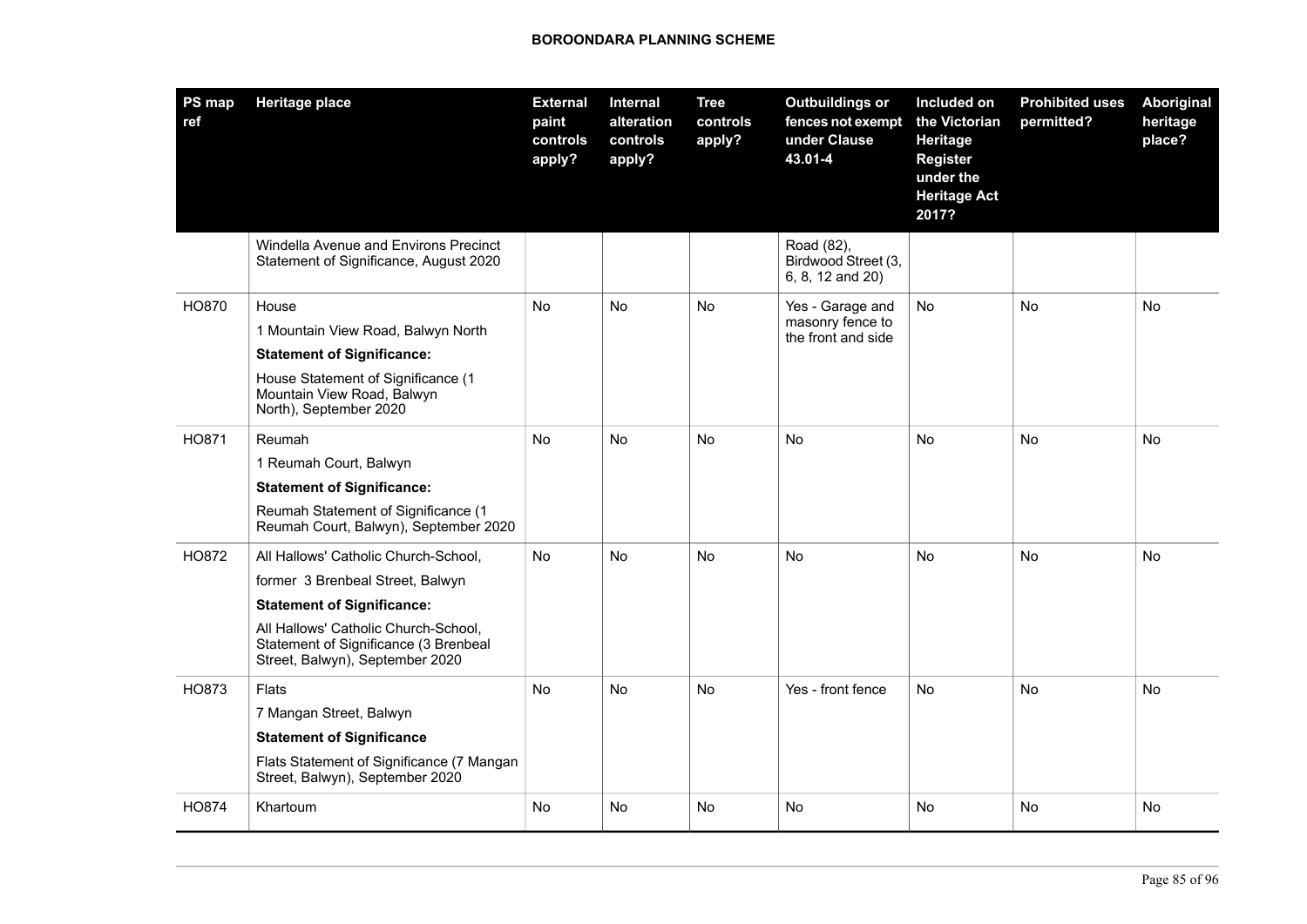| PS map ref | Heritage place | External paint controls apply? | Internal alteration controls apply? | Tree controls apply? | Outbuildings or fences not exempt under Clause 43.01-4 | Included on the Victorian Heritage Register under the Heritage Act 2017? | Prohibited uses permitted? | Aboriginal heritage place? |
|---|---|---|---|---|---|---|---|---|
| | Windella Avenue and Environs Precinct Statement of Significance, August 2020 | | | | Road (82), Birdwood Street (3, 6, 8, 12 and 20) | | | |
| HO870 | House<br>1 Mountain View Road, Balwyn North<br>**Statement of Significance:**<br>House Statement of Significance (1 Mountain View Road, Balwyn North), September 2020 | No | No | No | Yes - Garage and masonry fence to the front and side | No | No | No |
| HO871 | Reumah<br>1 Reumah Court, Balwyn<br>**Statement of Significance:**<br>Reumah Statement of Significance (1 Reumah Court, Balwyn), September 2020 | No | No | No | No | No | No | No |
| HO872 | All Hallows' Catholic Church-School,<br>former 3 Brenbeal Street, Balwyn<br>**Statement of Significance:**<br>All Hallows' Catholic Church-School, Statement of Significance (3 Brenbeal Street, Balwyn), September 2020 | No | No | No | No | No | No | No |
| HO873 | Flats<br>7 Mangan Street, Balwyn<br>**Statement of Significance**<br>Flats Statement of Significance (7 Mangan Street, Balwyn), September 2020 | No | No | No | Yes - front fence | No | No | No |
| HO874 | Khartoum | No | No | No | No | No | No | No |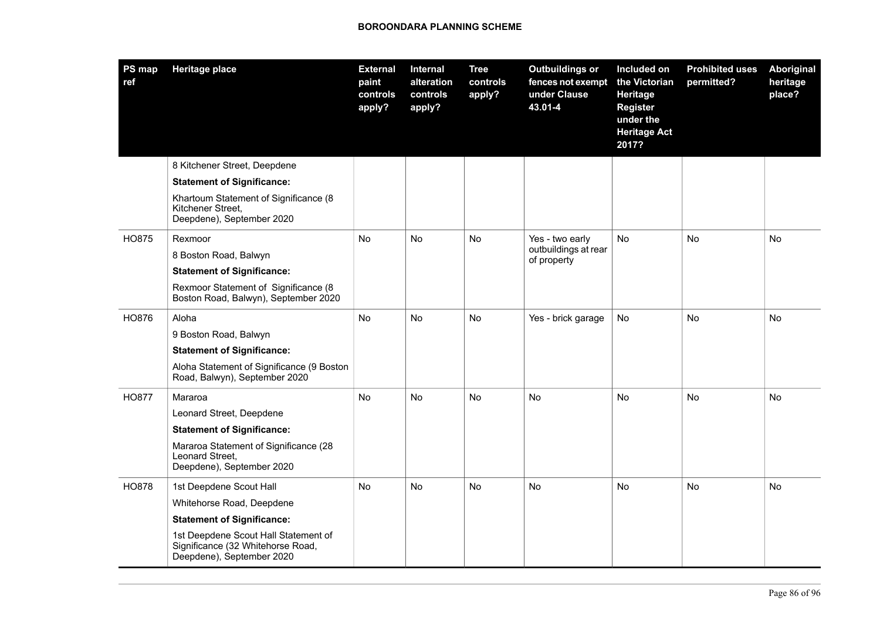| PS map ref | Heritage place | External paint controls apply? | Internal alteration controls apply? | Tree controls apply? | Outbuildings or fences not exempt under Clause 43.01-4 | Included on the Victorian Heritage Register under the Heritage Act 2017? | Prohibited uses permitted? | Aboriginal heritage place? |
|---|---|---|---|---|---|---|---|---|
| | 8 Kitchener Street, Deepdene<br>**Statement of Significance:**<br>Khartoum Statement of Significance (8 Kitchener Street, Deepdene), September 2020 | | | | | | | |
| HO875 | Rexmoor<br>8 Boston Road, Balwyn<br>**Statement of Significance:**<br>Rexmoor Statement of Significance (8 Boston Road, Balwyn), September 2020 | No | No | No | Yes - two early outbuildings at rear of property | No | No | No |
| HO876 | Aloha<br>9 Boston Road, Balwyn<br>**Statement of Significance:**<br>Aloha Statement of Significance (9 Boston Road, Balwyn), September 2020 | No | No | No | Yes - brick garage | No | No | No |
| HO877 | Mararoa<br>Leonard Street, Deepdene<br>**Statement of Significance:**<br>Mararoa Statement of Significance (28 Leonard Street, Deepdene), September 2020 | No | No | No | No | No | No | No |
| HO878 | 1st Deepdene Scout Hall<br>Whitehorse Road, Deepdene<br>**Statement of Significance:**<br>1st Deepdene Scout Hall Statement of Significance (32 Whitehorse Road, Deepdene), September 2020 | No | No | No | No | No | No | No |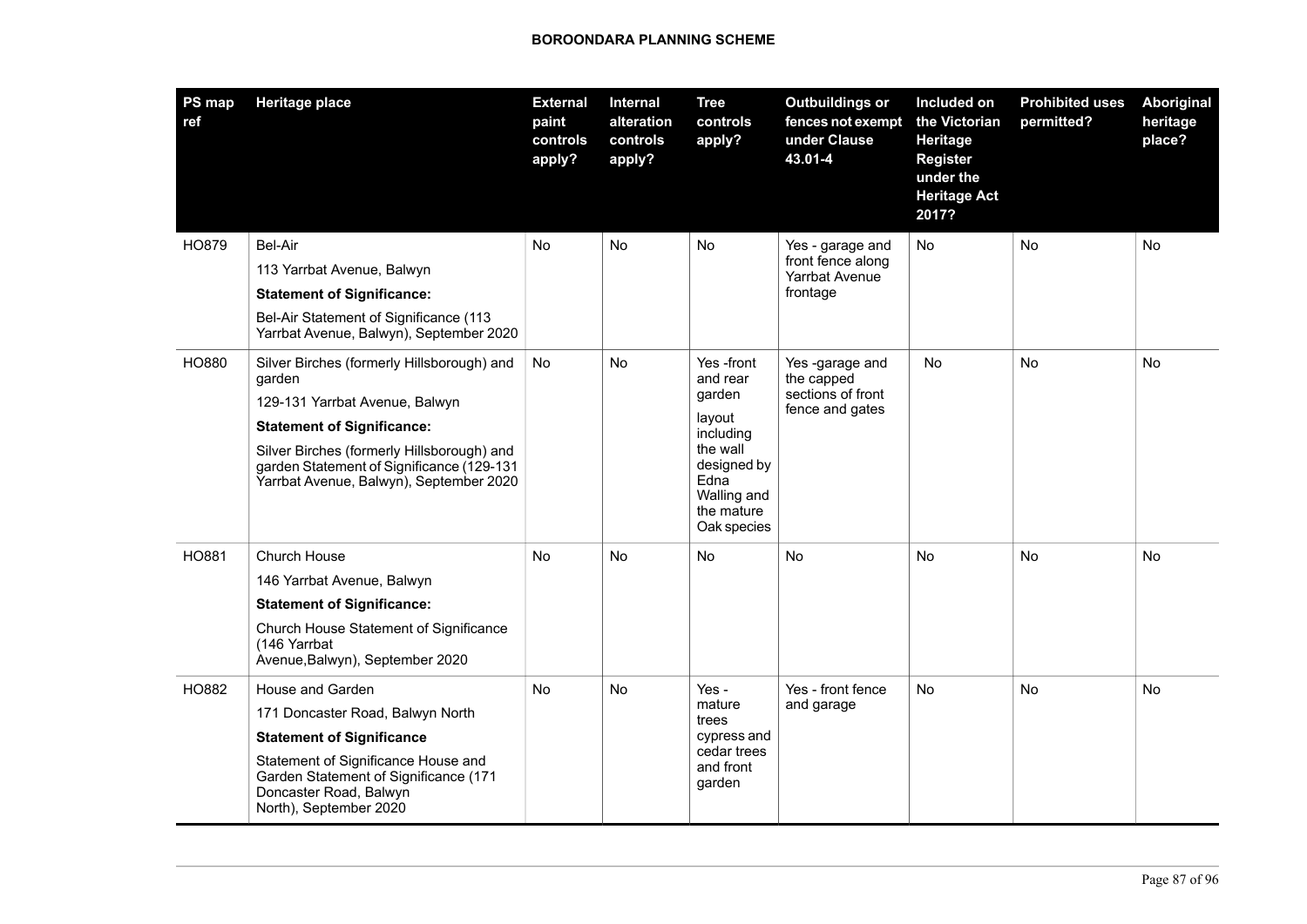| PS map ref | Heritage place | External paint controls apply? | Internal alteration controls apply? | Tree controls apply? | Outbuildings or fences not exempt under Clause 43.01-4 | Included on the Victorian Heritage Register under the Heritage Act 2017? | Prohibited uses permitted? | Aboriginal heritage place? |
|---|---|---|---|---|---|---|---|---|
| HO879 | Bel-Air<br>113 Yarrbat Avenue, Balwyn<br>**Statement of Significance:**<br>Bel-Air Statement of Significance (113 Yarrbat Avenue, Balwyn), September 2020 | No | No | No | Yes - garage and front fence along Yarrbat Avenue frontage | No | No | No |
| HO880 | Silver Birches (formerly Hillsborough) and garden<br>129-131 Yarrbat Avenue, Balwyn<br>**Statement of Significance:**<br>Silver Birches (formerly Hillsborough) and garden Statement of Significance (129-131 Yarrbat Avenue, Balwyn), September 2020 | No | No | Yes -front and rear garden layout including the wall designed by Edna Walling and the mature Oak species | Yes -garage and the capped sections of front fence and gates | No | No | No |
| HO881 | Church House<br>146 Yarrbat Avenue, Balwyn<br>**Statement of Significance:**<br>Church House Statement of Significance (146 Yarrbat Avenue,Balwyn), September 2020 | No | No | No | No | No | No | No |
| HO882 | House and Garden<br>171 Doncaster Road, Balwyn North<br>**Statement of Significance**<br>Statement of Significance House and Garden Statement of Significance (171 Doncaster Road, Balwyn North), September 2020 | No | No | Yes - mature trees cypress and cedar trees and front garden | Yes - front fence and garage | No | No | No |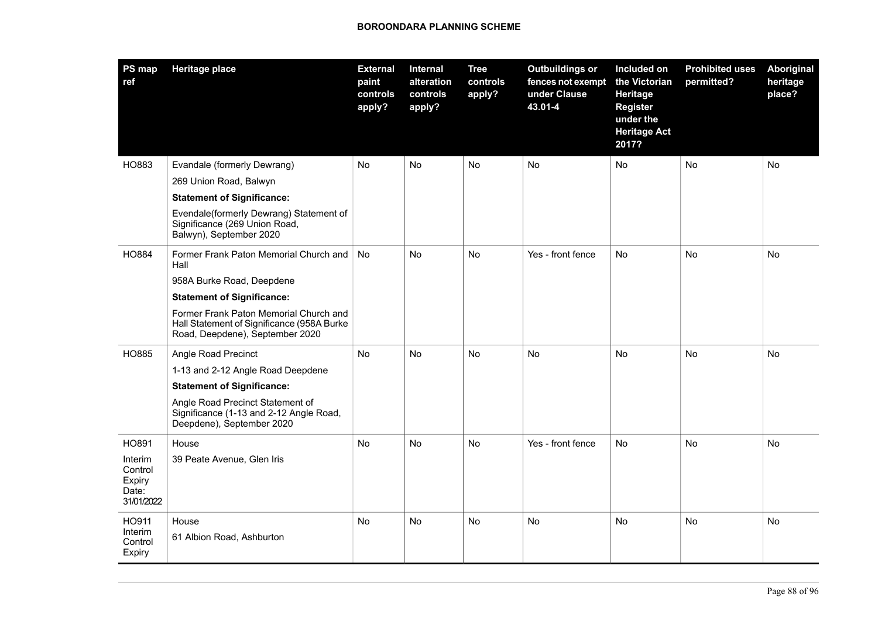| PS map ref | Heritage place | External paint controls apply? | Internal alteration controls apply? | Tree controls apply? | Outbuildings or fences not exempt under Clause 43.01-4 | Included on the Victorian Heritage Register under the Heritage Act 2017? | Prohibited uses permitted? | Aboriginal heritage place? |
|---|---|---|---|---|---|---|---|---|
| HO883 | Evandale (formerly Dewrang)<br>269 Union Road, Balwyn<br>**Statement of Significance:**<br>Evendale(formerly Dewrang) Statement of Significance (269 Union Road, Balwyn), September 2020 | No | No | No | No | No | No | No |
| HO884 | Former Frank Paton Memorial Church and Hall<br>958A Burke Road, Deepdene<br>**Statement of Significance:**<br>Former Frank Paton Memorial Church and Hall Statement of Significance (958A Burke Road, Deepdene), September 2020 | No | No | No | Yes - front fence | No | No | No |
| HO885 | Angle Road Precinct<br>1-13 and 2-12 Angle Road Deepdene<br>**Statement of Significance:**<br>Angle Road Precinct Statement of Significance (1-13 and 2-12 Angle Road, Deepdene), September 2020 | No | No | No | No | No | No | No |
| HO891<br>Interim Control Expiry Date: 31/01/2022 | House<br>39 Peate Avenue, Glen Iris | No | No | No | Yes - front fence | No | No | No |
| HO911<br>Interim Control Expiry | House<br>61 Albion Road, Ashburton | No | No | No | No | No | No | No |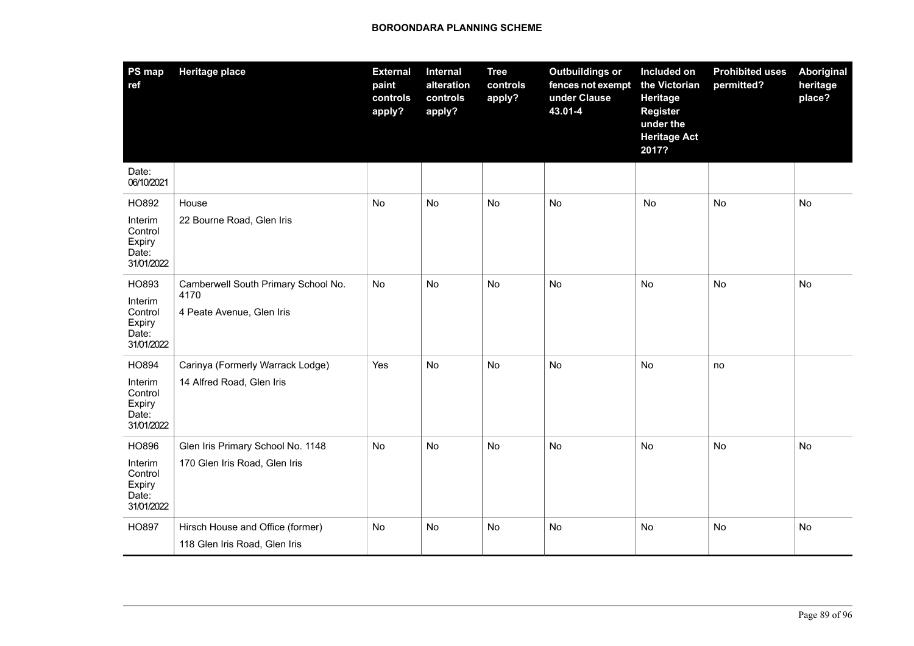| PS map ref | Heritage place | External paint controls apply? | Internal alteration controls apply? | Tree controls apply? | Outbuildings or fences not exempt under Clause 43.01-4 | Included on the Victorian Heritage Register under the Heritage Act 2017? | Prohibited uses permitted? | Aboriginal heritage place? |
|---|---|---|---|---|---|---|---|---|
| Date: 06/10/2021 | | | | | | | | |
| HO892<br>Interim Control Expiry Date: 31/01/2022 | House<br>22 Bourne Road, Glen Iris | No | No | No | No | No | No | No |
| HO893<br>Interim Control Expiry Date: 31/01/2022 | Camberwell South Primary School No. 4170<br>4 Peate Avenue, Glen Iris | No | No | No | No | No | No | No |
| HO894<br>Interim Control Expiry Date: 31/01/2022 | Carinya (Formerly Warrack Lodge)<br>14 Alfred Road, Glen Iris | Yes | No | No | No | No | no | |
| HO896<br>Interim Control Expiry Date: 31/01/2022 | Glen Iris Primary School No. 1148<br>170 Glen Iris Road, Glen Iris | No | No | No | No | No | No | No |
| HO897 | Hirsch House and Office (former)<br>118 Glen Iris Road, Glen Iris | No | No | No | No | No | No | No |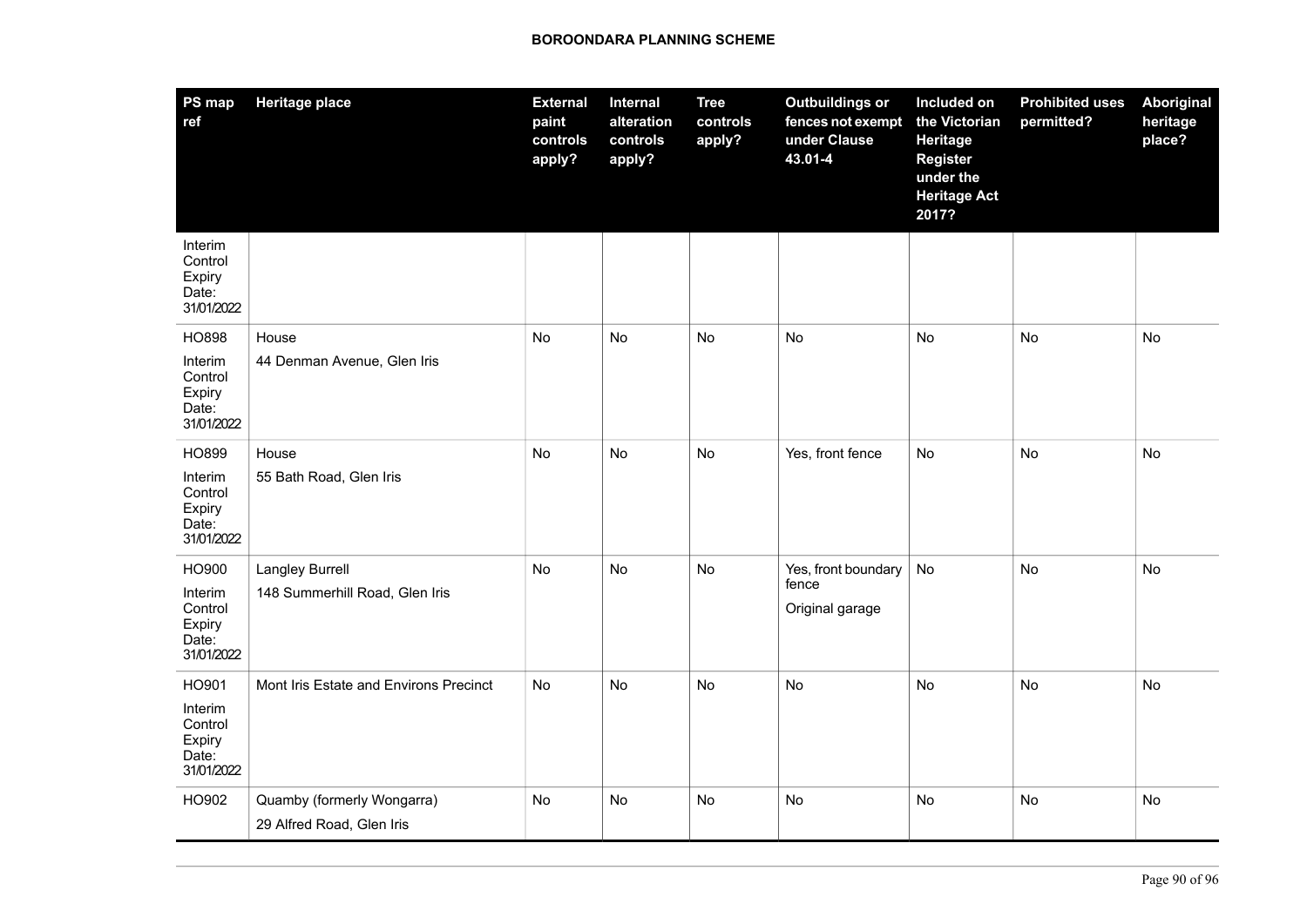| PS map ref | Heritage place | External paint controls apply? | Internal alteration controls apply? | Tree controls apply? | Outbuildings or fences not exempt under Clause 43.01-4 | Included on the Victorian Heritage Register under the Heritage Act 2017? | Prohibited uses permitted? | Aboriginal heritage place? |
|---|---|---|---|---|---|---|---|---|
| Interim Control Expiry Date: 31/01/2022 | | | | | | | | |
| HO898 Interim Control Expiry Date: 31/01/2022 | House 44 Denman Avenue, Glen Iris | No | No | No | No | No | No | No |
| HO899 Interim Control Expiry Date: 31/01/2022 | House 55 Bath Road, Glen Iris | No | No | No | Yes, front fence | No | No | No |
| HO900 Interim Control Expiry Date: 31/01/2022 | Langley Burrell 148 Summerhill Road, Glen Iris | No | No | No | Yes, front boundary fence Original garage | No | No | No |
| HO901 Interim Control Expiry Date: 31/01/2022 | Mont Iris Estate and Environs Precinct | No | No | No | No | No | No | No |
| HO902 | Quamby (formerly Wongarra) 29 Alfred Road, Glen Iris | No | No | No | No | No | No | No |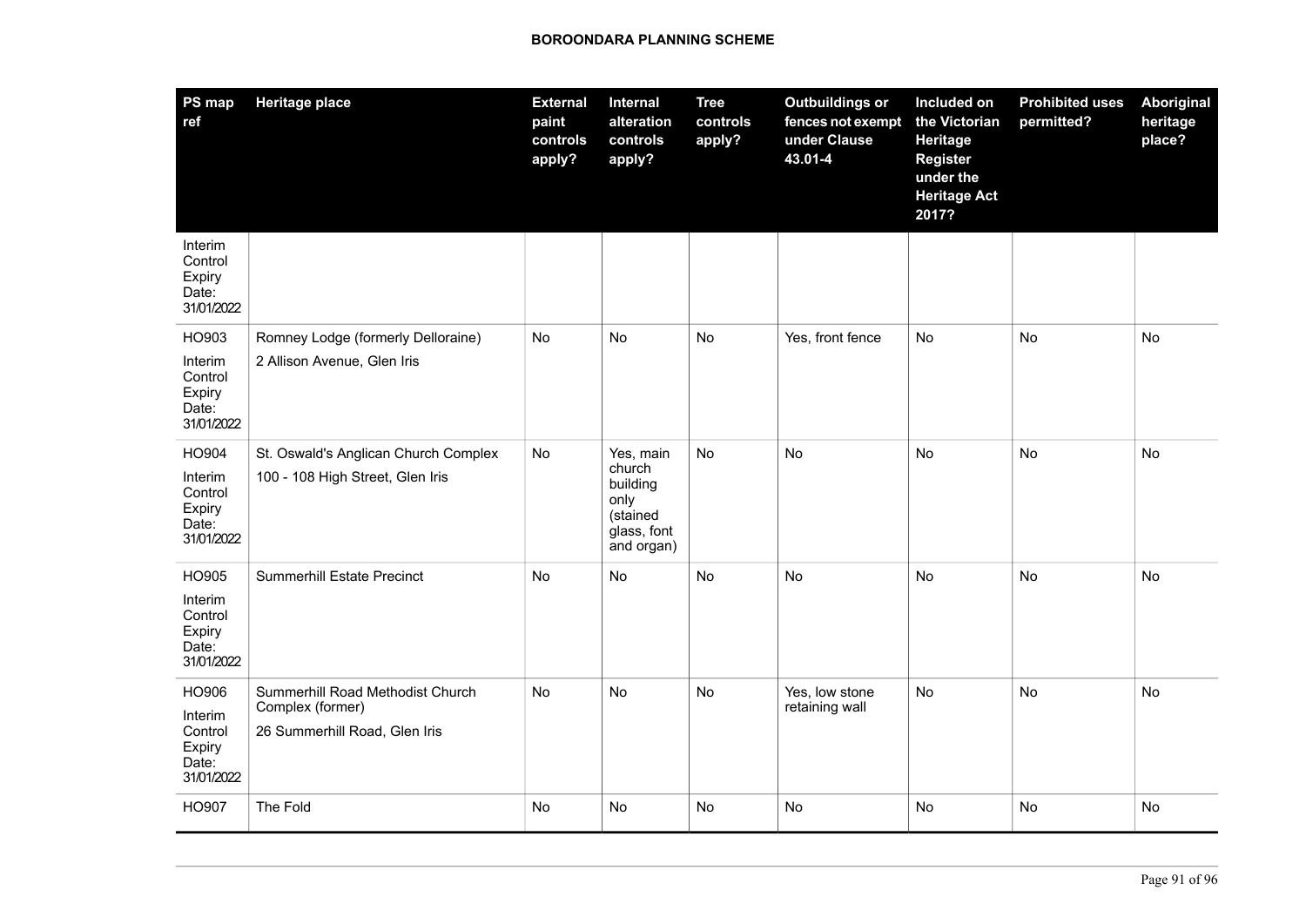| PS map ref | Heritage place | External paint controls apply? | Internal alteration controls apply? | Tree controls apply? | Outbuildings or fences not exempt under Clause 43.01-4 | Included on the Victorian Heritage Register under the Heritage Act 2017? | Prohibited uses permitted? | Aboriginal heritage place? |
|---|---|---|---|---|---|---|---|---|
| Interim Control Expiry Date: 31/01/2022 | | | | | | | | |
| HO903<br>Interim Control Expiry Date: 31/01/2022 | Romney Lodge (formerly Delloraine)<br>2 Allison Avenue, Glen Iris | No | No | No | Yes, front fence | No | No | No |
| HO904<br>Interim Control Expiry Date: 31/01/2022 | St. Oswald's Anglican Church Complex<br>100 - 108 High Street, Glen Iris | No | Yes, main church building only (stained glass, font and organ) | No | No | No | No | No |
| HO905<br>Interim Control Expiry Date: 31/01/2022 | Summerhill Estate Precinct | No | No | No | No | No | No | No |
| HO906<br>Interim Control Expiry Date: 31/01/2022 | Summerhill Road Methodist Church Complex (former)<br>26 Summerhill Road, Glen Iris | No | No | No | Yes, low stone retaining wall | No | No | No |
| HO907 | The Fold | No | No | No | No | No | No | No |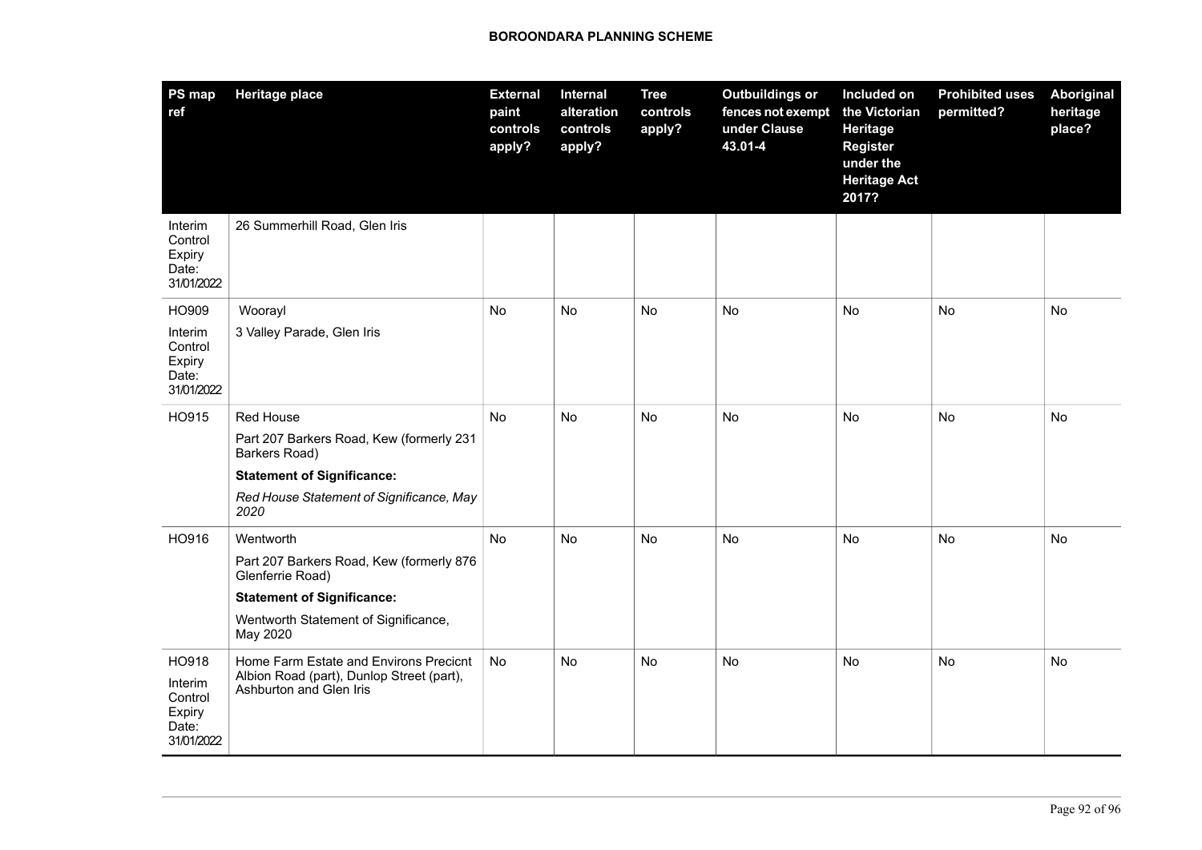| PS map ref | Heritage place | External paint controls apply? | Internal alteration controls apply? | Tree controls apply? | Outbuildings or fences not exempt under Clause 43.01-4 | Included on the Victorian Heritage Register under the Heritage Act 2017? | Prohibited uses permitted? | Aboriginal heritage place? |
|---|---|---|---|---|---|---|---|---|
| Interim Control Expiry Date: 31/01/2022 | 26 Summerhill Road, Glen Iris | | | | | | | |
| HO909<br>Interim Control Expiry Date: 31/01/2022 | Woorayl<br>3 Valley Parade, Glen Iris | No | No | No | No | No | No | No |
| HO915 | Red House<br>Part 207 Barkers Road, Kew (formerly 231 Barkers Road)<br>**Statement of Significance:**<br>*Red House Statement of Significance, May 2020* | No | No | No | No | No | No | No |
| HO916 | Wentworth<br>Part 207 Barkers Road, Kew (formerly 876 Glenferrie Road)<br>**Statement of Significance:**<br>Wentworth Statement of Significance, May 2020 | No | No | No | No | No | No | No |
| HO918<br>Interim Control Expiry Date: 31/01/2022 | Home Farm Estate and Environs Precicnt Albion Road (part), Dunlop Street (part), Ashburton and Glen Iris | No | No | No | No | No | No | No |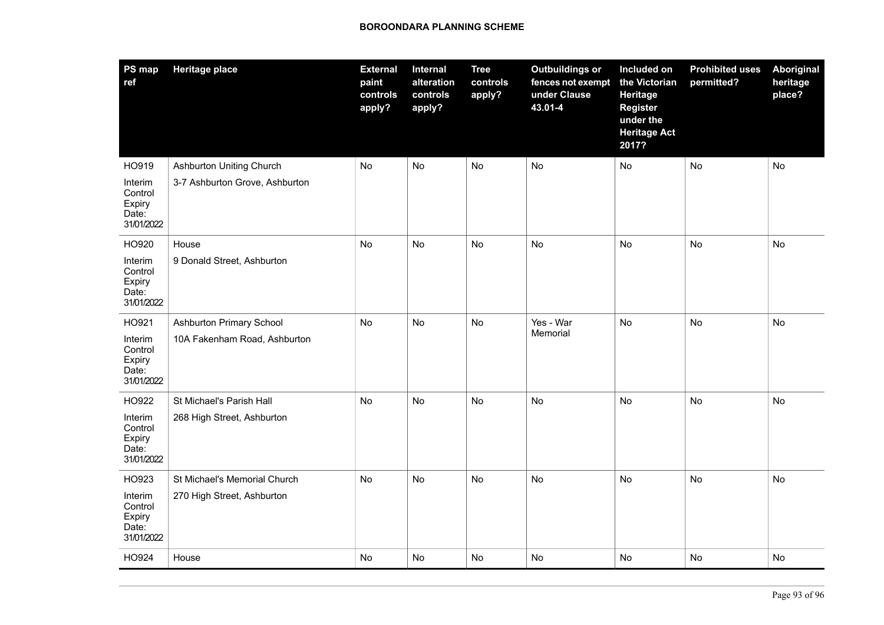| PS map ref | Heritage place | External paint controls apply? | Internal alteration controls apply? | Tree controls apply? | Outbuildings or fences not exempt under Clause 43.01-4 | Included on the Victorian Heritage Register under the Heritage Act 2017? | Prohibited uses permitted? | Aboriginal heritage place? |
|---|---|---|---|---|---|---|---|---|
| HO919<br>Interim Control Expiry Date: 31/01/2022 | Ashburton Uniting Church<br>3-7 Ashburton Grove, Ashburton | No | No | No | No | No | No | No |
| HO920<br>Interim Control Expiry Date: 31/01/2022 | House<br>9 Donald Street, Ashburton | No | No | No | No | No | No | No |
| HO921<br>Interim Control Expiry Date: 31/01/2022 | Ashburton Primary School<br>10A Fakenham Road, Ashburton | No | No | No | Yes - War Memorial | No | No | No |
| HO922<br>Interim Control Expiry Date: 31/01/2022 | St Michael's Parish Hall<br>268 High Street, Ashburton | No | No | No | No | No | No | No |
| HO923<br>Interim Control Expiry Date: 31/01/2022 | St Michael's Memorial Church<br>270 High Street, Ashburton | No | No | No | No | No | No | No |
| HO924 | House | No | No | No | No | No | No | No |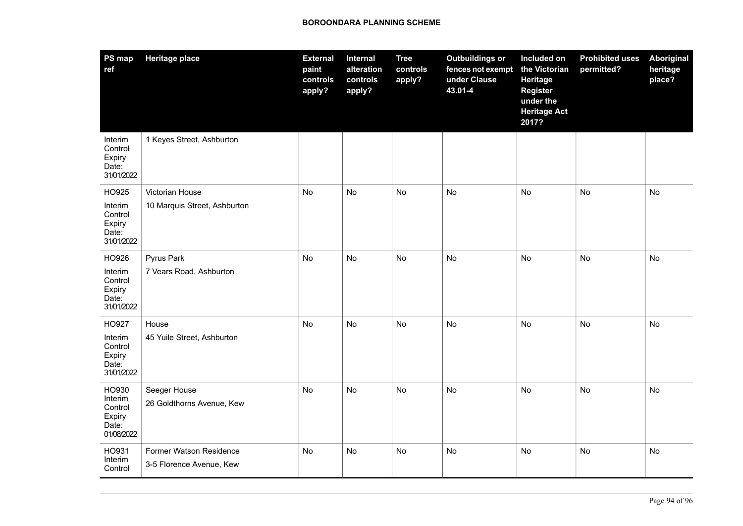| PS map ref | Heritage place | External paint controls apply? | Internal alteration controls apply? | Tree controls apply? | Outbuildings or fences not exempt under Clause 43.01-4 | Included on the Victorian Heritage Register under the Heritage Act 2017? | Prohibited uses permitted? | Aboriginal heritage place? |
|---|---|---|---|---|---|---|---|---|
| Interim Control Expiry Date: 31/01/2022 | 1 Keyes Street, Ashburton | | | | | | | |
| HO925<br>Interim Control Expiry Date: 31/01/2022 | Victorian House<br>10 Marquis Street, Ashburton | No | No | No | No | No | No | No |
| HO926<br>Interim Control Expiry Date: 31/01/2022 | Pyrus Park<br>7 Vears Road, Ashburton | No | No | No | No | No | No | No |
| HO927<br>Interim Control Expiry Date: 31/01/2022 | House<br>45 Yuile Street, Ashburton | No | No | No | No | No | No | No |
| HO930 Interim Control Expiry Date: 01/08/2022 | Seeger House<br>26 Goldthorns Avenue, Kew | No | No | No | No | No | No | No |
| HO931 Interim Control | Former Watson Residence<br>3-5 Florence Avenue, Kew | No | No | No | No | No | No | No |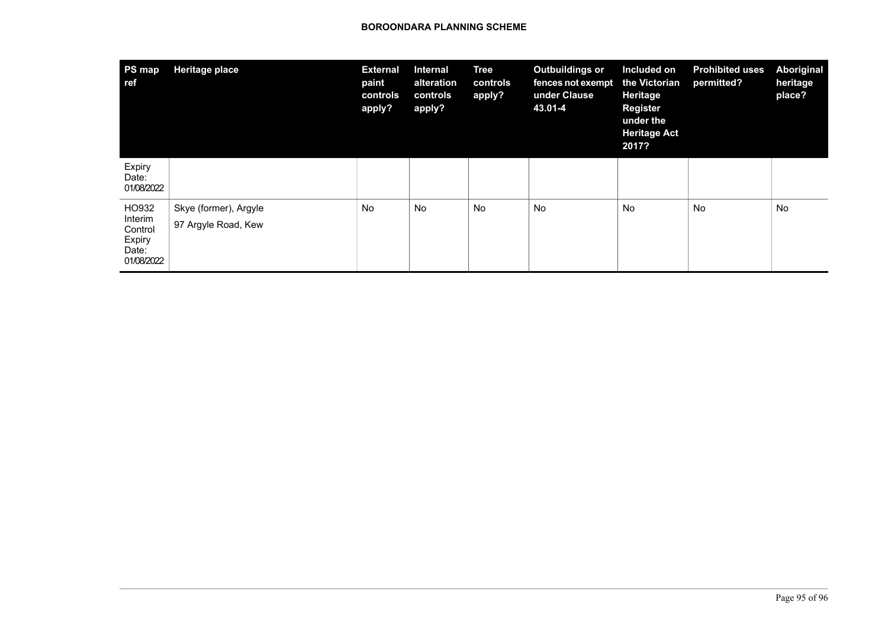| PS map ref | Heritage place | External paint controls apply? | Internal alteration controls apply? | Tree controls apply? | Outbuildings or fences not exempt under Clause 43.01-4 | Included on the Victorian Heritage Register under the Heritage Act 2017? | Prohibited uses permitted? | Aboriginal heritage place? |
|---|---|---|---|---|---|---|---|---|
| Expiry Date: 01/08/2022 | | | | | | | | |
| HO932 Interim Control Expiry Date: 01/08/2022 | Skye (former), Argyle<br>97 Argyle Road, Kew | No | No | No | No | No | No | No |